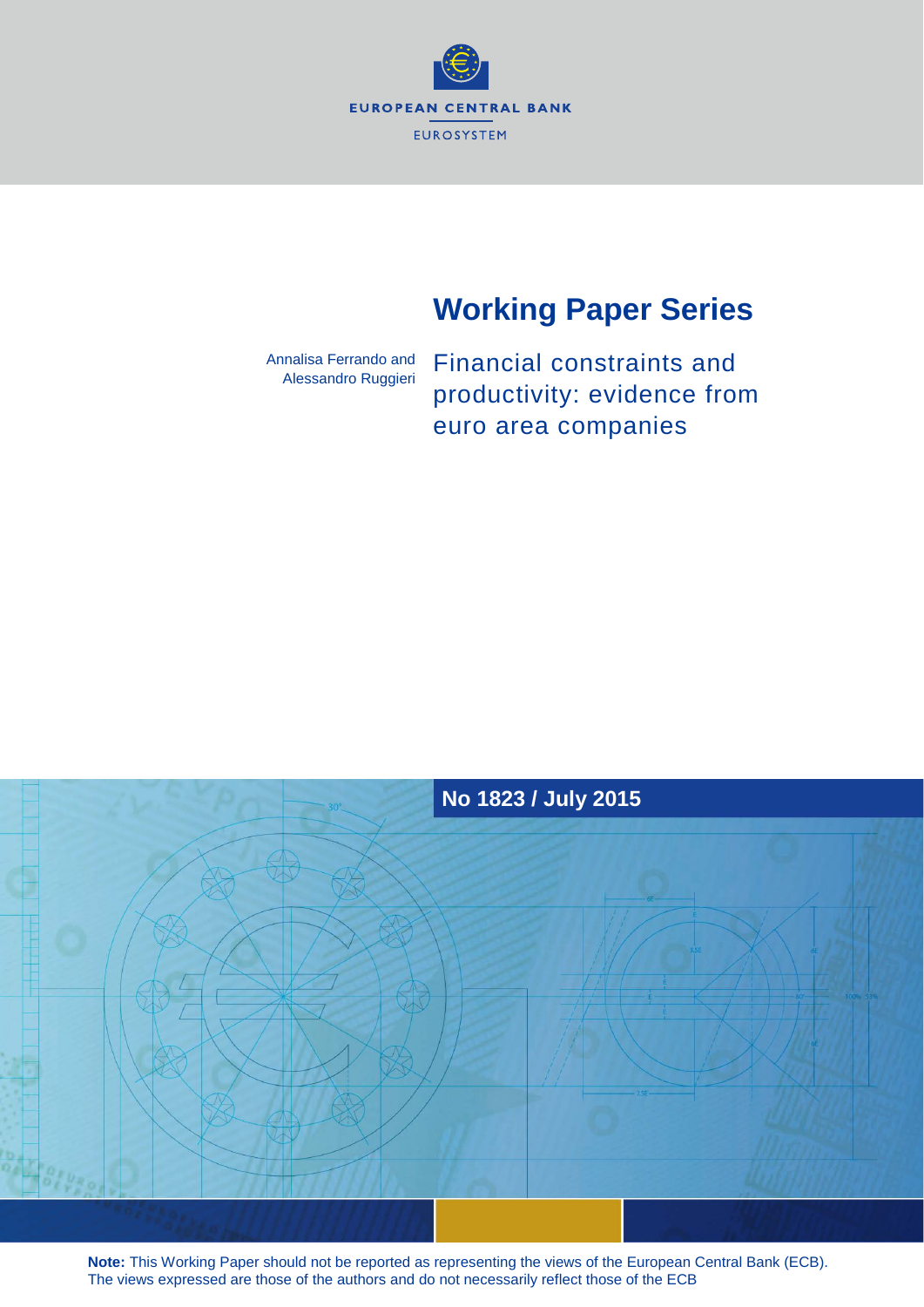EUROPEAN CENTRAL BANK

EUROSYSTEM

# Working Paper Series

Annalisa Ferrando and Alessandro Ruggieri

## Financial constraints and productivity: evidence from euro area companies

**No 1823 / July 2015**

**Note:** This Working Paper should not be reported as representing the views of the European Central Bank (ECB). The views expressed are those of the authors and do not necessarily reflect those of the ECB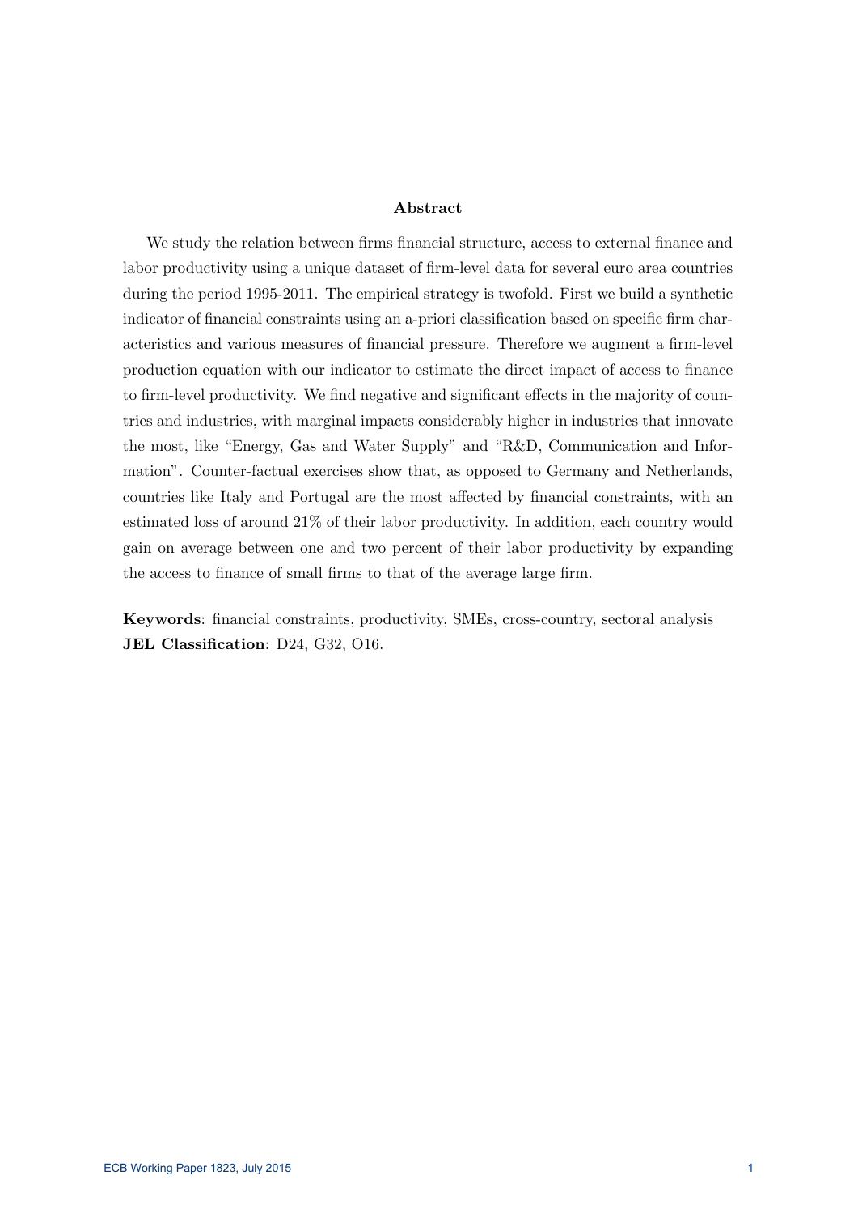## Abstract

We study the relation between firms financial structure, access to external finance and labor productivity using a unique dataset of firm-level data for several euro area countries during the period 1995-2011. The empirical strategy is twofold. First we build a synthetic indicator of financial constraints using an a-priori classification based on specific firm characteristics and various measures of financial pressure. Therefore we augment a firm-level production equation with our indicator to estimate the direct impact of access to finance to firm-level productivity. We find negative and significant effects in the majority of countries and industries, with marginal impacts considerably higher in industries that innovate the most, like "Energy, Gas and Water Supply" and "R&D, Communication and Information". Counter-factual exercises show that, as opposed to Germany and Netherlands, countries like Italy and Portugal are the most affected by financial constraints, with an estimated loss of around 21% of their labor productivity. In addition, each country would gain on average between one and two percent of their labor productivity by expanding the access to finance of small firms to that of the average large firm.

**Keywords**: financial constraints, productivity, SMEs, cross-country, sectoral analysis
**JEL Classification**: D24, G32, O16.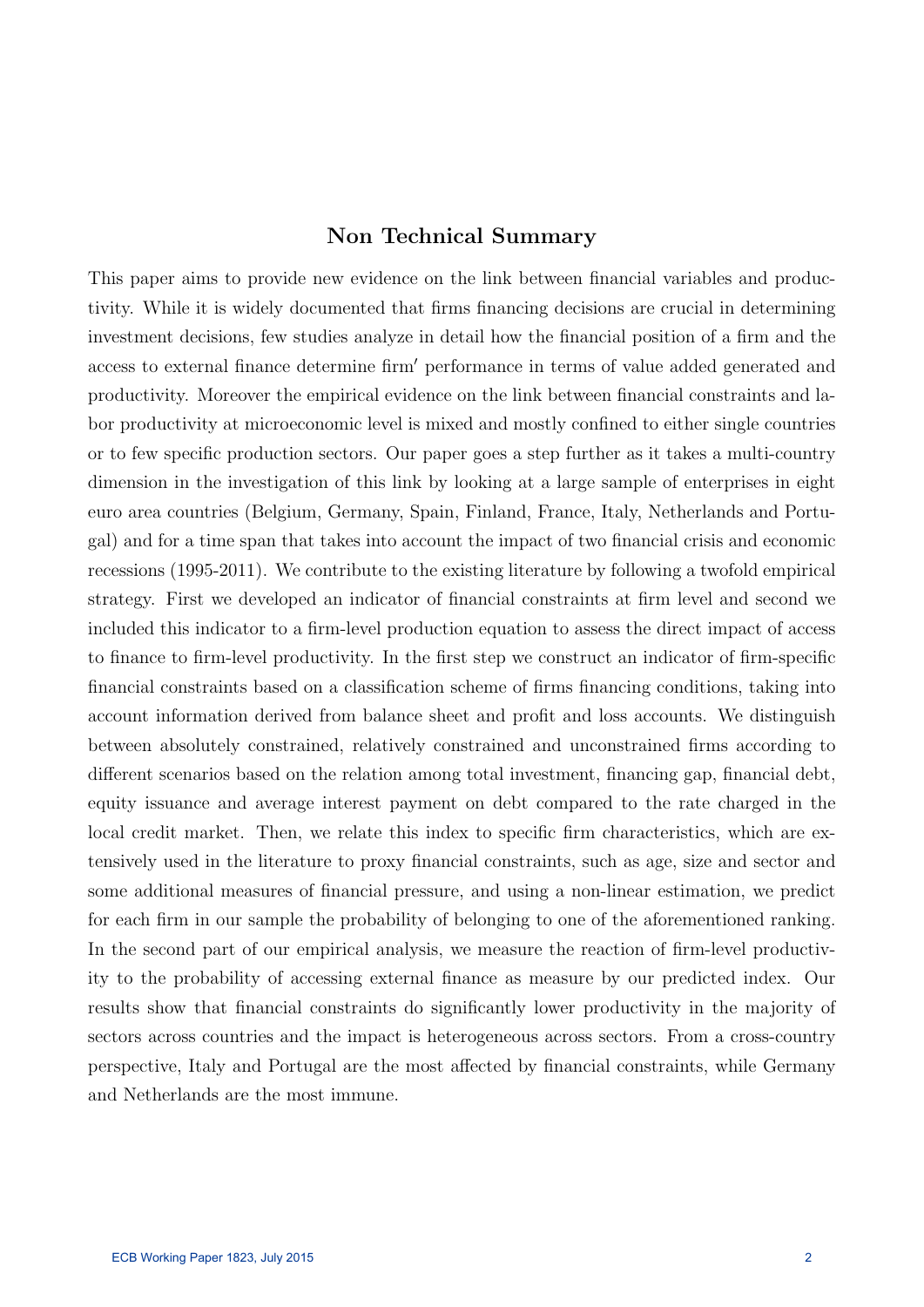## Non Technical Summary

This paper aims to provide new evidence on the link between financial variables and productivity. While it is widely documented that firms financing decisions are crucial in determining investment decisions, few studies analyze in detail how the financial position of a firm and the access to external finance determine firm′ performance in terms of value added generated and productivity. Moreover the empirical evidence on the link between financial constraints and labor productivity at microeconomic level is mixed and mostly confined to either single countries or to few specific production sectors. Our paper goes a step further as it takes a multi-country dimension in the investigation of this link by looking at a large sample of enterprises in eight euro area countries (Belgium, Germany, Spain, Finland, France, Italy, Netherlands and Portugal) and for a time span that takes into account the impact of two financial crisis and economic recessions (1995-2011). We contribute to the existing literature by following a twofold empirical strategy. First we developed an indicator of financial constraints at firm level and second we included this indicator to a firm-level production equation to assess the direct impact of access to finance to firm-level productivity. In the first step we construct an indicator of firm-specific financial constraints based on a classification scheme of firms financing conditions, taking into account information derived from balance sheet and profit and loss accounts. We distinguish between absolutely constrained, relatively constrained and unconstrained firms according to different scenarios based on the relation among total investment, financing gap, financial debt, equity issuance and average interest payment on debt compared to the rate charged in the local credit market. Then, we relate this index to specific firm characteristics, which are extensively used in the literature to proxy financial constraints, such as age, size and sector and some additional measures of financial pressure, and using a non-linear estimation, we predict for each firm in our sample the probability of belonging to one of the aforementioned ranking. In the second part of our empirical analysis, we measure the reaction of firm-level productivity to the probability of accessing external finance as measure by our predicted index. Our results show that financial constraints do significantly lower productivity in the majority of sectors across countries and the impact is heterogeneous across sectors. From a cross-country perspective, Italy and Portugal are the most affected by financial constraints, while Germany and Netherlands are the most immune.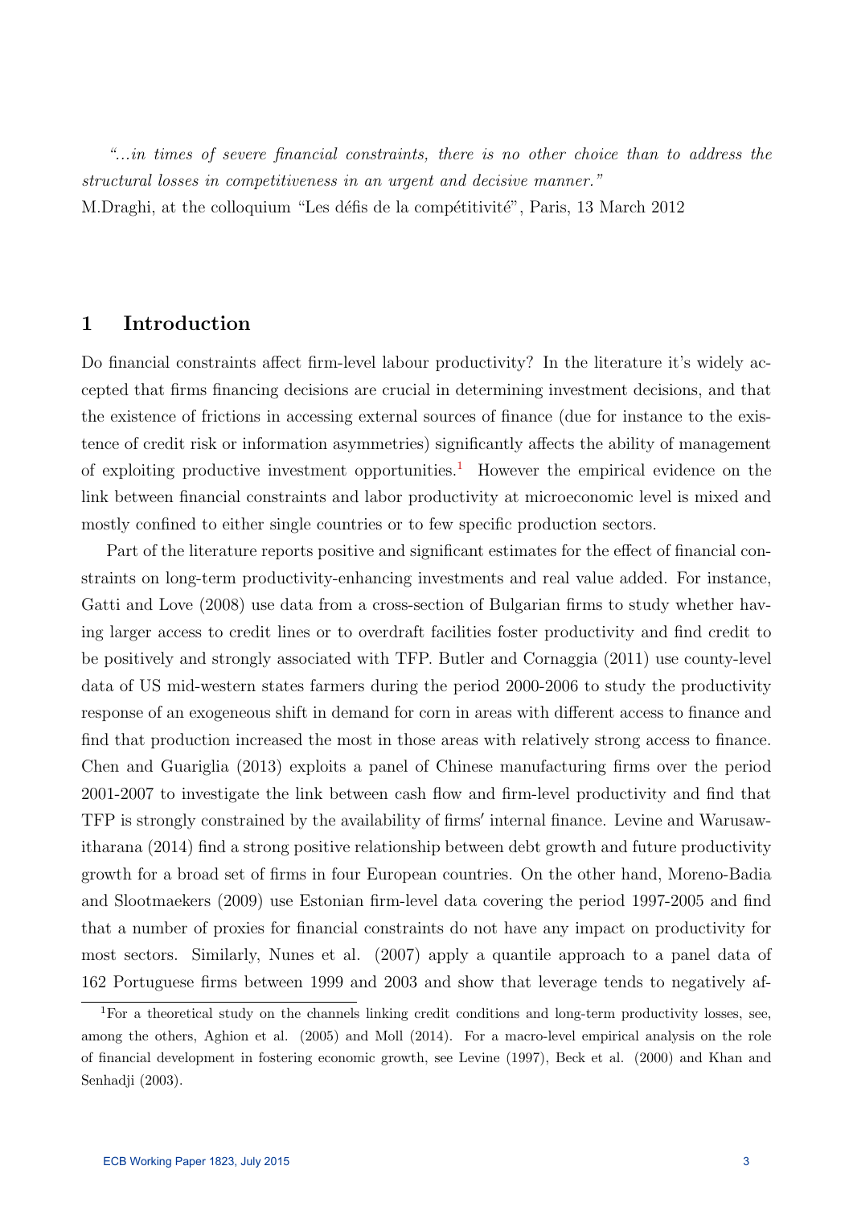*"...in times of severe financial constraints, there is no other choice than to address the structural losses in competitiveness in an urgent and decisive manner."*
M.Draghi, at the colloquium "Les défis de la compétitivité", Paris, 13 March 2012

# 1 Introduction

Do financial constraints affect firm-level labour productivity? In the literature it's widely accepted that firms financing decisions are crucial in determining investment decisions, and that the existence of frictions in accessing external sources of finance (due for instance to the existence of credit risk or information asymmetries) significantly affects the ability of management of exploiting productive investment opportunities.[1] However the empirical evidence on the link between financial constraints and labor productivity at microeconomic level is mixed and mostly confined to either single countries or to few specific production sectors.

Part of the literature reports positive and significant estimates for the effect of financial constraints on long-term productivity-enhancing investments and real value added. For instance, Gatti and Love (2008) use data from a cross-section of Bulgarian firms to study whether having larger access to credit lines or to overdraft facilities foster productivity and find credit to be positively and strongly associated with TFP. Butler and Cornaggia (2011) use county-level data of US mid-western states farmers during the period 2000-2006 to study the productivity response of an exogeneous shift in demand for corn in areas with different access to finance and find that production increased the most in those areas with relatively strong access to finance. Chen and Guariglia (2013) exploits a panel of Chinese manufacturing firms over the period 2001-2007 to investigate the link between cash flow and firm-level productivity and find that TFP is strongly constrained by the availability of firms′ internal finance. Levine and Warusawitharana (2014) find a strong positive relationship between debt growth and future productivity growth for a broad set of firms in four European countries. On the other hand, Moreno-Badia and Slootmaekers (2009) use Estonian firm-level data covering the period 1997-2005 and find that a number of proxies for financial constraints do not have any impact on productivity for most sectors. Similarly, Nunes et al. (2007) apply a quantile approach to a panel data of 162 Portuguese firms between 1999 and 2003 and show that leverage tends to negatively af-

[1] For a theoretical study on the channels linking credit conditions and long-term productivity losses, see, among the others, Aghion et al. (2005) and Moll (2014). For a macro-level empirical analysis on the role of financial development in fostering economic growth, see Levine (1997), Beck et al. (2000) and Khan and Senhadji (2003).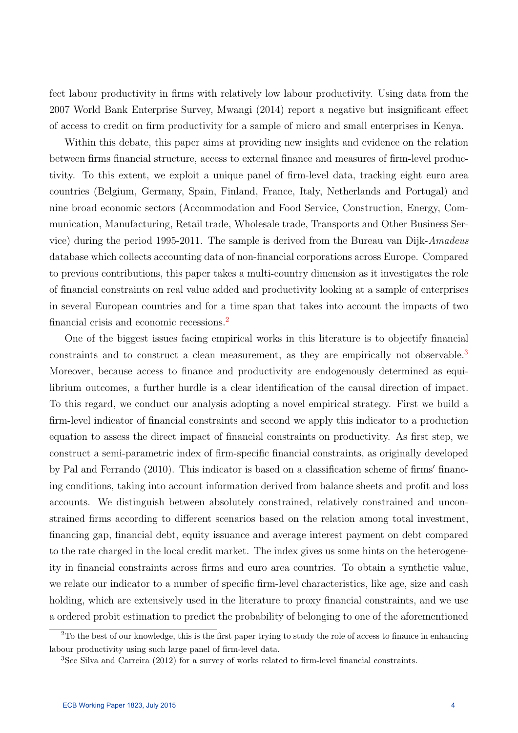fect labour productivity in firms with relatively low labour productivity. Using data from the 2007 World Bank Enterprise Survey, Mwangi (2014) report a negative but insignificant effect of access to credit on firm productivity for a sample of micro and small enterprises in Kenya.

Within this debate, this paper aims at providing new insights and evidence on the relation between firms financial structure, access to external finance and measures of firm-level productivity. To this extent, we exploit a unique panel of firm-level data, tracking eight euro area countries (Belgium, Germany, Spain, Finland, France, Italy, Netherlands and Portugal) and nine broad economic sectors (Accommodation and Food Service, Construction, Energy, Communication, Manufacturing, Retail trade, Wholesale trade, Transports and Other Business Service) during the period 1995-2011. The sample is derived from the Bureau van Dijk-*Amadeus* database which collects accounting data of non-financial corporations across Europe. Compared to previous contributions, this paper takes a multi-country dimension as it investigates the role of financial constraints on real value added and productivity looking at a sample of enterprises in several European countries and for a time span that takes into account the impacts of two financial crisis and economic recessions.[2]

One of the biggest issues facing empirical works in this literature is to objectify financial constraints and to construct a clean measurement, as they are empirically not observable.[3] Moreover, because access to finance and productivity are endogenously determined as equilibrium outcomes, a further hurdle is a clear identification of the causal direction of impact. To this regard, we conduct our analysis adopting a novel empirical strategy. First we build a firm-level indicator of financial constraints and second we apply this indicator to a production equation to assess the direct impact of financial constraints on productivity. As first step, we construct a semi-parametric index of firm-specific financial constraints, as originally developed by Pal and Ferrando (2010). This indicator is based on a classification scheme of firms′ financing conditions, taking into account information derived from balance sheets and profit and loss accounts. We distinguish between absolutely constrained, relatively constrained and unconstrained firms according to different scenarios based on the relation among total investment, financing gap, financial debt, equity issuance and average interest payment on debt compared to the rate charged in the local credit market. The index gives us some hints on the heterogeneity in financial constraints across firms and euro area countries. To obtain a synthetic value, we relate our indicator to a number of specific firm-level characteristics, like age, size and cash holding, which are extensively used in the literature to proxy financial constraints, and we use a ordered probit estimation to predict the probability of belonging to one of the aforementioned

[2] To the best of our knowledge, this is the first paper trying to study the role of access to finance in enhancing labour productivity using such large panel of firm-level data.

[3] See Silva and Carreira (2012) for a survey of works related to firm-level financial constraints.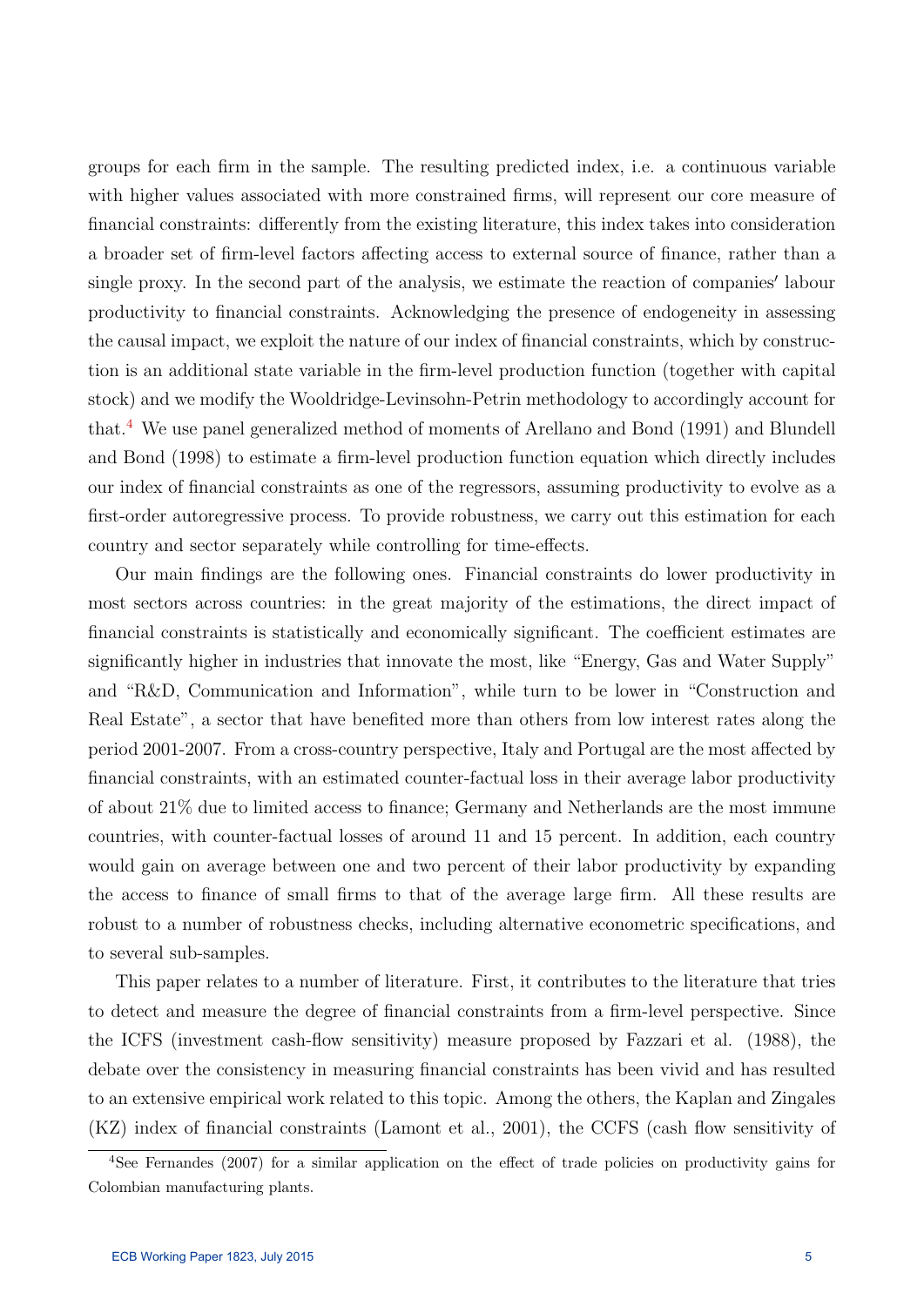groups for each firm in the sample. The resulting predicted index, i.e. a continuous variable with higher values associated with more constrained firms, will represent our core measure of financial constraints: differently from the existing literature, this index takes into consideration a broader set of firm-level factors affecting access to external source of finance, rather than a single proxy. In the second part of the analysis, we estimate the reaction of companies′ labour productivity to financial constraints. Acknowledging the presence of endogeneity in assessing the causal impact, we exploit the nature of our index of financial constraints, which by construction is an additional state variable in the firm-level production function (together with capital stock) and we modify the Wooldridge-Levinsohn-Petrin methodology to accordingly account for that.[4] We use panel generalized method of moments of Arellano and Bond (1991) and Blundell and Bond (1998) to estimate a firm-level production function equation which directly includes our index of financial constraints as one of the regressors, assuming productivity to evolve as a first-order autoregressive process. To provide robustness, we carry out this estimation for each country and sector separately while controlling for time-effects.

Our main findings are the following ones. Financial constraints do lower productivity in most sectors across countries: in the great majority of the estimations, the direct impact of financial constraints is statistically and economically significant. The coefficient estimates are significantly higher in industries that innovate the most, like "Energy, Gas and Water Supply" and "R&D, Communication and Information", while turn to be lower in "Construction and Real Estate", a sector that have benefited more than others from low interest rates along the period 2001-2007. From a cross-country perspective, Italy and Portugal are the most affected by financial constraints, with an estimated counter-factual loss in their average labor productivity of about 21% due to limited access to finance; Germany and Netherlands are the most immune countries, with counter-factual losses of around 11 and 15 percent. In addition, each country would gain on average between one and two percent of their labor productivity by expanding the access to finance of small firms to that of the average large firm. All these results are robust to a number of robustness checks, including alternative econometric specifications, and to several sub-samples.

This paper relates to a number of literature. First, it contributes to the literature that tries to detect and measure the degree of financial constraints from a firm-level perspective. Since the ICFS (investment cash-flow sensitivity) measure proposed by Fazzari et al. (1988), the debate over the consistency in measuring financial constraints has been vivid and has resulted to an extensive empirical work related to this topic. Among the others, the Kaplan and Zingales (KZ) index of financial constraints (Lamont et al., 2001), the CCFS (cash flow sensitivity of

[4] See Fernandes (2007) for a similar application on the effect of trade policies on productivity gains for Colombian manufacturing plants.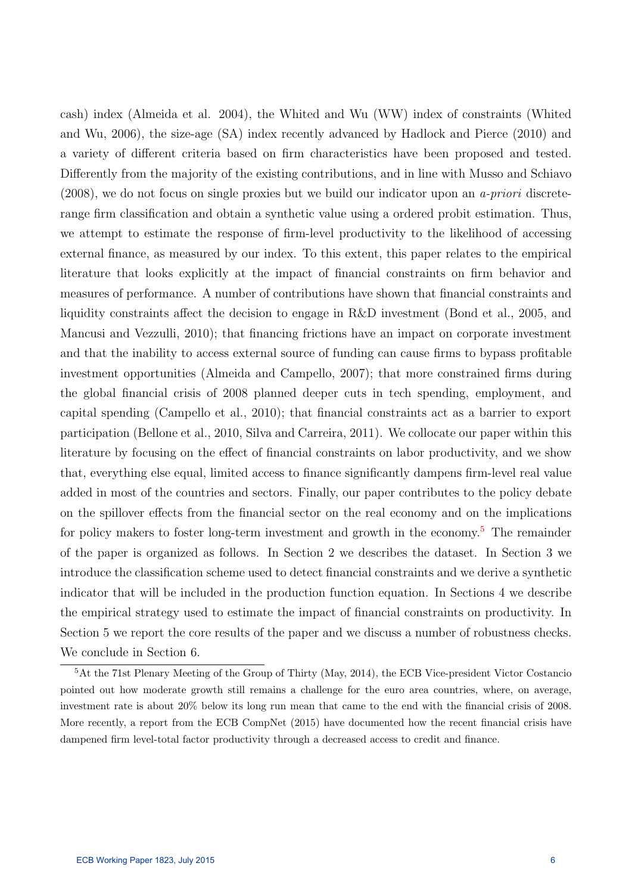cash) index (Almeida et al. 2004), the Whited and Wu (WW) index of constraints (Whited and Wu, 2006), the size-age (SA) index recently advanced by Hadlock and Pierce (2010) and a variety of different criteria based on firm characteristics have been proposed and tested. Differently from the majority of the existing contributions, and in line with Musso and Schiavo (2008), we do not focus on single proxies but we build our indicator upon an *a-priori* discrete-range firm classification and obtain a synthetic value using a ordered probit estimation. Thus, we attempt to estimate the response of firm-level productivity to the likelihood of accessing external finance, as measured by our index. To this extent, this paper relates to the empirical literature that looks explicitly at the impact of financial constraints on firm behavior and measures of performance. A number of contributions have shown that financial constraints and liquidity constraints affect the decision to engage in R&D investment (Bond et al., 2005, and Mancusi and Vezzulli, 2010); that financing frictions have an impact on corporate investment and that the inability to access external source of funding can cause firms to bypass profitable investment opportunities (Almeida and Campello, 2007); that more constrained firms during the global financial crisis of 2008 planned deeper cuts in tech spending, employment, and capital spending (Campello et al., 2010); that financial constraints act as a barrier to export participation (Bellone et al., 2010, Silva and Carreira, 2011). We collocate our paper within this literature by focusing on the effect of financial constraints on labor productivity, and we show that, everything else equal, limited access to finance significantly dampens firm-level real value added in most of the countries and sectors. Finally, our paper contributes to the policy debate on the spillover effects from the financial sector on the real economy and on the implications for policy makers to foster long-term investment and growth in the economy.[5] The remainder of the paper is organized as follows. In Section 2 we describes the dataset. In Section 3 we introduce the classification scheme used to detect financial constraints and we derive a synthetic indicator that will be included in the production function equation. In Sections 4 we describe the empirical strategy used to estimate the impact of financial constraints on productivity. In Section 5 we report the core results of the paper and we discuss a number of robustness checks. We conclude in Section 6.

[5] At the 71st Plenary Meeting of the Group of Thirty (May, 2014), the ECB Vice-president Victor Costancio pointed out how moderate growth still remains a challenge for the euro area countries, where, on average, investment rate is about 20% below its long run mean that came to the end with the financial crisis of 2008. More recently, a report from the ECB CompNet (2015) have documented how the recent financial crisis have dampened firm level-total factor productivity through a decreased access to credit and finance.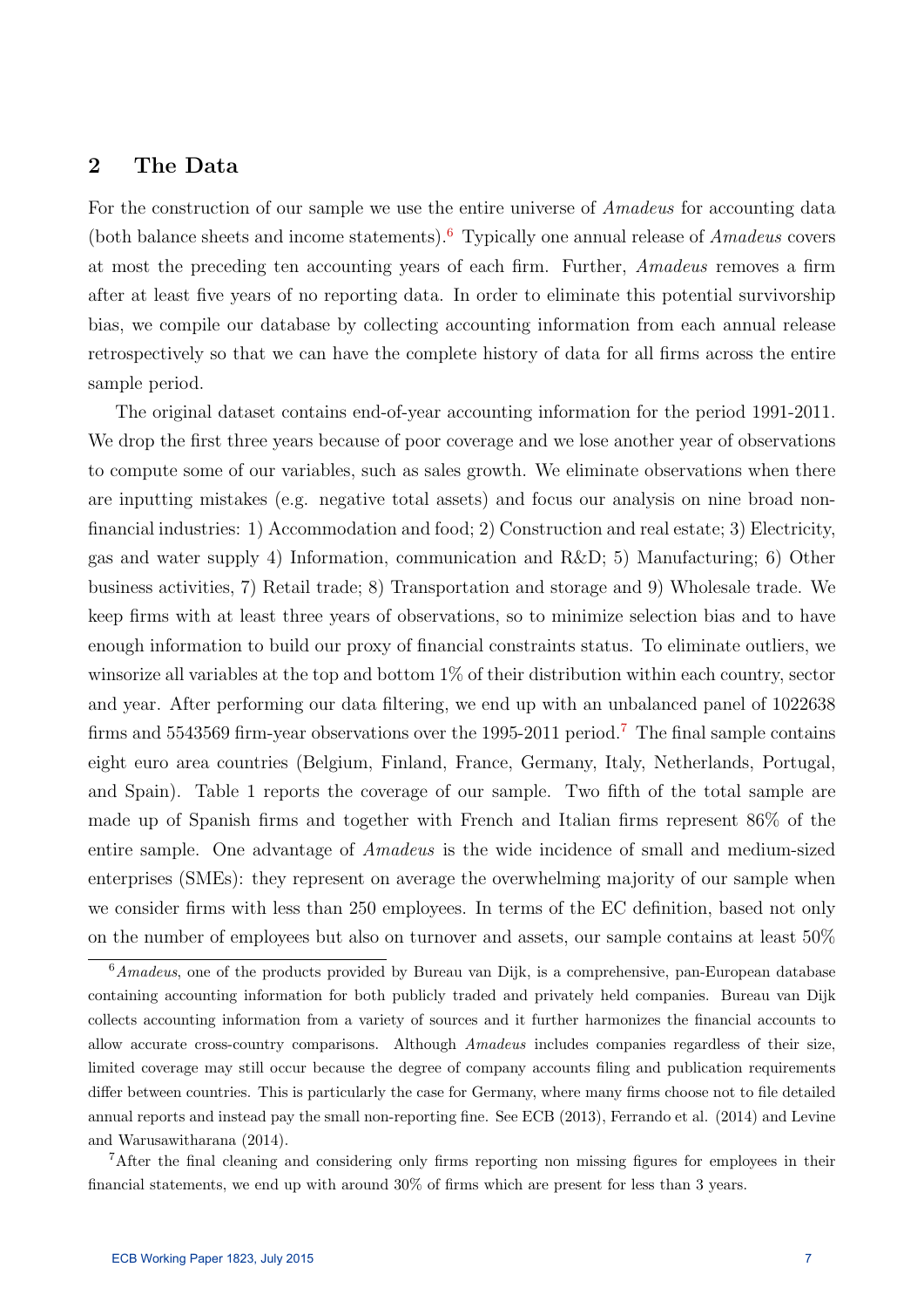## 2 The Data

For the construction of our sample we use the entire universe of *Amadeus* for accounting data (both balance sheets and income statements).[6] Typically one annual release of *Amadeus* covers at most the preceding ten accounting years of each firm. Further, *Amadeus* removes a firm after at least five years of no reporting data. In order to eliminate this potential survivorship bias, we compile our database by collecting accounting information from each annual release retrospectively so that we can have the complete history of data for all firms across the entire sample period.

The original dataset contains end-of-year accounting information for the period 1991-2011. We drop the first three years because of poor coverage and we lose another year of observations to compute some of our variables, such as sales growth. We eliminate observations when there are inputting mistakes (e.g. negative total assets) and focus our analysis on nine broad non-financial industries: 1) Accommodation and food; 2) Construction and real estate; 3) Electricity, gas and water supply 4) Information, communication and R&D; 5) Manufacturing; 6) Other business activities, 7) Retail trade; 8) Transportation and storage and 9) Wholesale trade. We keep firms with at least three years of observations, so to minimize selection bias and to have enough information to build our proxy of financial constraints status. To eliminate outliers, we winsorize all variables at the top and bottom 1% of their distribution within each country, sector and year. After performing our data filtering, we end up with an unbalanced panel of 1022638 firms and 5543569 firm-year observations over the 1995-2011 period.[7] The final sample contains eight euro area countries (Belgium, Finland, France, Germany, Italy, Netherlands, Portugal, and Spain). Table 1 reports the coverage of our sample. Two fifth of the total sample are made up of Spanish firms and together with French and Italian firms represent 86% of the entire sample. One advantage of *Amadeus* is the wide incidence of small and medium-sized enterprises (SMEs): they represent on average the overwhelming majority of our sample when we consider firms with less than 250 employees. In terms of the EC definition, based not only on the number of employees but also on turnover and assets, our sample contains at least 50%

[6] *Amadeus*, one of the products provided by Bureau van Dijk, is a comprehensive, pan-European database containing accounting information for both publicly traded and privately held companies. Bureau van Dijk collects accounting information from a variety of sources and it further harmonizes the financial accounts to allow accurate cross-country comparisons. Although *Amadeus* includes companies regardless of their size, limited coverage may still occur because the degree of company accounts filing and publication requirements differ between countries. This is particularly the case for Germany, where many firms choose not to file detailed annual reports and instead pay the small non-reporting fine. See ECB (2013), Ferrando et al. (2014) and Levine and Warusawitharana (2014).

[7] After the final cleaning and considering only firms reporting non missing figures for employees in their financial statements, we end up with around 30% of firms which are present for less than 3 years.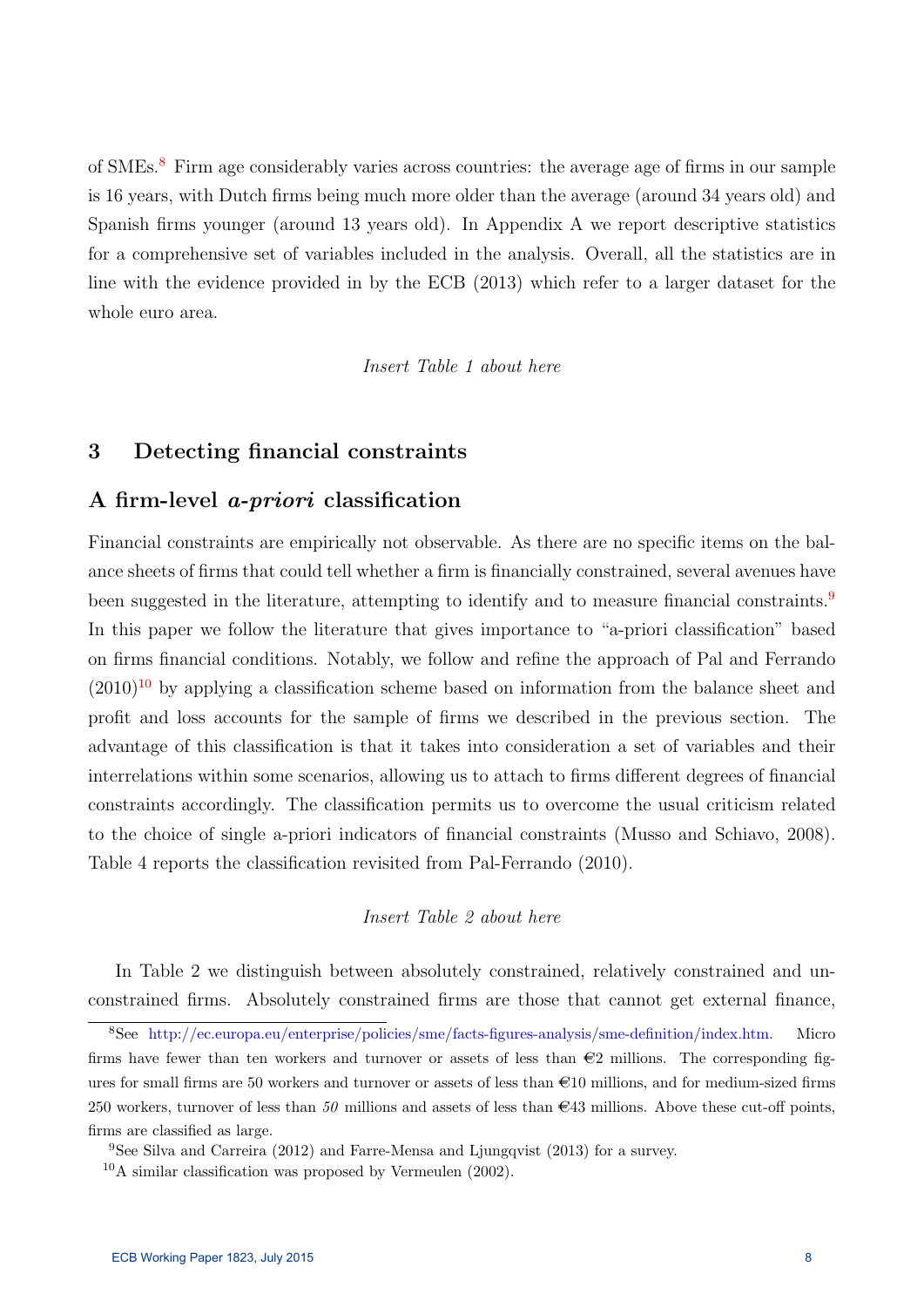of SMEs.[8] Firm age considerably varies across countries: the average age of firms in our sample is 16 years, with Dutch firms being much more older than the average (around 34 years old) and Spanish firms younger (around 13 years old). In Appendix A we report descriptive statistics for a comprehensive set of variables included in the analysis. Overall, all the statistics are in line with the evidence provided in by the ECB (2013) which refer to a larger dataset for the whole euro area.

*Insert Table 1 about here*

## 3 Detecting financial constraints

### A firm-level *a-priori* classification

Financial constraints are empirically not observable. As there are no specific items on the balance sheets of firms that could tell whether a firm is financially constrained, several avenues have been suggested in the literature, attempting to identify and to measure financial constraints.[9] In this paper we follow the literature that gives importance to "a-priori classification" based on firms financial conditions. Notably, we follow and refine the approach of Pal and Ferrando (2010)[10] by applying a classification scheme based on information from the balance sheet and profit and loss accounts for the sample of firms we described in the previous section. The advantage of this classification is that it takes into consideration a set of variables and their interrelations within some scenarios, allowing us to attach to firms different degrees of financial constraints accordingly. The classification permits us to overcome the usual criticism related to the choice of single a-priori indicators of financial constraints (Musso and Schiavo, 2008). Table 4 reports the classification revisited from Pal-Ferrando (2010).

*Insert Table 2 about here*

In Table 2 we distinguish between absolutely constrained, relatively constrained and unconstrained firms. Absolutely constrained firms are those that cannot get external finance,

---

[8] See http://ec.europa.eu/enterprise/policies/sme/facts-figures-analysis/sme-definition/index.htm. Micro firms have fewer than ten workers and turnover or assets of less than €2 millions. The corresponding figures for small firms are 50 workers and turnover or assets of less than €10 millions, and for medium-sized firms 250 workers, turnover of less than *50* millions and assets of less than €43 millions. Above these cut-off points, firms are classified as large.

[9] See Silva and Carreira (2012) and Farre-Mensa and Ljungqvist (2013) for a survey.

[10] A similar classification was proposed by Vermeulen (2002).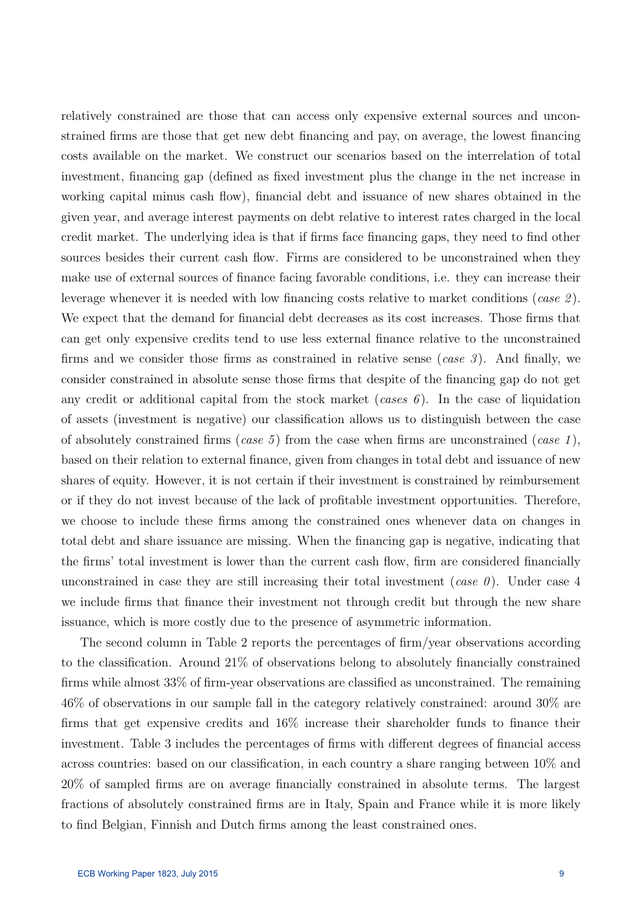relatively constrained are those that can access only expensive external sources and unconstrained firms are those that get new debt financing and pay, on average, the lowest financing costs available on the market. We construct our scenarios based on the interrelation of total investment, financing gap (defined as fixed investment plus the change in the net increase in working capital minus cash flow), financial debt and issuance of new shares obtained in the given year, and average interest payments on debt relative to interest rates charged in the local credit market. The underlying idea is that if firms face financing gaps, they need to find other sources besides their current cash flow. Firms are considered to be unconstrained when they make use of external sources of finance facing favorable conditions, i.e. they can increase their leverage whenever it is needed with low financing costs relative to market conditions (*case 2*). We expect that the demand for financial debt decreases as its cost increases. Those firms that can get only expensive credits tend to use less external finance relative to the unconstrained firms and we consider those firms as constrained in relative sense (*case 3*). And finally, we consider constrained in absolute sense those firms that despite of the financing gap do not get any credit or additional capital from the stock market (*cases 6*). In the case of liquidation of assets (investment is negative) our classification allows us to distinguish between the case of absolutely constrained firms (*case 5*) from the case when firms are unconstrained (*case 1*), based on their relation to external finance, given from changes in total debt and issuance of new shares of equity. However, it is not certain if their investment is constrained by reimbursement or if they do not invest because of the lack of profitable investment opportunities. Therefore, we choose to include these firms among the constrained ones whenever data on changes in total debt and share issuance are missing. When the financing gap is negative, indicating that the firms' total investment is lower than the current cash flow, firm are considered financially unconstrained in case they are still increasing their total investment (*case 0*). Under case 4 we include firms that finance their investment not through credit but through the new share issuance, which is more costly due to the presence of asymmetric information.

The second column in Table 2 reports the percentages of firm/year observations according to the classification. Around 21% of observations belong to absolutely financially constrained firms while almost 33% of firm-year observations are classified as unconstrained. The remaining 46% of observations in our sample fall in the category relatively constrained: around 30% are firms that get expensive credits and 16% increase their shareholder funds to finance their investment. Table 3 includes the percentages of firms with different degrees of financial access across countries: based on our classification, in each country a share ranging between 10% and 20% of sampled firms are on average financially constrained in absolute terms. The largest fractions of absolutely constrained firms are in Italy, Spain and France while it is more likely to find Belgian, Finnish and Dutch firms among the least constrained ones.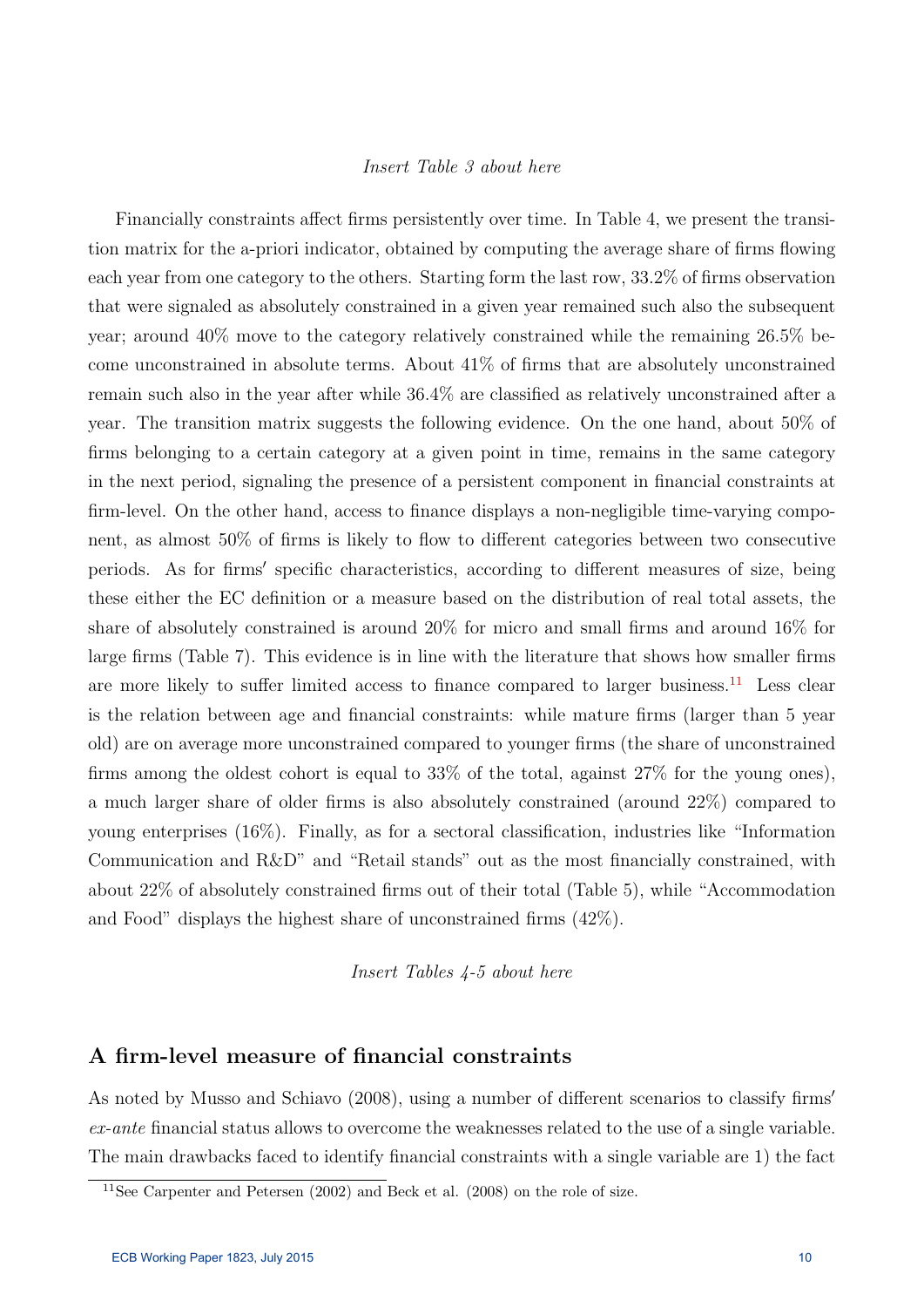*Insert Table 3 about here*

Financially constraints affect firms persistently over time. In Table 4, we present the transition matrix for the a-priori indicator, obtained by computing the average share of firms flowing each year from one category to the others. Starting form the last row, 33.2% of firms observation that were signaled as absolutely constrained in a given year remained such also the subsequent year; around 40% move to the category relatively constrained while the remaining 26.5% become unconstrained in absolute terms. About 41% of firms that are absolutely unconstrained remain such also in the year after while 36.4% are classified as relatively unconstrained after a year. The transition matrix suggests the following evidence. On the one hand, about 50% of firms belonging to a certain category at a given point in time, remains in the same category in the next period, signaling the presence of a persistent component in financial constraints at firm-level. On the other hand, access to finance displays a non-negligible time-varying component, as almost 50% of firms is likely to flow to different categories between two consecutive periods. As for firms′ specific characteristics, according to different measures of size, being these either the EC definition or a measure based on the distribution of real total assets, the share of absolutely constrained is around 20% for micro and small firms and around 16% for large firms (Table 7). This evidence is in line with the literature that shows how smaller firms are more likely to suffer limited access to finance compared to larger business.[11] Less clear is the relation between age and financial constraints: while mature firms (larger than 5 year old) are on average more unconstrained compared to younger firms (the share of unconstrained firms among the oldest cohort is equal to 33% of the total, against 27% for the young ones), a much larger share of older firms is also absolutely constrained (around 22%) compared to young enterprises (16%). Finally, as for a sectoral classification, industries like "Information Communication and R&D" and "Retail stands" out as the most financially constrained, with about 22% of absolutely constrained firms out of their total (Table 5), while "Accommodation and Food" displays the highest share of unconstrained firms (42%).

*Insert Tables 4-5 about here*

## A firm-level measure of financial constraints

As noted by Musso and Schiavo (2008), using a number of different scenarios to classify firms′ *ex-ante* financial status allows to overcome the weaknesses related to the use of a single variable. The main drawbacks faced to identify financial constraints with a single variable are 1) the fact

[11] See Carpenter and Petersen (2002) and Beck et al. (2008) on the role of size.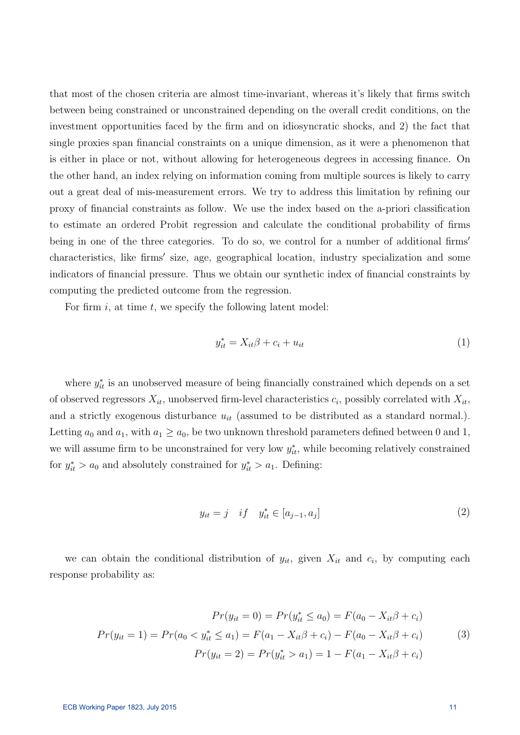that most of the chosen criteria are almost time-invariant, whereas it's likely that firms switch between being constrained or unconstrained depending on the overall credit conditions, on the investment opportunities faced by the firm and on idiosyncratic shocks, and 2) the fact that single proxies span financial constraints on a unique dimension, as it were a phenomenon that is either in place or not, without allowing for heterogeneous degrees in accessing finance. On the other hand, an index relying on information coming from multiple sources is likely to carry out a great deal of mis-measurement errors. We try to address this limitation by refining our proxy of financial constraints as follow. We use the index based on the a-priori classification to estimate an ordered Probit regression and calculate the conditional probability of firms being in one of the three categories. To do so, we control for a number of additional firms′ characteristics, like firms′ size, age, geographical location, industry specialization and some indicators of financial pressure. Thus we obtain our synthetic index of financial constraints by computing the predicted outcome from the regression.

For firm $i$, at time $t$, we specify the following latent model:

$$y^*_{it} = X_{it}\beta + c_i + u_{it} \tag{1}$$

where $y^*_{it}$ is an unobserved measure of being financially constrained which depends on a set of observed regressors $X_{it}$, unobserved firm-level characteristics $c_i$, possibly correlated with $X_{it}$, and a strictly exogenous disturbance $u_{it}$ (assumed to be distributed as a standard normal.). Letting $a_0$ and $a_1$, with $a_1 \geq a_0$, be two unknown threshold parameters defined between 0 and 1, we will assume firm to be unconstrained for very low $y^*_{it}$, while becoming relatively constrained for $y^*_{it} > a_0$ and absolutely constrained for $y^*_{it} > a_1$. Defining:

$$y_{it} = j \quad if \quad y^*_{it} \in [a_{j-1}, a_j] \tag{2}$$

we can obtain the conditional distribution of $y_{it}$, given $X_{it}$ and $c_i$, by computing each response probability as:

$$\begin{aligned} Pr(y_{it} = 0) = Pr(y^*_{it} \leq a_0) = F(a_0 - X_{it}\beta + c_i) \\ Pr(y_{it} = 1) = Pr(a_0 < y^*_{it} \leq a_1) = F(a_1 - X_{it}\beta + c_i) - F(a_0 - X_{it}\beta + c_i) \\ Pr(y_{it} = 2) = Pr(y^*_{it} > a_1) = 1 - F(a_1 - X_{it}\beta + c_i) \end{aligned} \tag{3}$$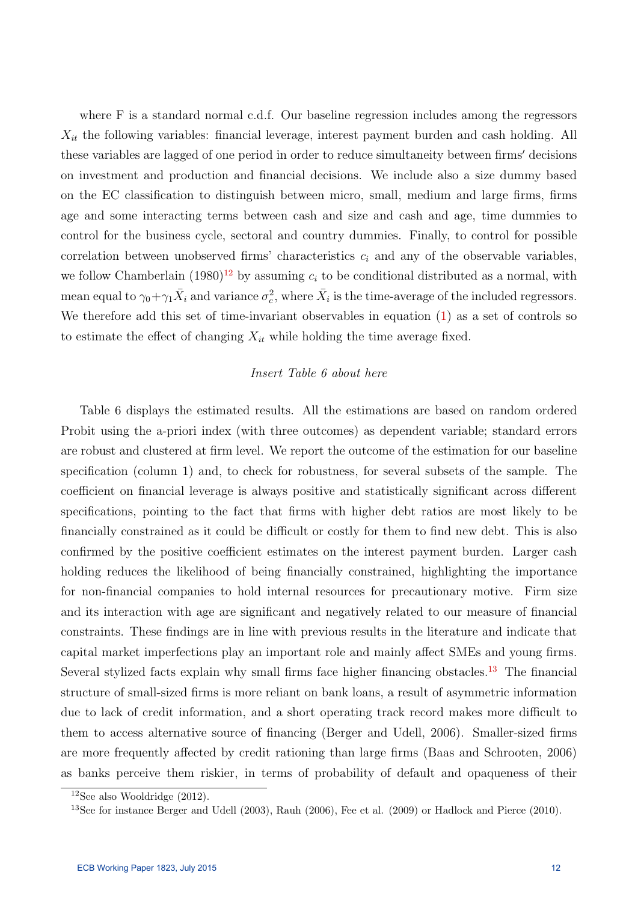where F is a standard normal c.d.f. Our baseline regression includes among the regressors $X_{it}$ the following variables: financial leverage, interest payment burden and cash holding. All these variables are lagged of one period in order to reduce simultaneity between firms′ decisions on investment and production and financial decisions. We include also a size dummy based on the EC classification to distinguish between micro, small, medium and large firms, firms age and some interacting terms between cash and size and cash and age, time dummies to control for the business cycle, sectoral and country dummies. Finally, to control for possible correlation between unobserved firms' characteristics $c_i$ and any of the observable variables, we follow Chamberlain (1980)[12] by assuming $c_i$ to be conditional distributed as a normal, with mean equal to $\gamma_0+\gamma_1\bar{X}_i$ and variance $\sigma_c^2$, where $\bar{X}_i$ is the time-average of the included regressors. We therefore add this set of time-invariant observables in equation (1) as a set of controls so to estimate the effect of changing $X_{it}$ while holding the time average fixed.

*Insert Table 6 about here*

Table 6 displays the estimated results. All the estimations are based on random ordered Probit using the a-priori index (with three outcomes) as dependent variable; standard errors are robust and clustered at firm level. We report the outcome of the estimation for our baseline specification (column 1) and, to check for robustness, for several subsets of the sample. The coefficient on financial leverage is always positive and statistically significant across different specifications, pointing to the fact that firms with higher debt ratios are most likely to be financially constrained as it could be difficult or costly for them to find new debt. This is also confirmed by the positive coefficient estimates on the interest payment burden. Larger cash holding reduces the likelihood of being financially constrained, highlighting the importance for non-financial companies to hold internal resources for precautionary motive. Firm size and its interaction with age are significant and negatively related to our measure of financial constraints. These findings are in line with previous results in the literature and indicate that capital market imperfections play an important role and mainly affect SMEs and young firms. Several stylized facts explain why small firms face higher financing obstacles.[13] The financial structure of small-sized firms is more reliant on bank loans, a result of asymmetric information due to lack of credit information, and a short operating track record makes more difficult to them to access alternative source of financing (Berger and Udell, 2006). Smaller-sized firms are more frequently affected by credit rationing than large firms (Baas and Schrooten, 2006) as banks perceive them riskier, in terms of probability of default and opaqueness of their

[12] See also Wooldridge (2012).

[13] See for instance Berger and Udell (2003), Rauh (2006), Fee et al. (2009) or Hadlock and Pierce (2010).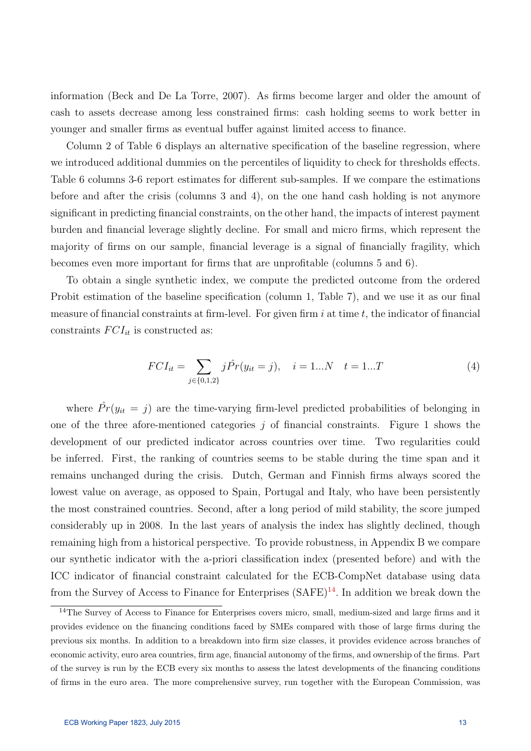information (Beck and De La Torre, 2007). As firms become larger and older the amount of cash to assets decrease among less constrained firms: cash holding seems to work better in younger and smaller firms as eventual buffer against limited access to finance.

Column 2 of Table 6 displays an alternative specification of the baseline regression, where we introduced additional dummies on the percentiles of liquidity to check for thresholds effects. Table 6 columns 3-6 report estimates for different sub-samples. If we compare the estimations before and after the crisis (columns 3 and 4), on the one hand cash holding is not anymore significant in predicting financial constraints, on the other hand, the impacts of interest payment burden and financial leverage slightly decline. For small and micro firms, which represent the majority of firms on our sample, financial leverage is a signal of financially fragility, which becomes even more important for firms that are unprofitable (columns 5 and 6).

To obtain a single synthetic index, we compute the predicted outcome from the ordered Probit estimation of the baseline specification (column 1, Table 7), and we use it as our final measure of financial constraints at firm-level. For given firm $i$ at time $t$, the indicator of financial constraints $FCI_{it}$ is constructed as:

$$FCI_{it} = \sum_{j \in \{0,1,2\}} j\hat{Pr}(y_{it} = j), \quad i = 1...N \quad t = 1...T \tag{4}$$

where $\hat{Pr}(y_{it} = j)$ are the time-varying firm-level predicted probabilities of belonging in one of the three afore-mentioned categories $j$ of financial constraints. Figure 1 shows the development of our predicted indicator across countries over time. Two regularities could be inferred. First, the ranking of countries seems to be stable during the time span and it remains unchanged during the crisis. Dutch, German and Finnish firms always scored the lowest value on average, as opposed to Spain, Portugal and Italy, who have been persistently the most constrained countries. Second, after a long period of mild stability, the score jumped considerably up in 2008. In the last years of analysis the index has slightly declined, though remaining high from a historical perspective. To provide robustness, in Appendix B we compare our synthetic indicator with the a-priori classification index (presented before) and with the ICC indicator of financial constraint calculated for the ECB-CompNet database using data from the Survey of Access to Finance for Enterprises (SAFE)[14]. In addition we break down the

[14] The Survey of Access to Finance for Enterprises covers micro, small, medium-sized and large firms and it provides evidence on the financing conditions faced by SMEs compared with those of large firms during the previous six months. In addition to a breakdown into firm size classes, it provides evidence across branches of economic activity, euro area countries, firm age, financial autonomy of the firms, and ownership of the firms. Part of the survey is run by the ECB every six months to assess the latest developments of the financing conditions of firms in the euro area. The more comprehensive survey, run together with the European Commission, was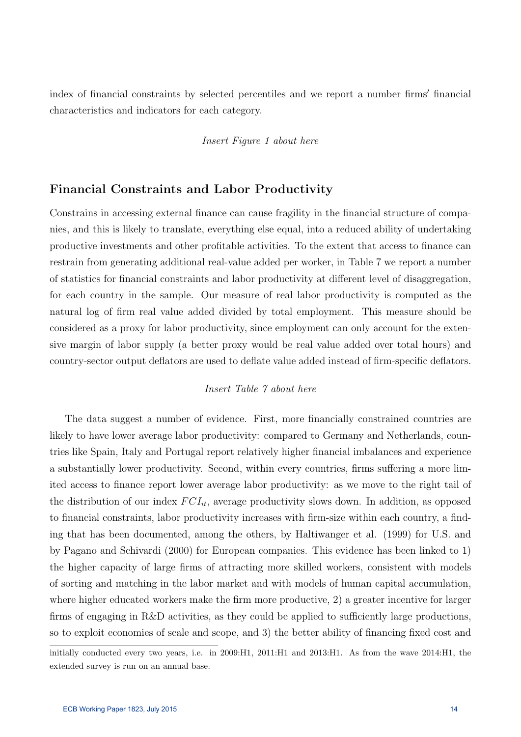index of financial constraints by selected percentiles and we report a number firms′ financial characteristics and indicators for each category.

*Insert Figure 1 about here*

## Financial Constraints and Labor Productivity

Constrains in accessing external finance can cause fragility in the financial structure of companies, and this is likely to translate, everything else equal, into a reduced ability of undertaking productive investments and other profitable activities. To the extent that access to finance can restrain from generating additional real-value added per worker, in Table 7 we report a number of statistics for financial constraints and labor productivity at different level of disaggregation, for each country in the sample. Our measure of real labor productivity is computed as the natural log of firm real value added divided by total employment. This measure should be considered as a proxy for labor productivity, since employment can only account for the extensive margin of labor supply (a better proxy would be real value added over total hours) and country-sector output deflators are used to deflate value added instead of firm-specific deflators.

*Insert Table 7 about here*

The data suggest a number of evidence. First, more financially constrained countries are likely to have lower average labor productivity: compared to Germany and Netherlands, countries like Spain, Italy and Portugal report relatively higher financial imbalances and experience a substantially lower productivity. Second, within every countries, firms suffering a more limited access to finance report lower average labor productivity: as we move to the right tail of the distribution of our index $FCI_{it}$, average productivity slows down. In addition, as opposed to financial constraints, labor productivity increases with firm-size within each country, a finding that has been documented, among the others, by Haltiwanger et al. (1999) for U.S. and by Pagano and Schivardi (2000) for European companies. This evidence has been linked to 1) the higher capacity of large firms of attracting more skilled workers, consistent with models of sorting and matching in the labor market and with models of human capital accumulation, where higher educated workers make the firm more productive, 2) a greater incentive for larger firms of engaging in R&D activities, as they could be applied to sufficiently large productions, so to exploit economies of scale and scope, and 3) the better ability of financing fixed cost and

initially conducted every two years, i.e. in 2009:H1, 2011:H1 and 2013:H1. As from the wave 2014:H1, the extended survey is run on an annual base.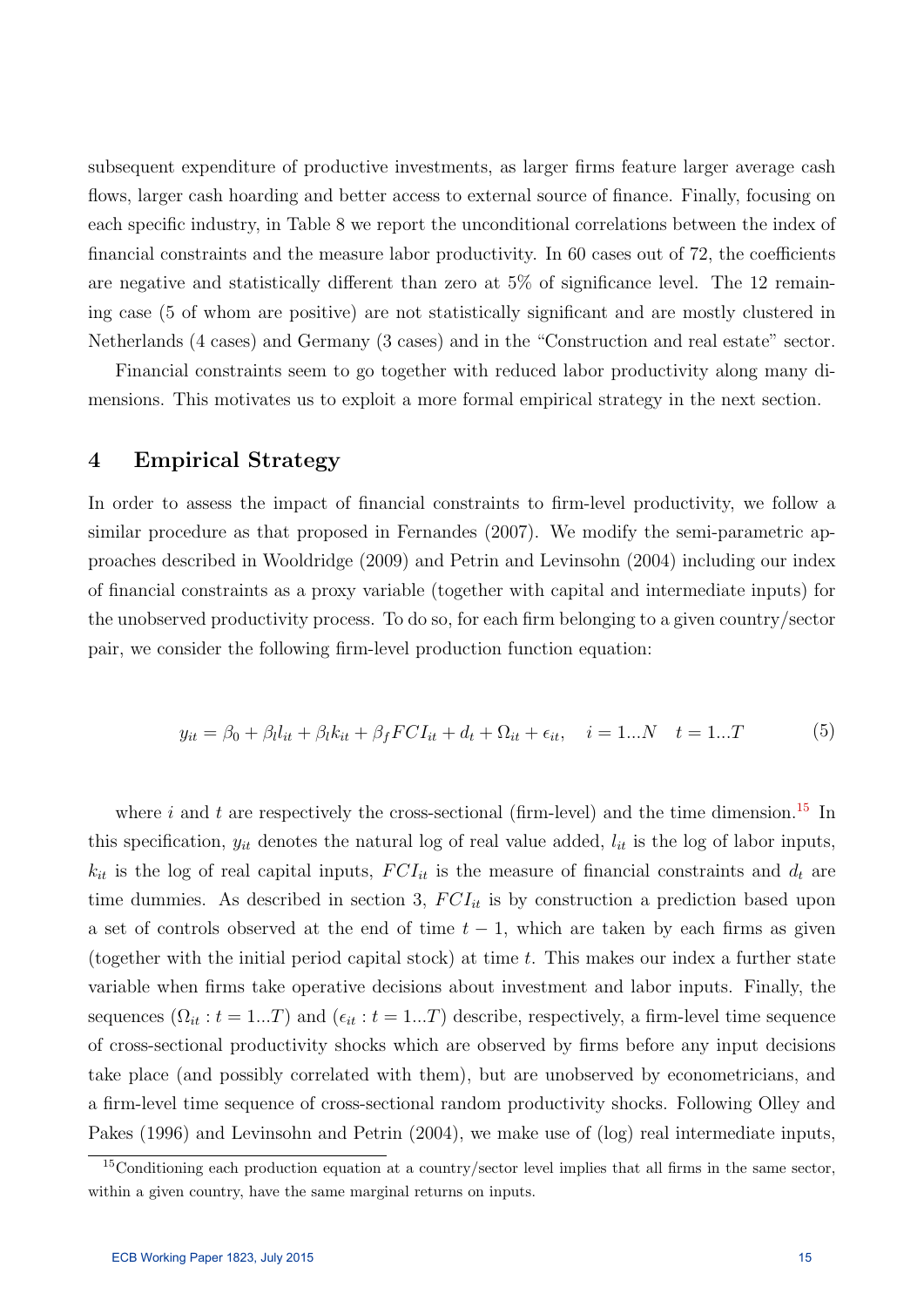subsequent expenditure of productive investments, as larger firms feature larger average cash flows, larger cash hoarding and better access to external source of finance. Finally, focusing on each specific industry, in Table 8 we report the unconditional correlations between the index of financial constraints and the measure labor productivity. In 60 cases out of 72, the coefficients are negative and statistically different than zero at 5% of significance level. The 12 remaining case (5 of whom are positive) are not statistically significant and are mostly clustered in Netherlands (4 cases) and Germany (3 cases) and in the "Construction and real estate" sector.

Financial constraints seem to go together with reduced labor productivity along many dimensions. This motivates us to exploit a more formal empirical strategy in the next section.

## 4 Empirical Strategy

In order to assess the impact of financial constraints to firm-level productivity, we follow a similar procedure as that proposed in Fernandes (2007). We modify the semi-parametric approaches described in Wooldridge (2009) and Petrin and Levinsohn (2004) including our index of financial constraints as a proxy variable (together with capital and intermediate inputs) for the unobserved productivity process. To do so, for each firm belonging to a given country/sector pair, we consider the following firm-level production function equation:

$$y_{it} = \beta_0 + \beta_l l_{it} + \beta_l k_{it} + \beta_f FCI_{it} + d_t + \Omega_{it} + \epsilon_{it}, \quad i = 1...N \quad t = 1...T \tag{5}$$

where $i$ and $t$ are respectively the cross-sectional (firm-level) and the time dimension.[15] In this specification, $y_{it}$ denotes the natural log of real value added, $l_{it}$ is the log of labor inputs, $k_{it}$ is the log of real capital inputs, $FCI_{it}$ is the measure of financial constraints and $d_t$ are time dummies. As described in section 3, $FCI_{it}$ is by construction a prediction based upon a set of controls observed at the end of time $t-1$, which are taken by each firms as given (together with the initial period capital stock) at time $t$. This makes our index a further state variable when firms take operative decisions about investment and labor inputs. Finally, the sequences $(\Omega_{it} : t = 1...T)$ and $(\epsilon_{it} : t = 1...T)$ describe, respectively, a firm-level time sequence of cross-sectional productivity shocks which are observed by firms before any input decisions take place (and possibly correlated with them), but are unobserved by econometricians, and a firm-level time sequence of cross-sectional random productivity shocks. Following Olley and Pakes (1996) and Levinsohn and Petrin (2004), we make use of (log) real intermediate inputs,

[15] Conditioning each production equation at a country/sector level implies that all firms in the same sector, within a given country, have the same marginal returns on inputs.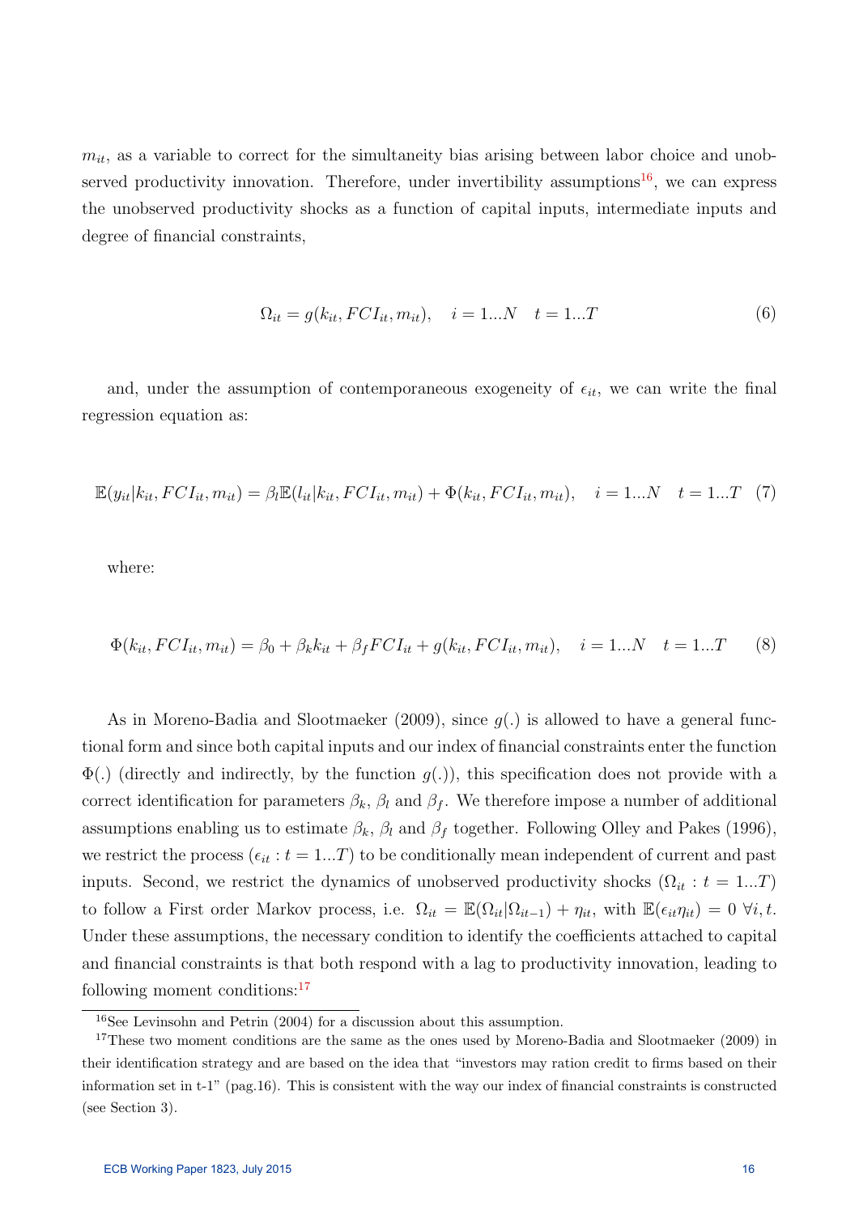$m_{it}$, as a variable to correct for the simultaneity bias arising between labor choice and unobserved productivity innovation. Therefore, under invertibility assumptions[16], we can express the unobserved productivity shocks as a function of capital inputs, intermediate inputs and degree of financial constraints,

$$\Omega_{it} = g(k_{it}, FCI_{it}, m_{it}), \quad i = 1...N \quad t = 1...T \tag{6}$$

and, under the assumption of contemporaneous exogeneity of $\epsilon_{it}$, we can write the final regression equation as:

$$\mathbb{E}(y_{it}|k_{it}, FCI_{it}, m_{it}) = \beta_l \mathbb{E}(l_{it}|k_{it}, FCI_{it}, m_{it}) + \Phi(k_{it}, FCI_{it}, m_{it}), \quad i = 1...N \quad t = 1...T \tag{7}$$

where:

$$\Phi(k_{it}, FCI_{it}, m_{it}) = \beta_0 + \beta_k k_{it} + \beta_f FCI_{it} + g(k_{it}, FCI_{it}, m_{it}), \quad i = 1...N \quad t = 1...T \tag{8}$$

As in Moreno-Badia and Slootmaeker (2009), since $g(.)$ is allowed to have a general functional form and since both capital inputs and our index of financial constraints enter the function $\Phi(.)$ (directly and indirectly, by the function $g(.)$), this specification does not provide with a correct identification for parameters $\beta_k$, $\beta_l$ and $\beta_f$. We therefore impose a number of additional assumptions enabling us to estimate $\beta_k$, $\beta_l$ and $\beta_f$ together. Following Olley and Pakes (1996), we restrict the process $(\epsilon_{it} : t = 1...T)$ to be conditionally mean independent of current and past inputs. Second, we restrict the dynamics of unobserved productivity shocks $(\Omega_{it} : t = 1...T)$ to follow a First order Markov process, i.e. $\Omega_{it} = \mathbb{E}(\Omega_{it}|\Omega_{it-1}) + \eta_{it}$, with $\mathbb{E}(\epsilon_{it}\eta_{it}) = 0 \ \forall i, t$. Under these assumptions, the necessary condition to identify the coefficients attached to capital and financial constraints is that both respond with a lag to productivity innovation, leading to following moment conditions:[17]

[16] See Levinsohn and Petrin (2004) for a discussion about this assumption.

[17] These two moment conditions are the same as the ones used by Moreno-Badia and Slootmaeker (2009) in their identification strategy and are based on the idea that "investors may ration credit to firms based on their information set in t-1" (pag.16). This is consistent with the way our index of financial constraints is constructed (see Section 3).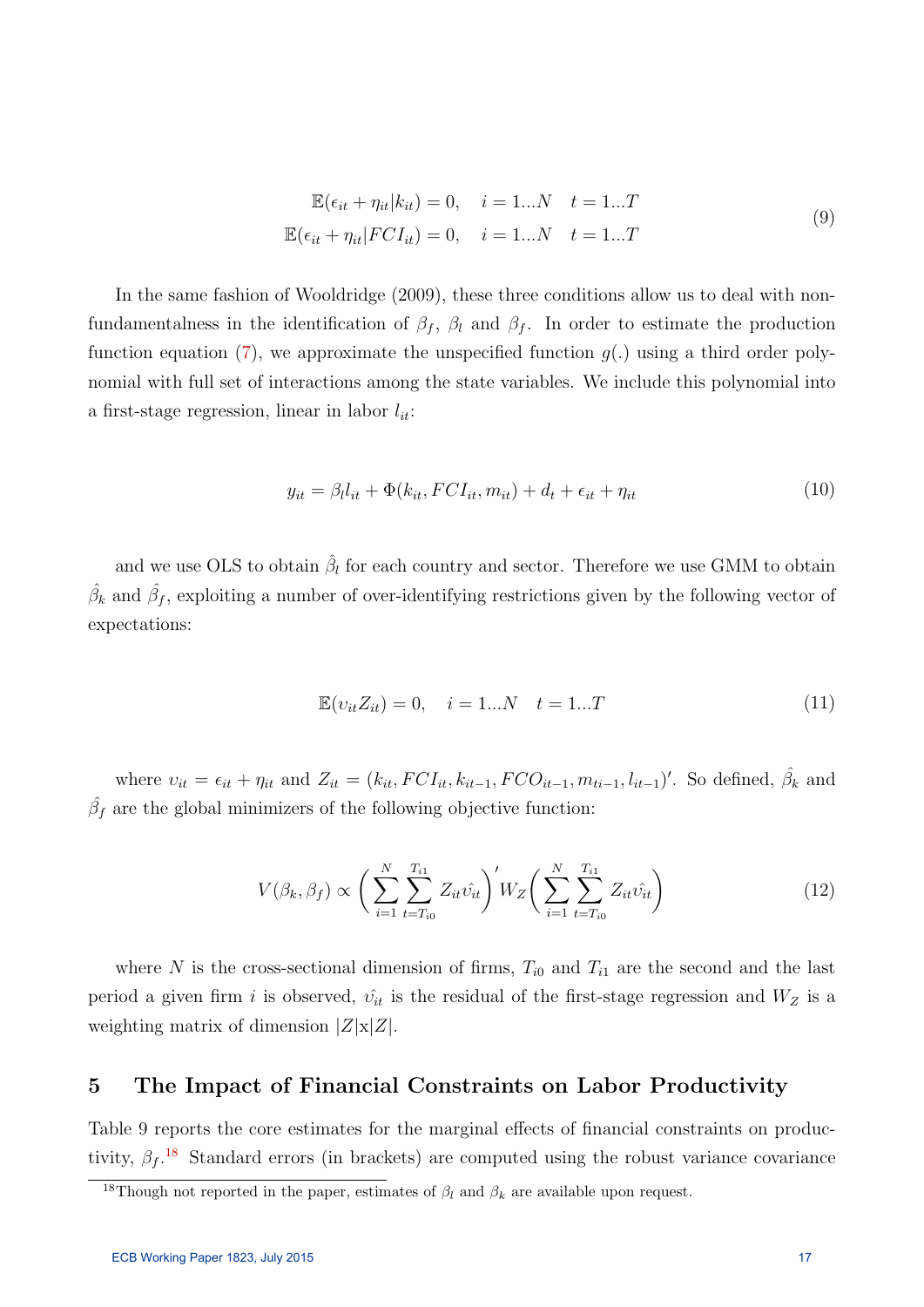$$
\begin{aligned}
\mathbb{E}(\epsilon_{it} + \eta_{it} | k_{it}) = 0, \quad i = 1...N \quad t = 1...T \\
\mathbb{E}(\epsilon_{it} + \eta_{it} | FCI_{it}) = 0, \quad i = 1...N \quad t = 1...T
\end{aligned}
\tag{9}
$$

In the same fashion of Wooldridge (2009), these three conditions allow us to deal with non-fundamentalness in the identification of $\beta_f$, $\beta_l$ and $\beta_f$. In order to estimate the production function equation (7), we approximate the unspecified function $g(.)$ using a third order polynomial with full set of interactions among the state variables. We include this polynomial into a first-stage regression, linear in labor $l_{it}$:

$$
y_{it} = \beta_l l_{it} + \Phi(k_{it}, FCI_{it}, m_{it}) + d_t + \epsilon_{it} + \eta_{it} \tag{10}
$$

and we use OLS to obtain $\hat{\beta}_l$ for each country and sector. Therefore we use GMM to obtain $\hat{\beta}_k$ and $\hat{\beta}_f$, exploiting a number of over-identifying restrictions given by the following vector of expectations:

$$
\mathbb{E}(\upsilon_{it} Z_{it}) = 0, \quad i = 1...N \quad t = 1...T \tag{11}
$$

where $\upsilon_{it} = \epsilon_{it} + \eta_{it}$ and $Z_{it} = (k_{it}, FCI_{it}, k_{it-1}, FCO_{it-1}, m_{ti-1}, l_{it-1})'$. So defined, $\hat{\beta}_k$ and $\hat{\beta}_f$ are the global minimizers of the following objective function:

$$
V(\beta_k, \beta_f) \propto \left( \sum_{i=1}^{N} \sum_{t=T_{i0}}^{T_{i1}} Z_{it} \hat{\upsilon_{it}} \right)' W_Z \left( \sum_{i=1}^{N} \sum_{t=T_{i0}}^{T_{i1}} Z_{it} \hat{\upsilon_{it}} \right) \tag{12}
$$

where $N$ is the cross-sectional dimension of firms, $T_{i0}$ and $T_{i1}$ are the second and the last period a given firm $i$ is observed, $\hat{\upsilon_{it}}$ is the residual of the first-stage regression and $W_Z$ is a weighting matrix of dimension $|Z|\text{x}|Z|$.

## 5 The Impact of Financial Constraints on Labor Productivity

Table 9 reports the core estimates for the marginal effects of financial constraints on productivity, $\beta_f$.[18] Standard errors (in brackets) are computed using the robust variance covariance

[18]Though not reported in the paper, estimates of $\beta_l$ and $\beta_k$ are available upon request.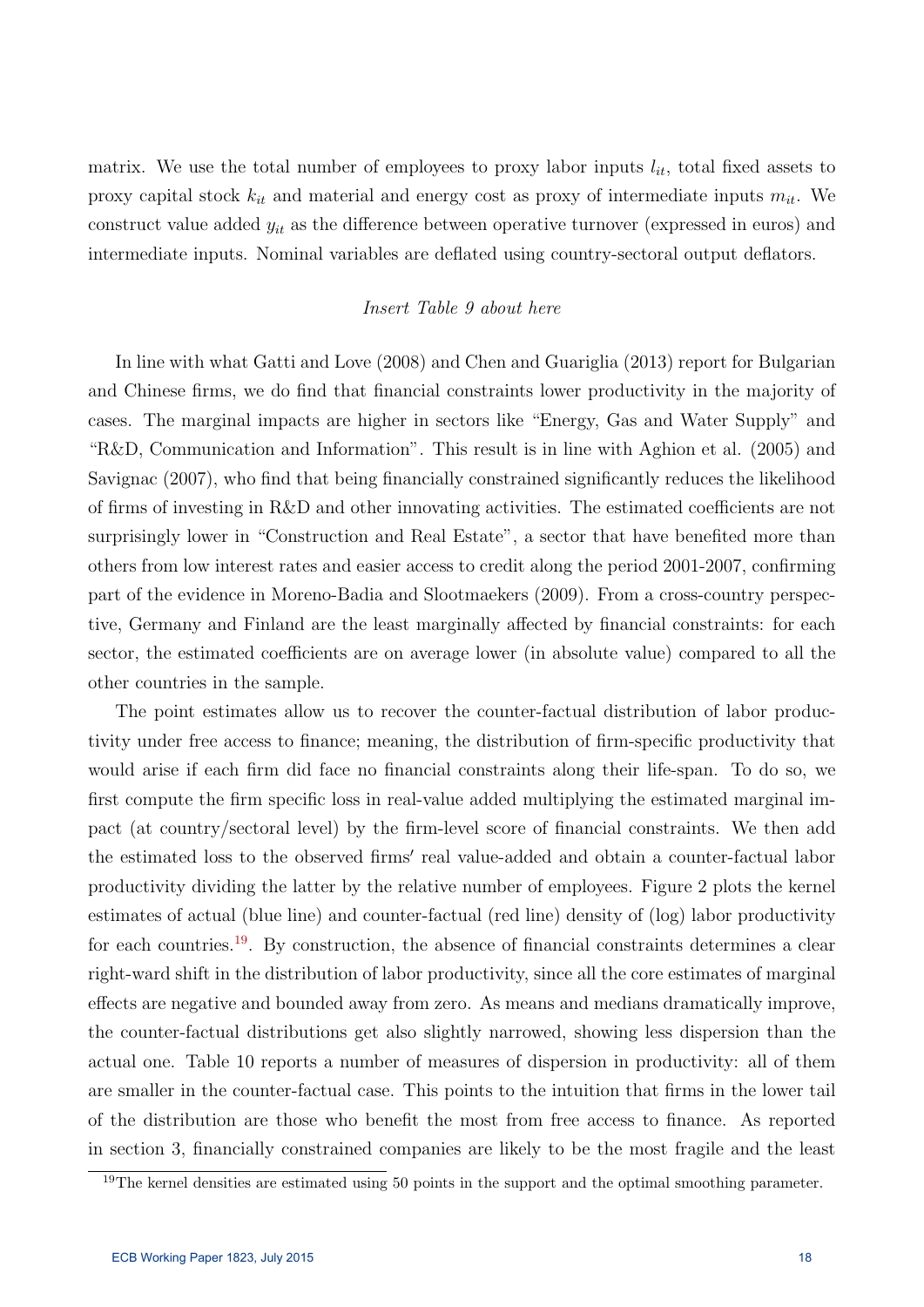matrix. We use the total number of employees to proxy labor inputs $l_{it}$, total fixed assets to proxy capital stock $k_{it}$ and material and energy cost as proxy of intermediate inputs $m_{it}$. We construct value added $y_{it}$ as the difference between operative turnover (expressed in euros) and intermediate inputs. Nominal variables are deflated using country-sectoral output deflators.

*Insert Table 9 about here*

In line with what Gatti and Love (2008) and Chen and Guariglia (2013) report for Bulgarian and Chinese firms, we do find that financial constraints lower productivity in the majority of cases. The marginal impacts are higher in sectors like "Energy, Gas and Water Supply" and "R&D, Communication and Information". This result is in line with Aghion et al. (2005) and Savignac (2007), who find that being financially constrained significantly reduces the likelihood of firms of investing in R&D and other innovating activities. The estimated coefficients are not surprisingly lower in "Construction and Real Estate", a sector that have benefited more than others from low interest rates and easier access to credit along the period 2001-2007, confirming part of the evidence in Moreno-Badia and Slootmaekers (2009). From a cross-country perspective, Germany and Finland are the least marginally affected by financial constraints: for each sector, the estimated coefficients are on average lower (in absolute value) compared to all the other countries in the sample.

The point estimates allow us to recover the counter-factual distribution of labor productivity under free access to finance; meaning, the distribution of firm-specific productivity that would arise if each firm did face no financial constraints along their life-span. To do so, we first compute the firm specific loss in real-value added multiplying the estimated marginal impact (at country/sectoral level) by the firm-level score of financial constraints. We then add the estimated loss to the observed firms′ real value-added and obtain a counter-factual labor productivity dividing the latter by the relative number of employees. Figure 2 plots the kernel estimates of actual (blue line) and counter-factual (red line) density of (log) labor productivity for each countries.[19]. By construction, the absence of financial constraints determines a clear right-ward shift in the distribution of labor productivity, since all the core estimates of marginal effects are negative and bounded away from zero. As means and medians dramatically improve, the counter-factual distributions get also slightly narrowed, showing less dispersion than the actual one. Table 10 reports a number of measures of dispersion in productivity: all of them are smaller in the counter-factual case. This points to the intuition that firms in the lower tail of the distribution are those who benefit the most from free access to finance. As reported in section 3, financially constrained companies are likely to be the most fragile and the least

[19]The kernel densities are estimated using 50 points in the support and the optimal smoothing parameter.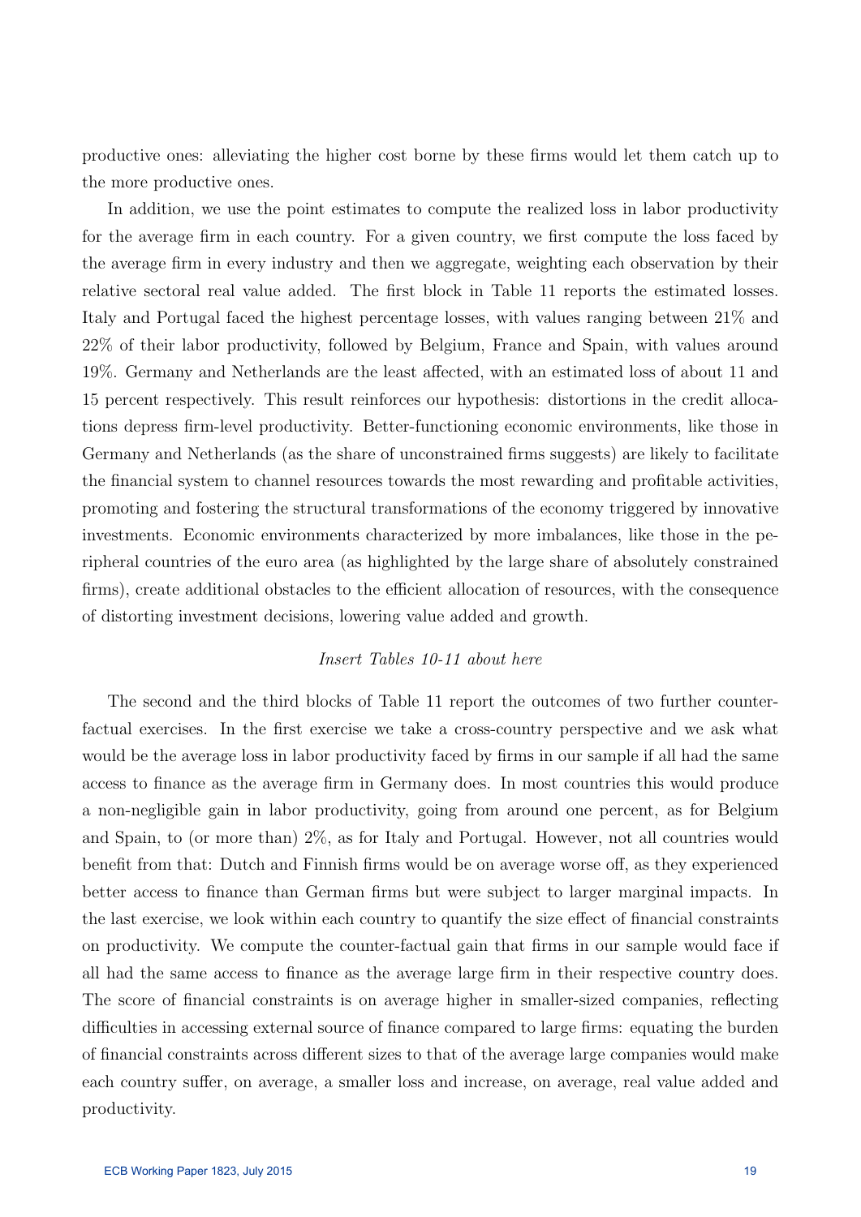productive ones: alleviating the higher cost borne by these firms would let them catch up to the more productive ones.

In addition, we use the point estimates to compute the realized loss in labor productivity for the average firm in each country. For a given country, we first compute the loss faced by the average firm in every industry and then we aggregate, weighting each observation by their relative sectoral real value added. The first block in Table 11 reports the estimated losses. Italy and Portugal faced the highest percentage losses, with values ranging between 21% and 22% of their labor productivity, followed by Belgium, France and Spain, with values around 19%. Germany and Netherlands are the least affected, with an estimated loss of about 11 and 15 percent respectively. This result reinforces our hypothesis: distortions in the credit allocations depress firm-level productivity. Better-functioning economic environments, like those in Germany and Netherlands (as the share of unconstrained firms suggests) are likely to facilitate the financial system to channel resources towards the most rewarding and profitable activities, promoting and fostering the structural transformations of the economy triggered by innovative investments. Economic environments characterized by more imbalances, like those in the peripheral countries of the euro area (as highlighted by the large share of absolutely constrained firms), create additional obstacles to the efficient allocation of resources, with the consequence of distorting investment decisions, lowering value added and growth.

*Insert Tables 10-11 about here*

The second and the third blocks of Table 11 report the outcomes of two further counterfactual exercises. In the first exercise we take a cross-country perspective and we ask what would be the average loss in labor productivity faced by firms in our sample if all had the same access to finance as the average firm in Germany does. In most countries this would produce a non-negligible gain in labor productivity, going from around one percent, as for Belgium and Spain, to (or more than) 2%, as for Italy and Portugal. However, not all countries would benefit from that: Dutch and Finnish firms would be on average worse off, as they experienced better access to finance than German firms but were subject to larger marginal impacts. In the last exercise, we look within each country to quantify the size effect of financial constraints on productivity. We compute the counter-factual gain that firms in our sample would face if all had the same access to finance as the average large firm in their respective country does. The score of financial constraints is on average higher in smaller-sized companies, reflecting difficulties in accessing external source of finance compared to large firms: equating the burden of financial constraints across different sizes to that of the average large companies would make each country suffer, on average, a smaller loss and increase, on average, real value added and productivity.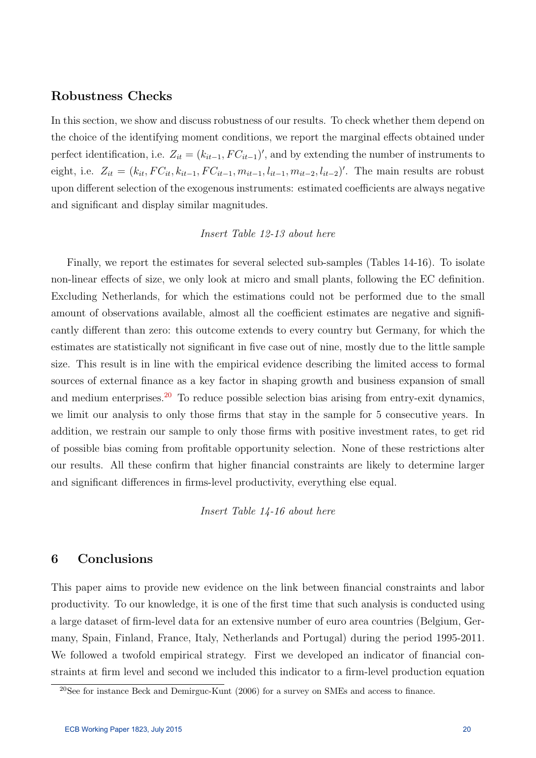## Robustness Checks

In this section, we show and discuss robustness of our results. To check whether them depend on the choice of the identifying moment conditions, we report the marginal effects obtained under perfect identification, i.e. $Z_{it} = (k_{it-1}, FC_{it-1})'$, and by extending the number of instruments to eight, i.e. $Z_{it} = (k_{it}, FC_{it}, k_{it-1}, FC_{it-1}, m_{it-1}, l_{it-1}, m_{it-2}, l_{it-2})'$. The main results are robust upon different selection of the exogenous instruments: estimated coefficients are always negative and significant and display similar magnitudes.

*Insert Table 12-13 about here*

Finally, we report the estimates for several selected sub-samples (Tables 14-16). To isolate non-linear effects of size, we only look at micro and small plants, following the EC definition. Excluding Netherlands, for which the estimations could not be performed due to the small amount of observations available, almost all the coefficient estimates are negative and significantly different than zero: this outcome extends to every country but Germany, for which the estimates are statistically not significant in five case out of nine, mostly due to the little sample size. This result is in line with the empirical evidence describing the limited access to formal sources of external finance as a key factor in shaping growth and business expansion of small and medium enterprises.[20] To reduce possible selection bias arising from entry-exit dynamics, we limit our analysis to only those firms that stay in the sample for 5 consecutive years. In addition, we restrain our sample to only those firms with positive investment rates, to get rid of possible bias coming from profitable opportunity selection. None of these restrictions alter our results. All these confirm that higher financial constraints are likely to determine larger and significant differences in firms-level productivity, everything else equal.

*Insert Table 14-16 about here*

# 6 Conclusions

This paper aims to provide new evidence on the link between financial constraints and labor productivity. To our knowledge, it is one of the first time that such analysis is conducted using a large dataset of firm-level data for an extensive number of euro area countries (Belgium, Germany, Spain, Finland, France, Italy, Netherlands and Portugal) during the period 1995-2011. We followed a twofold empirical strategy. First we developed an indicator of financial constraints at firm level and second we included this indicator to a firm-level production equation

[20] See for instance Beck and Demirguc-Kunt (2006) for a survey on SMEs and access to finance.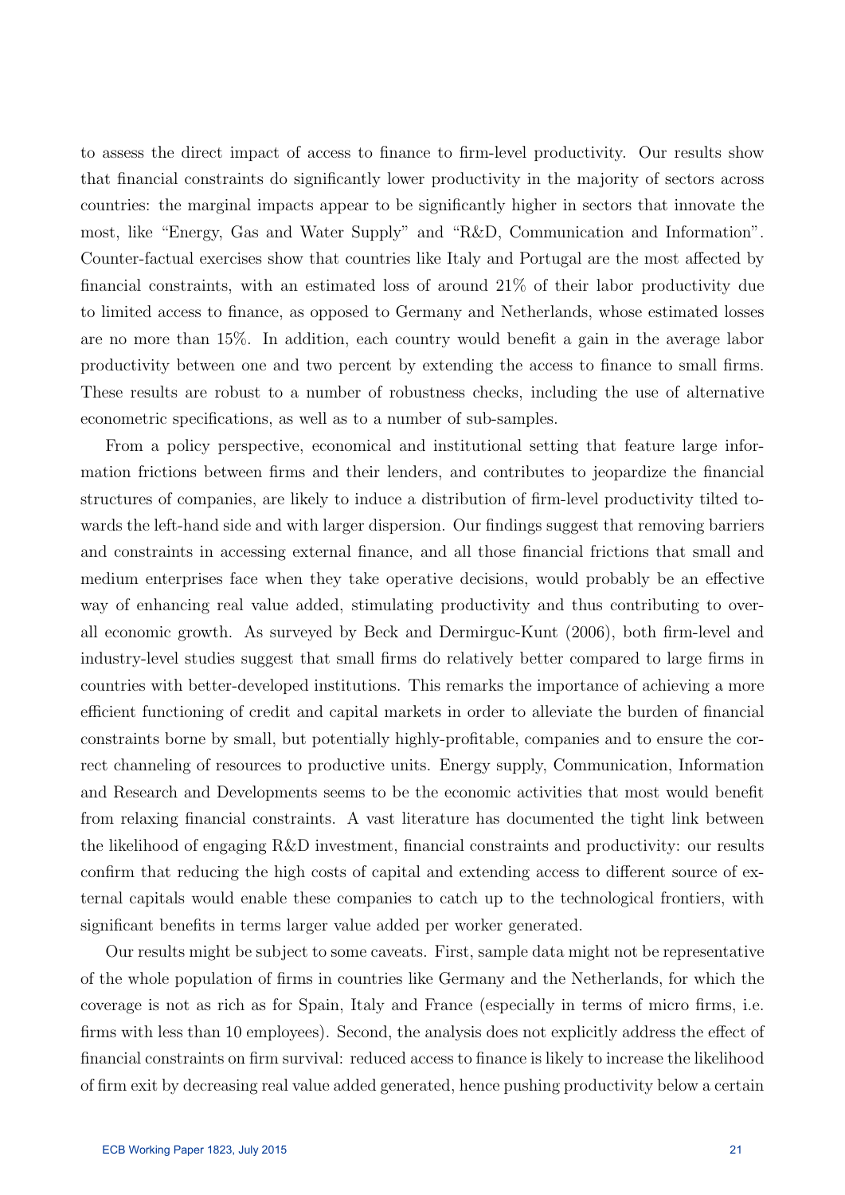to assess the direct impact of access to finance to firm-level productivity. Our results show that financial constraints do significantly lower productivity in the majority of sectors across countries: the marginal impacts appear to be significantly higher in sectors that innovate the most, like "Energy, Gas and Water Supply" and "R&D, Communication and Information". Counter-factual exercises show that countries like Italy and Portugal are the most affected by financial constraints, with an estimated loss of around 21% of their labor productivity due to limited access to finance, as opposed to Germany and Netherlands, whose estimated losses are no more than 15%. In addition, each country would benefit a gain in the average labor productivity between one and two percent by extending the access to finance to small firms. These results are robust to a number of robustness checks, including the use of alternative econometric specifications, as well as to a number of sub-samples.

From a policy perspective, economical and institutional setting that feature large information frictions between firms and their lenders, and contributes to jeopardize the financial structures of companies, are likely to induce a distribution of firm-level productivity tilted towards the left-hand side and with larger dispersion. Our findings suggest that removing barriers and constraints in accessing external finance, and all those financial frictions that small and medium enterprises face when they take operative decisions, would probably be an effective way of enhancing real value added, stimulating productivity and thus contributing to overall economic growth. As surveyed by Beck and Dermirguc-Kunt (2006), both firm-level and industry-level studies suggest that small firms do relatively better compared to large firms in countries with better-developed institutions. This remarks the importance of achieving a more efficient functioning of credit and capital markets in order to alleviate the burden of financial constraints borne by small, but potentially highly-profitable, companies and to ensure the correct channeling of resources to productive units. Energy supply, Communication, Information and Research and Developments seems to be the economic activities that most would benefit from relaxing financial constraints. A vast literature has documented the tight link between the likelihood of engaging R&D investment, financial constraints and productivity: our results confirm that reducing the high costs of capital and extending access to different source of external capitals would enable these companies to catch up to the technological frontiers, with significant benefits in terms larger value added per worker generated.

Our results might be subject to some caveats. First, sample data might not be representative of the whole population of firms in countries like Germany and the Netherlands, for which the coverage is not as rich as for Spain, Italy and France (especially in terms of micro firms, i.e. firms with less than 10 employees). Second, the analysis does not explicitly address the effect of financial constraints on firm survival: reduced access to finance is likely to increase the likelihood of firm exit by decreasing real value added generated, hence pushing productivity below a certain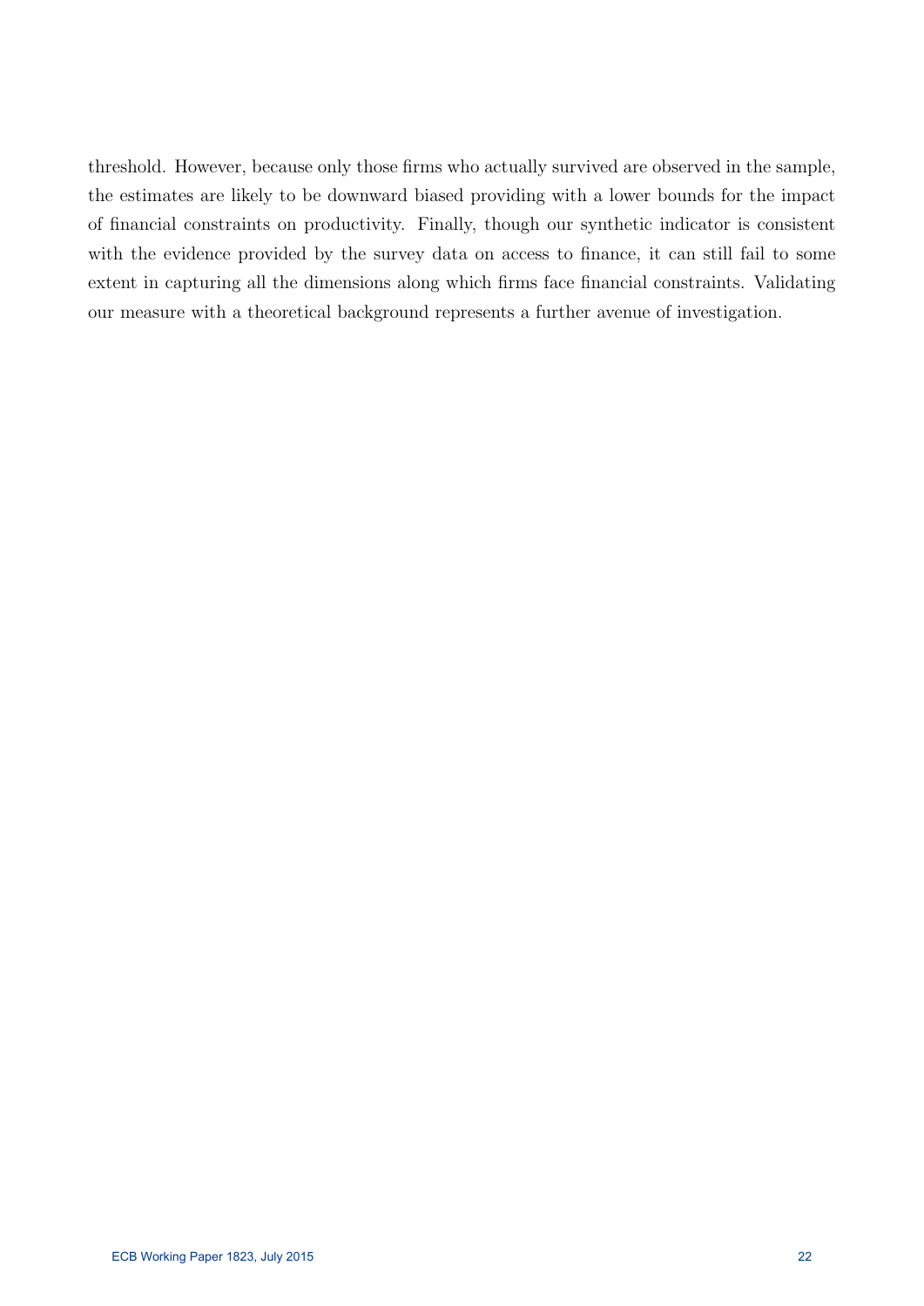threshold. However, because only those firms who actually survived are observed in the sample, the estimates are likely to be downward biased providing with a lower bounds for the impact of financial constraints on productivity. Finally, though our synthetic indicator is consistent with the evidence provided by the survey data on access to finance, it can still fail to some extent in capturing all the dimensions along which firms face financial constraints. Validating our measure with a theoretical background represents a further avenue of investigation.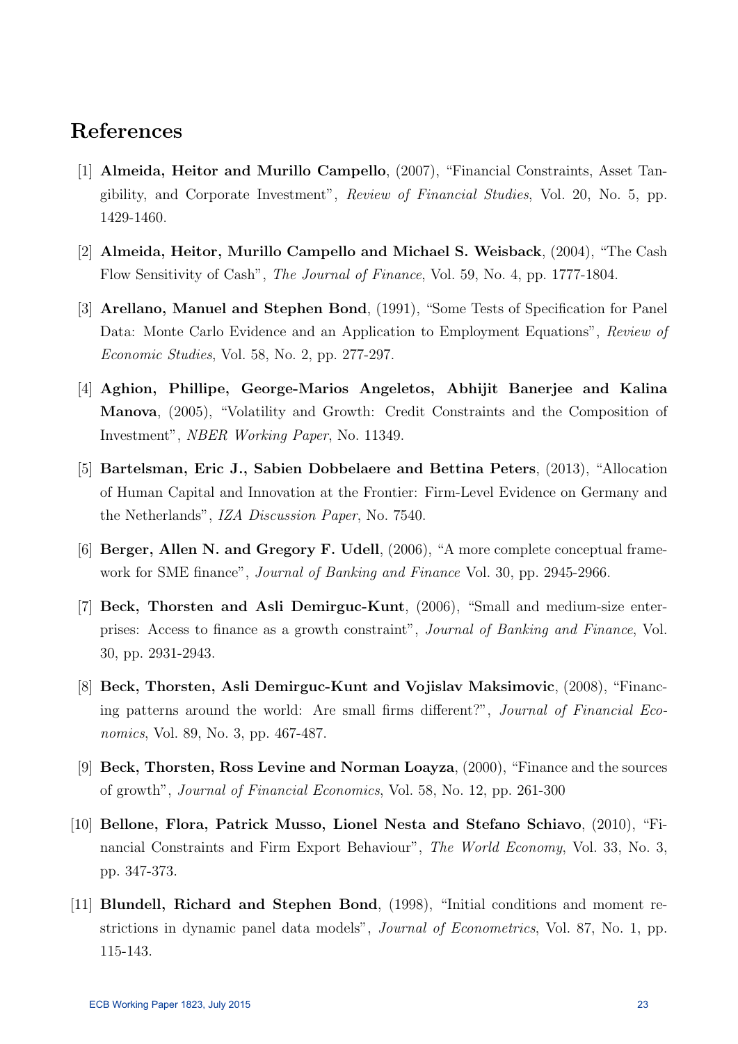# References

[1] **Almeida, Heitor and Murillo Campello**, (2007), "Financial Constraints, Asset Tangibility, and Corporate Investment", *Review of Financial Studies*, Vol. 20, No. 5, pp. 1429-1460.

[2] **Almeida, Heitor, Murillo Campello and Michael S. Weisback**, (2004), "The Cash Flow Sensitivity of Cash", *The Journal of Finance*, Vol. 59, No. 4, pp. 1777-1804.

[3] **Arellano, Manuel and Stephen Bond**, (1991), "Some Tests of Specification for Panel Data: Monte Carlo Evidence and an Application to Employment Equations", *Review of Economic Studies*, Vol. 58, No. 2, pp. 277-297.

[4] **Aghion, Phillipe, George-Marios Angeletos, Abhijit Banerjee and Kalina Manova**, (2005), "Volatility and Growth: Credit Constraints and the Composition of Investment", *NBER Working Paper*, No. 11349.

[5] **Bartelsman, Eric J., Sabien Dobbelaere and Bettina Peters**, (2013), "Allocation of Human Capital and Innovation at the Frontier: Firm-Level Evidence on Germany and the Netherlands", *IZA Discussion Paper*, No. 7540.

[6] **Berger, Allen N. and Gregory F. Udell**, (2006), "A more complete conceptual framework for SME finance", *Journal of Banking and Finance* Vol. 30, pp. 2945-2966.

[7] **Beck, Thorsten and Asli Demirguc-Kunt**, (2006), "Small and medium-size enterprises: Access to finance as a growth constraint", *Journal of Banking and Finance*, Vol. 30, pp. 2931-2943.

[8] **Beck, Thorsten, Asli Demirguc-Kunt and Vojislav Maksimovic**, (2008), "Financing patterns around the world: Are small firms different?", *Journal of Financial Economics*, Vol. 89, No. 3, pp. 467-487.

[9] **Beck, Thorsten, Ross Levine and Norman Loayza**, (2000), "Finance and the sources of growth", *Journal of Financial Economics*, Vol. 58, No. 12, pp. 261-300

[10] **Bellone, Flora, Patrick Musso, Lionel Nesta and Stefano Schiavo**, (2010), "Financial Constraints and Firm Export Behaviour", *The World Economy*, Vol. 33, No. 3, pp. 347-373.

[11] **Blundell, Richard and Stephen Bond**, (1998), "Initial conditions and moment restrictions in dynamic panel data models", *Journal of Econometrics*, Vol. 87, No. 1, pp. 115-143.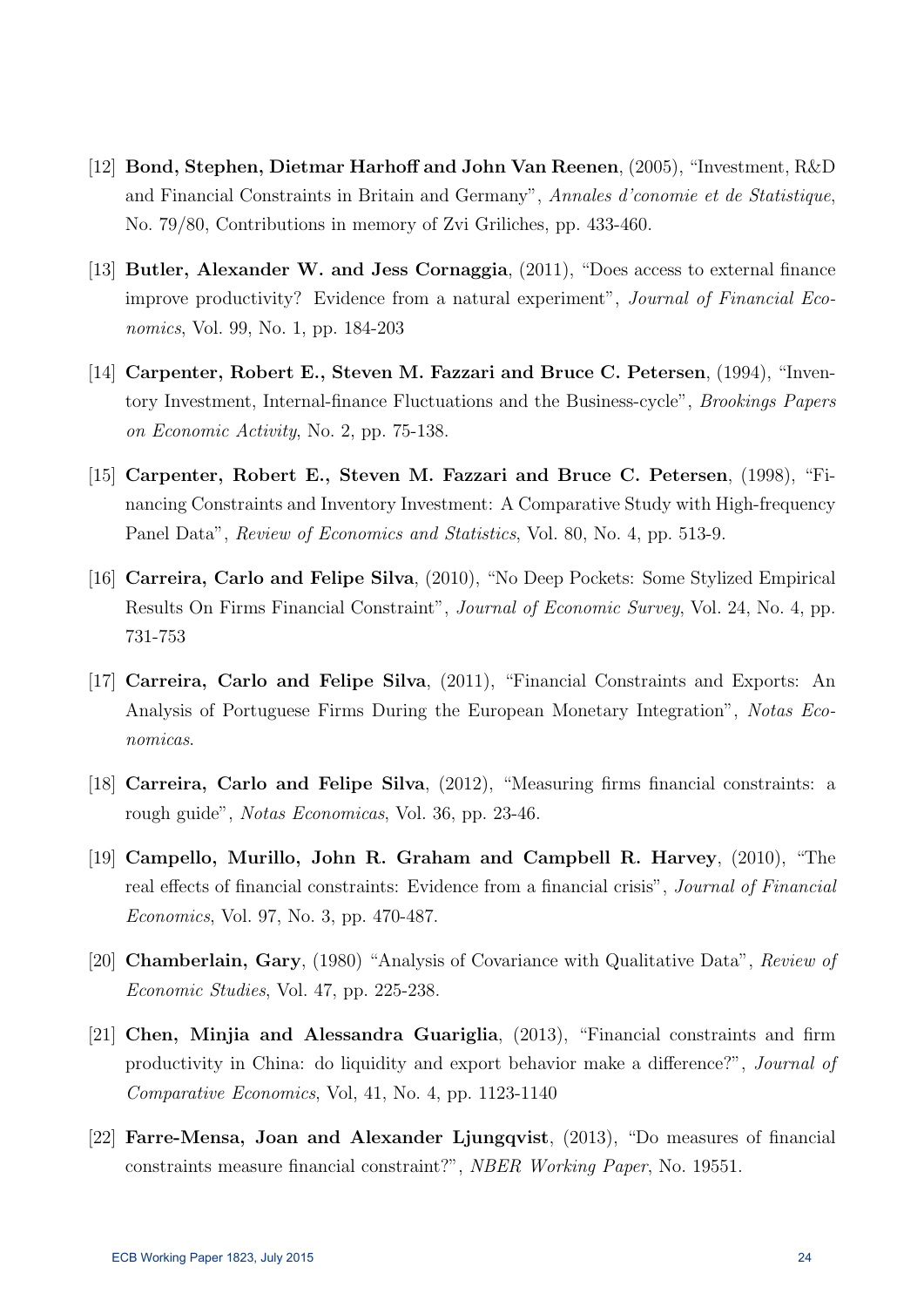[12] **Bond, Stephen, Dietmar Harhoff and John Van Reenen**, (2005), "Investment, R&D and Financial Constraints in Britain and Germany", *Annales d'conomie et de Statistique*, No. 79/80, Contributions in memory of Zvi Griliches, pp. 433-460.

[13] **Butler, Alexander W. and Jess Cornaggia**, (2011), "Does access to external finance improve productivity? Evidence from a natural experiment", *Journal of Financial Economics*, Vol. 99, No. 1, pp. 184-203

[14] **Carpenter, Robert E., Steven M. Fazzari and Bruce C. Petersen**, (1994), "Inventory Investment, Internal-finance Fluctuations and the Business-cycle", *Brookings Papers on Economic Activity*, No. 2, pp. 75-138.

[15] **Carpenter, Robert E., Steven M. Fazzari and Bruce C. Petersen**, (1998), "Financing Constraints and Inventory Investment: A Comparative Study with High-frequency Panel Data", *Review of Economics and Statistics*, Vol. 80, No. 4, pp. 513-9.

[16] **Carreira, Carlo and Felipe Silva**, (2010), "No Deep Pockets: Some Stylized Empirical Results On Firms Financial Constraint", *Journal of Economic Survey*, Vol. 24, No. 4, pp. 731-753

[17] **Carreira, Carlo and Felipe Silva**, (2011), "Financial Constraints and Exports: An Analysis of Portuguese Firms During the European Monetary Integration", *Notas Economicas*.

[18] **Carreira, Carlo and Felipe Silva**, (2012), "Measuring firms financial constraints: a rough guide", *Notas Economicas*, Vol. 36, pp. 23-46.

[19] **Campello, Murillo, John R. Graham and Campbell R. Harvey**, (2010), "The real effects of financial constraints: Evidence from a financial crisis", *Journal of Financial Economics*, Vol. 97, No. 3, pp. 470-487.

[20] **Chamberlain, Gary**, (1980) "Analysis of Covariance with Qualitative Data", *Review of Economic Studies*, Vol. 47, pp. 225-238.

[21] **Chen, Minjia and Alessandra Guariglia**, (2013), "Financial constraints and firm productivity in China: do liquidity and export behavior make a difference?", *Journal of Comparative Economics*, Vol, 41, No. 4, pp. 1123-1140

[22] **Farre-Mensa, Joan and Alexander Ljungqvist**, (2013), "Do measures of financial constraints measure financial constraint?", *NBER Working Paper*, No. 19551.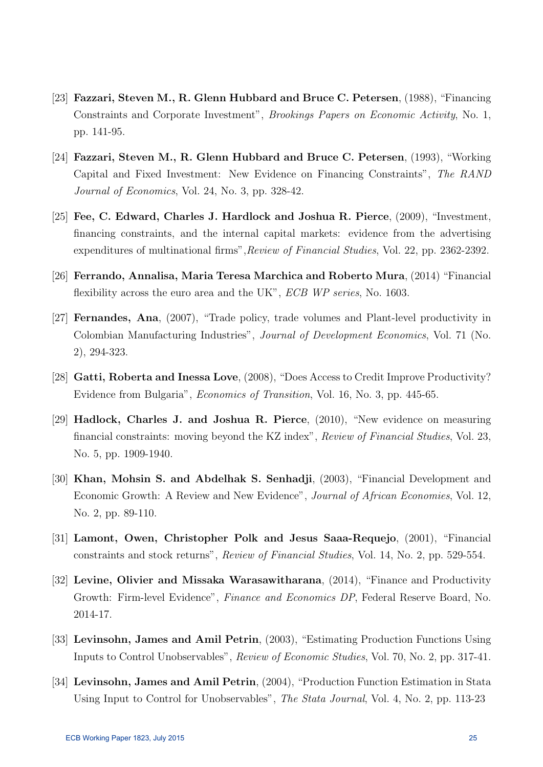[23] **Fazzari, Steven M., R. Glenn Hubbard and Bruce C. Petersen**, (1988), "Financing Constraints and Corporate Investment", *Brookings Papers on Economic Activity*, No. 1, pp. 141-95.

[24] **Fazzari, Steven M., R. Glenn Hubbard and Bruce C. Petersen**, (1993), "Working Capital and Fixed Investment: New Evidence on Financing Constraints", *The RAND Journal of Economics*, Vol. 24, No. 3, pp. 328-42.

[25] **Fee, C. Edward, Charles J. Hardlock and Joshua R. Pierce**, (2009), "Investment, financing constraints, and the internal capital markets: evidence from the advertising expenditures of multinational firms",*Review of Financial Studies*, Vol. 22, pp. 2362-2392.

[26] **Ferrando, Annalisa, Maria Teresa Marchica and Roberto Mura**, (2014) "Financial flexibility across the euro area and the UK", *ECB WP series*, No. 1603.

[27] **Fernandes, Ana**, (2007), "Trade policy, trade volumes and Plant-level productivity in Colombian Manufacturing Industries", *Journal of Development Economics*, Vol. 71 (No. 2), 294-323.

[28] **Gatti, Roberta and Inessa Love**, (2008), "Does Access to Credit Improve Productivity? Evidence from Bulgaria", *Economics of Transition*, Vol. 16, No. 3, pp. 445-65.

[29] **Hadlock, Charles J. and Joshua R. Pierce**, (2010), "New evidence on measuring financial constraints: moving beyond the KZ index", *Review of Financial Studies*, Vol. 23, No. 5, pp. 1909-1940.

[30] **Khan, Mohsin S. and Abdelhak S. Senhadji**, (2003), "Financial Development and Economic Growth: A Review and New Evidence", *Journal of African Economies*, Vol. 12, No. 2, pp. 89-110.

[31] **Lamont, Owen, Christopher Polk and Jesus Saaa-Requejo**, (2001), "Financial constraints and stock returns", *Review of Financial Studies*, Vol. 14, No. 2, pp. 529-554.

[32] **Levine, Olivier and Missaka Warasawitharana**, (2014), "Finance and Productivity Growth: Firm-level Evidence", *Finance and Economics DP*, Federal Reserve Board, No. 2014-17.

[33] **Levinsohn, James and Amil Petrin**, (2003), "Estimating Production Functions Using Inputs to Control Unobservables", *Review of Economic Studies*, Vol. 70, No. 2, pp. 317-41.

[34] **Levinsohn, James and Amil Petrin**, (2004), "Production Function Estimation in Stata Using Input to Control for Unobservables", *The Stata Journal*, Vol. 4, No. 2, pp. 113-23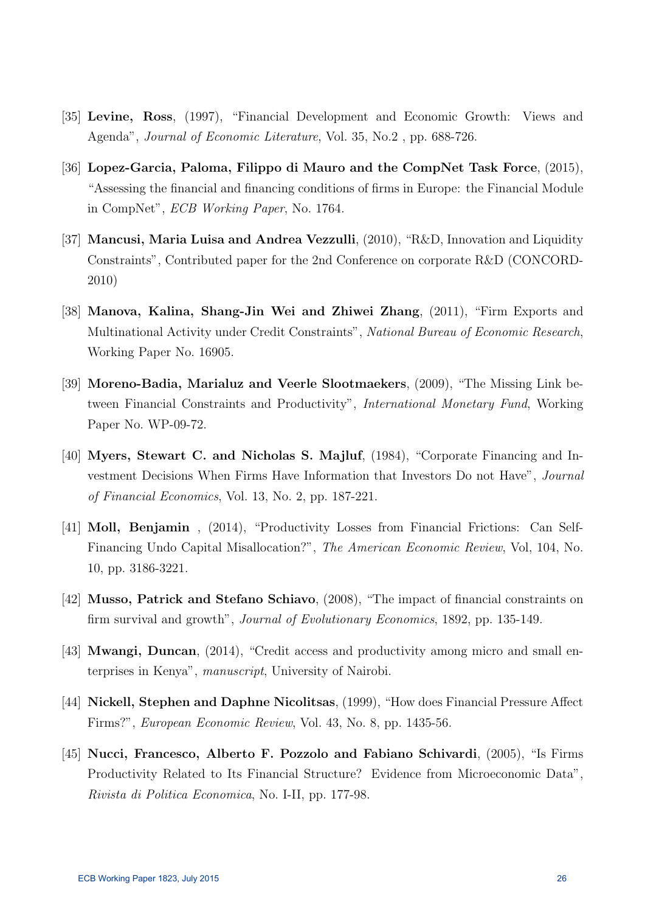[35] **Levine, Ross**, (1997), "Financial Development and Economic Growth: Views and Agenda", *Journal of Economic Literature*, Vol. 35, No.2 , pp. 688-726.

[36] **Lopez-Garcia, Paloma, Filippo di Mauro and the CompNet Task Force**, (2015), "Assessing the financial and financing conditions of firms in Europe: the Financial Module in CompNet", *ECB Working Paper*, No. 1764.

[37] **Mancusi, Maria Luisa and Andrea Vezzulli**, (2010), "R&D, Innovation and Liquidity Constraints", Contributed paper for the 2nd Conference on corporate R&D (CONCORD-2010)

[38] **Manova, Kalina, Shang-Jin Wei and Zhiwei Zhang**, (2011), "Firm Exports and Multinational Activity under Credit Constraints", *National Bureau of Economic Research*, Working Paper No. 16905.

[39] **Moreno-Badia, Marialuz and Veerle Slootmaekers**, (2009), "The Missing Link between Financial Constraints and Productivity", *International Monetary Fund*, Working Paper No. WP-09-72.

[40] **Myers, Stewart C. and Nicholas S. Majluf**, (1984), "Corporate Financing and Investment Decisions When Firms Have Information that Investors Do not Have", *Journal of Financial Economics*, Vol. 13, No. 2, pp. 187-221.

[41] **Moll, Benjamin** , (2014), "Productivity Losses from Financial Frictions: Can Self-Financing Undo Capital Misallocation?", *The American Economic Review*, Vol, 104, No. 10, pp. 3186-3221.

[42] **Musso, Patrick and Stefano Schiavo**, (2008), "The impact of financial constraints on firm survival and growth", *Journal of Evolutionary Economics*, 1892, pp. 135-149.

[43] **Mwangi, Duncan**, (2014), "Credit access and productivity among micro and small enterprises in Kenya", *manuscript*, University of Nairobi.

[44] **Nickell, Stephen and Daphne Nicolitsas**, (1999), "How does Financial Pressure Affect Firms?", *European Economic Review*, Vol. 43, No. 8, pp. 1435-56.

[45] **Nucci, Francesco, Alberto F. Pozzolo and Fabiano Schivardi**, (2005), "Is Firms Productivity Related to Its Financial Structure? Evidence from Microeconomic Data", *Rivista di Politica Economica*, No. I-II, pp. 177-98.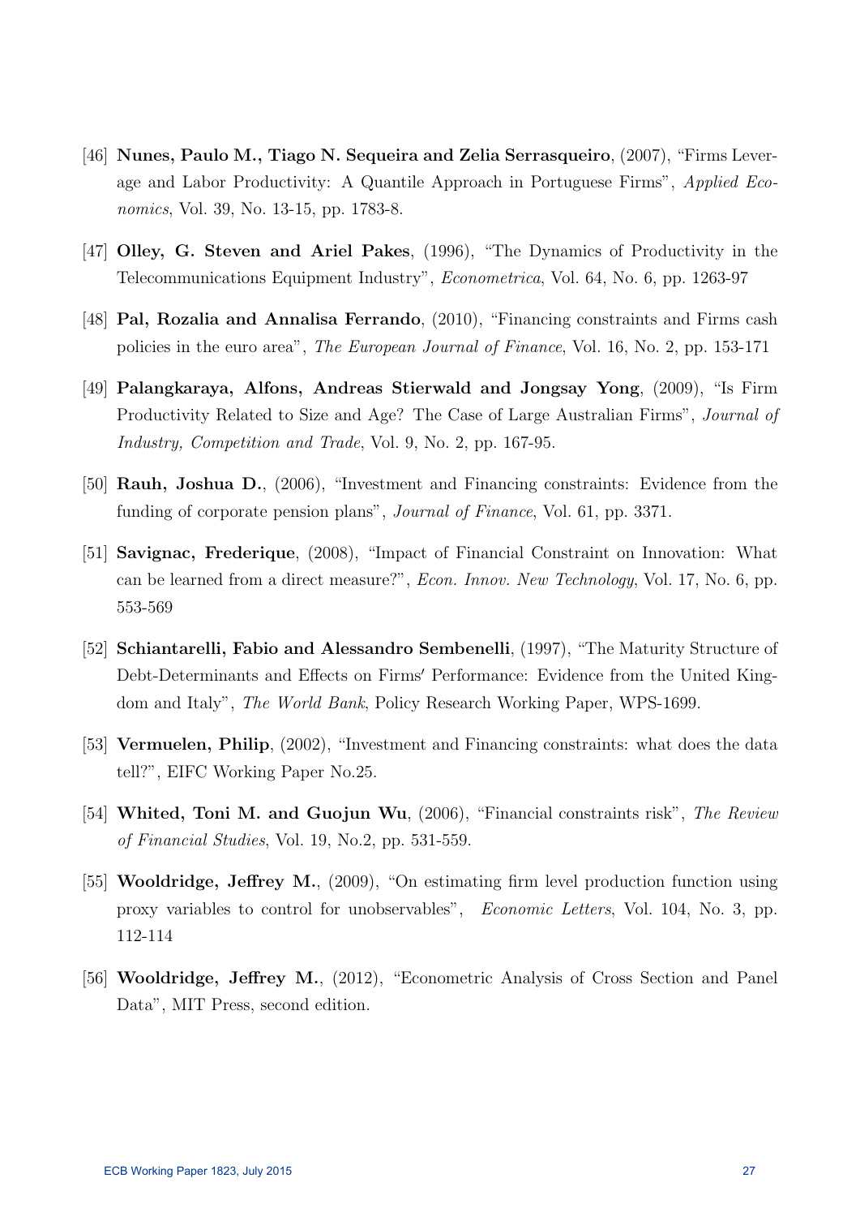[46] **Nunes, Paulo M., Tiago N. Sequeira and Zelia Serrasqueiro**, (2007), "Firms Leverage and Labor Productivity: A Quantile Approach in Portuguese Firms", *Applied Economics*, Vol. 39, No. 13-15, pp. 1783-8.

[47] **Olley, G. Steven and Ariel Pakes**, (1996), "The Dynamics of Productivity in the Telecommunications Equipment Industry", *Econometrica*, Vol. 64, No. 6, pp. 1263-97

[48] **Pal, Rozalia and Annalisa Ferrando**, (2010), "Financing constraints and Firms cash policies in the euro area", *The European Journal of Finance*, Vol. 16, No. 2, pp. 153-171

[49] **Palangkaraya, Alfons, Andreas Stierwald and Jongsay Yong**, (2009), "Is Firm Productivity Related to Size and Age? The Case of Large Australian Firms", *Journal of Industry, Competition and Trade*, Vol. 9, No. 2, pp. 167-95.

[50] **Rauh, Joshua D.**, (2006), "Investment and Financing constraints: Evidence from the funding of corporate pension plans", *Journal of Finance*, Vol. 61, pp. 3371.

[51] **Savignac, Frederique**, (2008), "Impact of Financial Constraint on Innovation: What can be learned from a direct measure?", *Econ. Innov. New Technology*, Vol. 17, No. 6, pp. 553-569

[52] **Schiantarelli, Fabio and Alessandro Sembenelli**, (1997), "The Maturity Structure of Debt-Determinants and Effects on Firms′ Performance: Evidence from the United Kingdom and Italy", *The World Bank*, Policy Research Working Paper, WPS-1699.

[53] **Vermuelen, Philip**, (2002), "Investment and Financing constraints: what does the data tell?", EIFC Working Paper No.25.

[54] **Whited, Toni M. and Guojun Wu**, (2006), "Financial constraints risk", *The Review of Financial Studies*, Vol. 19, No.2, pp. 531-559.

[55] **Wooldridge, Jeffrey M.**, (2009), "On estimating firm level production function using proxy variables to control for unobservables", *Economic Letters*, Vol. 104, No. 3, pp. 112-114

[56] **Wooldridge, Jeffrey M.**, (2012), "Econometric Analysis of Cross Section and Panel Data", MIT Press, second edition.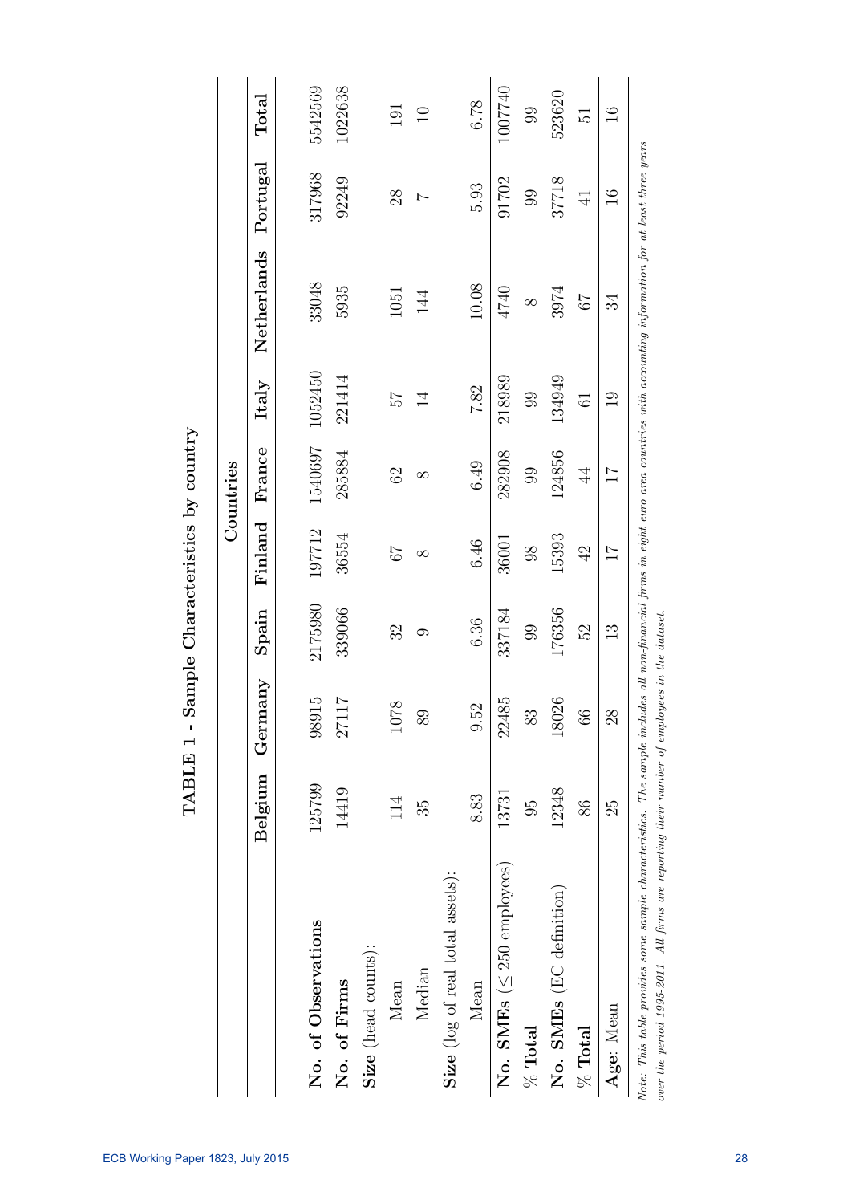# TABLE 1 - Sample Characteristics by country

| | Countries | | | | | | | | |
|---|---|---|---|---|---|---|---|---|---|
| | **Belgium** | **Germany** | **Spain** | **Finland** | **France** | **Italy** | **Netherlands** | **Portugal** | **Total** |
| **No. of Observations** | 125799 | 98915 | 2175980 | 197712 | 1540697 | 1052450 | 33048 | 317968 | 5542569 |
| **No. of Firms** | 14419 | 27117 | 339066 | 36554 | 285884 | 221414 | 5935 | 92249 | 1022638 |
| **Size** (head counts): | | | | | | | | | |
| Mean | 114 | 1078 | 32 | 67 | 62 | 57 | 1051 | 28 | 191 |
| Median | 35 | 89 | 9 | 8 | 8 | 14 | 144 | 7 | 10 |
| **Size** (log of real total assets): | | | | | | | | | |
| Mean | 8.83 | 9.52 | 6.36 | 6.46 | 6.49 | 7.82 | 10.08 | 5.93 | 6.78 |
| **No. SMEs** ($\leq 250$ employees) | 13731 | 22485 | 337184 | 36001 | 282908 | 218989 | 4740 | 91702 | 1007740 |
| **% Total** | 95 | 83 | 99 | 98 | 99 | 99 | 8 | 99 | 99 |
| **No. SMEs** (EC definition) | 12348 | 18026 | 176356 | 15393 | 124856 | 134949 | 3974 | 37718 | 523620 |
| **% Total** | 86 | 66 | 52 | 42 | 44 | 61 | 67 | 41 | 51 |
| **Age**: Mean | 25 | 28 | 13 | 17 | 17 | 19 | 34 | 16 | 16 |

*Note: This table provides some sample characteristics. The sample includes all non-financial firms in eight euro area countries with accounting information for at least three years over the period 1995-2011. All firms are reporting their number of employees in the dataset.*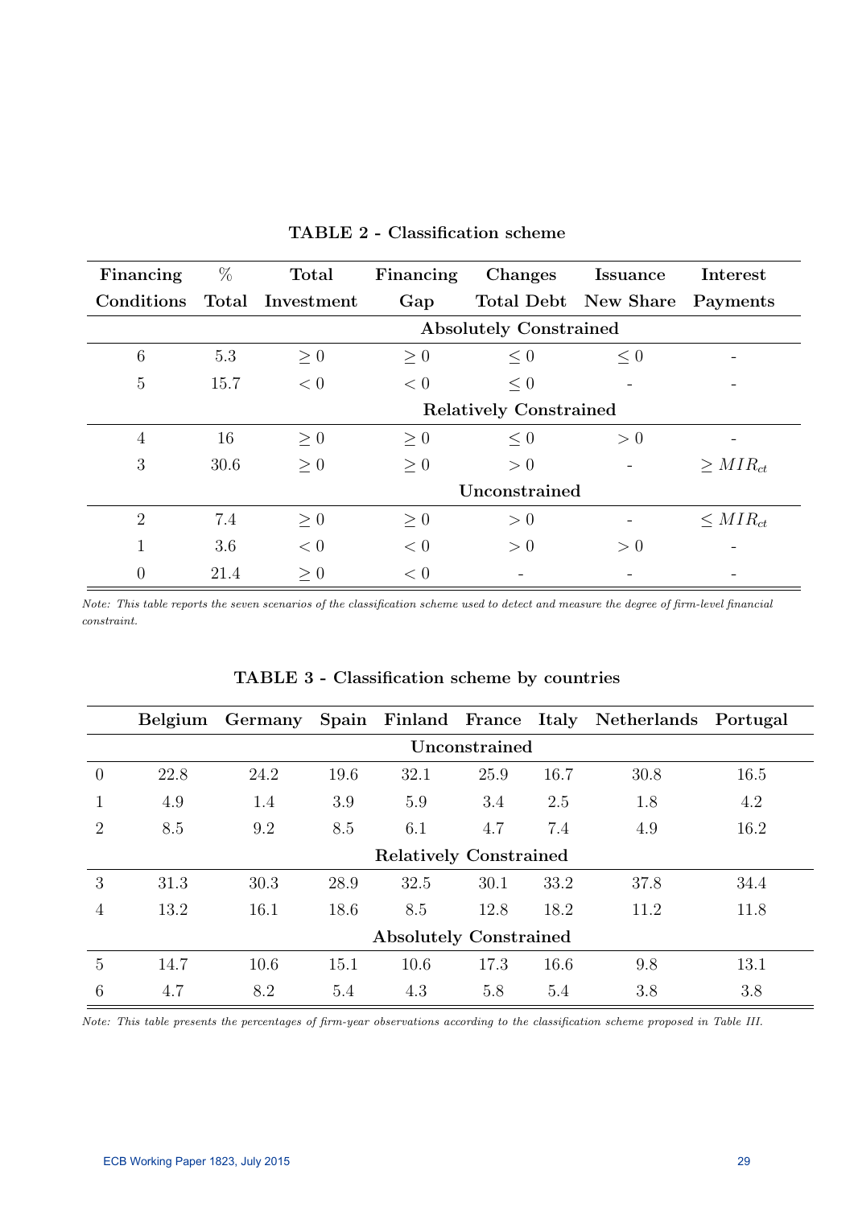**TABLE 2 - Classification scheme**

| Financing Conditions | % Total | Total Investment | Financing Gap | Changes Total Debt | Issuance New Share | Interest Payments |
|---|---|---|---|---|---|---|
| | | | **Absolutely Constrained** | | | |
| 6 | 5.3 | $\geq 0$ | $\geq 0$ | $\leq 0$ | $\leq 0$ | - |
| 5 | 15.7 | $< 0$ | $< 0$ | $\leq 0$ | - | - |
| | | | **Relatively Constrained** | | | |
| 4 | 16 | $\geq 0$ | $\geq 0$ | $\leq 0$ | $> 0$ | - |
| 3 | 30.6 | $\geq 0$ | $\geq 0$ | $> 0$ | - | $\geq MIR_{ct}$ |
| | | | **Unconstrained** | | | |
| 2 | 7.4 | $\geq 0$ | $\geq 0$ | $> 0$ | - | $\leq MIR_{ct}$ |
| 1 | 3.6 | $< 0$ | $< 0$ | $> 0$ | $> 0$ | - |
| 0 | 21.4 | $\geq 0$ | $< 0$ | - | - | - |

*Note: This table reports the seven scenarios of the classification scheme used to detect and measure the degree of firm-level financial constraint.*

**TABLE 3 - Classification scheme by countries**

| | Belgium | Germany | Spain | Finland | France | Italy | Netherlands | Portugal |
|---|---|---|---|---|---|---|---|---|
| | | | | **Unconstrained** | | | | |
| 0 | 22.8 | 24.2 | 19.6 | 32.1 | 25.9 | 16.7 | 30.8 | 16.5 |
| 1 | 4.9 | 1.4 | 3.9 | 5.9 | 3.4 | 2.5 | 1.8 | 4.2 |
| 2 | 8.5 | 9.2 | 8.5 | 6.1 | 4.7 | 7.4 | 4.9 | 16.2 |
| | | | | **Relatively Constrained** | | | | |
| 3 | 31.3 | 30.3 | 28.9 | 32.5 | 30.1 | 33.2 | 37.8 | 34.4 |
| 4 | 13.2 | 16.1 | 18.6 | 8.5 | 12.8 | 18.2 | 11.2 | 11.8 |
| | | | | **Absolutely Constrained** | | | | |
| 5 | 14.7 | 10.6 | 15.1 | 10.6 | 17.3 | 16.6 | 9.8 | 13.1 |
| 6 | 4.7 | 8.2 | 5.4 | 4.3 | 5.8 | 5.4 | 3.8 | 3.8 |

*Note: This table presents the percentages of firm-year observations according to the classification scheme proposed in Table III.*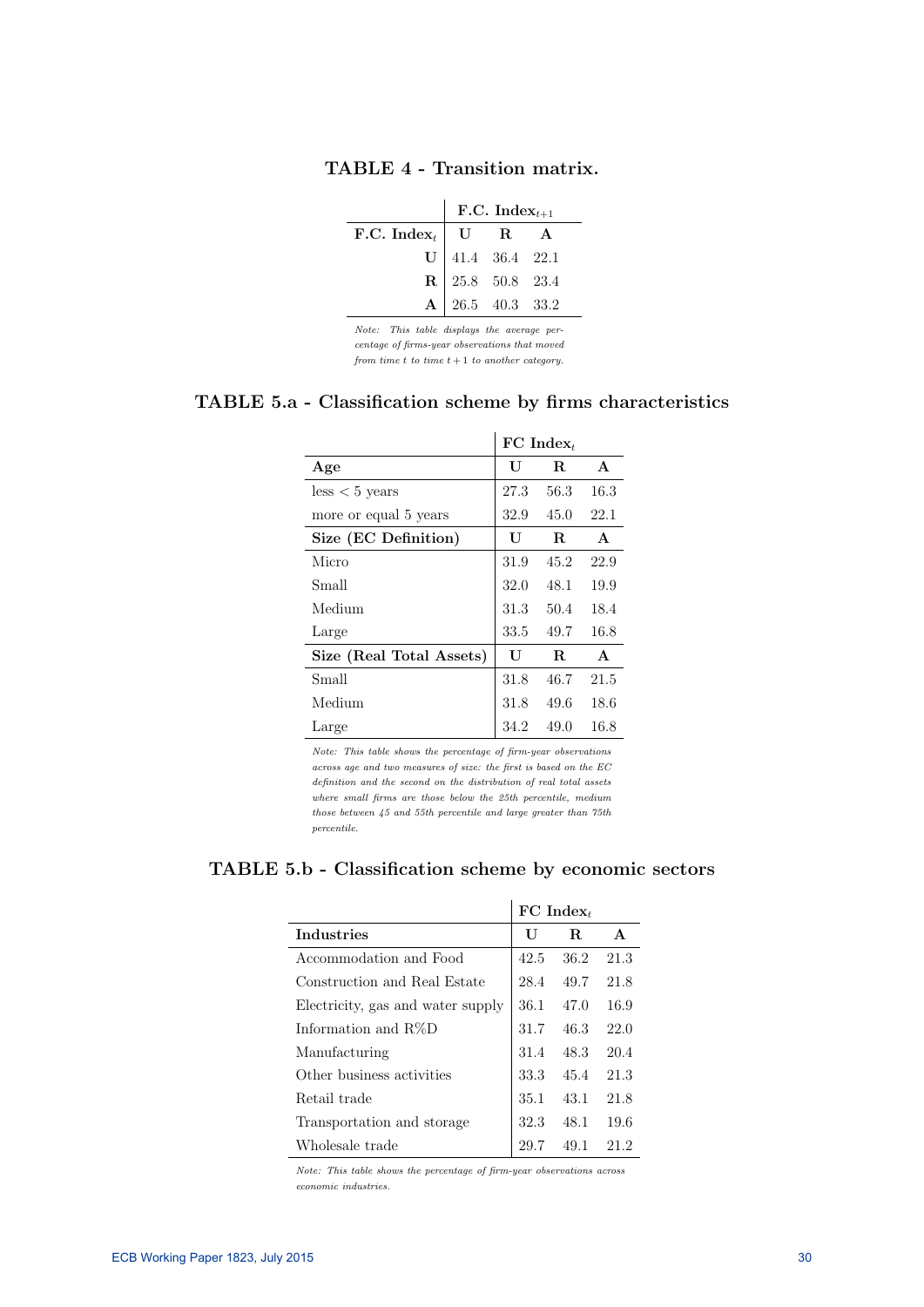## TABLE 4 - Transition matrix.

| | **F.C. Index$_{t+1}$** | | |
|---|---|---|---|
| **F.C. Index$_t$** | **U** | **R** | **A** |
| **U** | 41.4 | 36.4 | 22.1 |
| **R** | 25.8 | 50.8 | 23.4 |
| **A** | 26.5 | 40.3 | 33.2 |

*Note: This table displays the average percentage of firms-year observations that moved from time $t$ to time $t+1$ to another category.*

## TABLE 5.a - Classification scheme by firms characteristics

| | **FC Index$_t$** | | |
|---|---|---|---|
| **Age** | **U** | **R** | **A** |
| less < 5 years | 27.3 | 56.3 | 16.3 |
| more or equal 5 years | 32.9 | 45.0 | 22.1 |
| **Size (EC Definition)** | **U** | **R** | **A** |
| Micro | 31.9 | 45.2 | 22.9 |
| Small | 32.0 | 48.1 | 19.9 |
| Medium | 31.3 | 50.4 | 18.4 |
| Large | 33.5 | 49.7 | 16.8 |
| **Size (Real Total Assets)** | **U** | **R** | **A** |
| Small | 31.8 | 46.7 | 21.5 |
| Medium | 31.8 | 49.6 | 18.6 |
| Large | 34.2 | 49.0 | 16.8 |

*Note: This table shows the percentage of firm-year observations across age and two measures of size: the first is based on the EC definition and the second on the distribution of real total assets where small firms are those below the 25th percentile, medium those between 45 and 55th percentile and large greater than 75th percentile.*

## TABLE 5.b - Classification scheme by economic sectors

| | **FC Index$_t$** | | |
|---|---|---|---|
| **Industries** | **U** | **R** | **A** |
| Accommodation and Food | 42.5 | 36.2 | 21.3 |
| Construction and Real Estate | 28.4 | 49.7 | 21.8 |
| Electricity, gas and water supply | 36.1 | 47.0 | 16.9 |
| Information and R%D | 31.7 | 46.3 | 22.0 |
| Manufacturing | 31.4 | 48.3 | 20.4 |
| Other business activities | 33.3 | 45.4 | 21.3 |
| Retail trade | 35.1 | 43.1 | 21.8 |
| Transportation and storage | 32.3 | 48.1 | 19.6 |
| Wholesale trade | 29.7 | 49.1 | 21.2 |

*Note: This table shows the percentage of firm-year observations across economic industries.*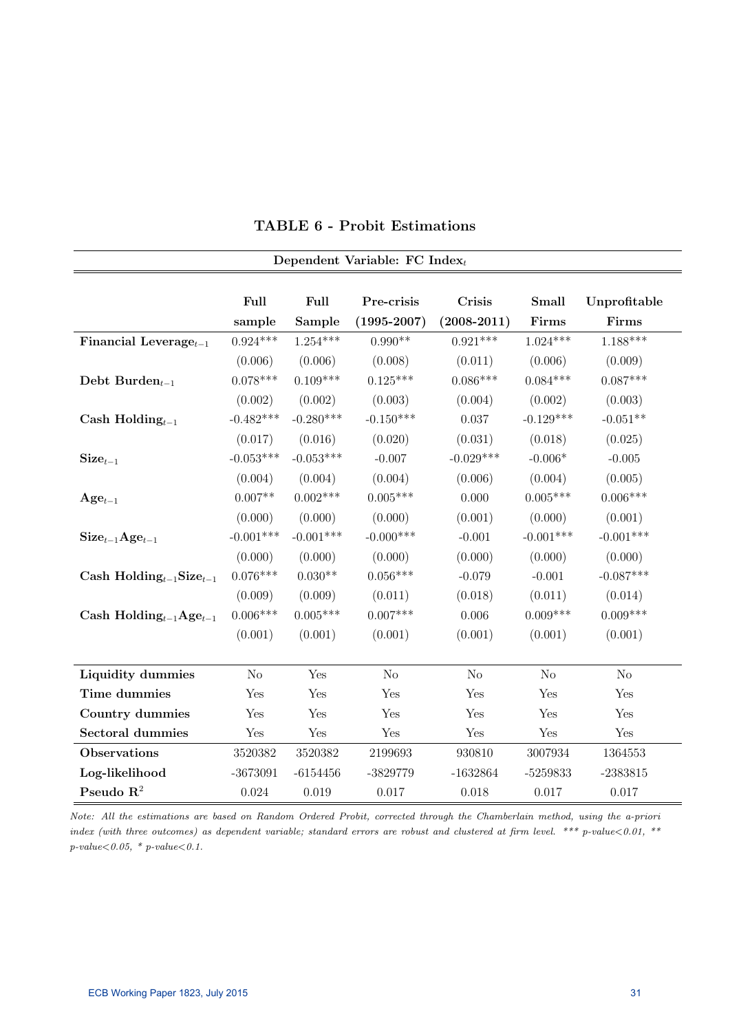# TABLE 6 - Probit Estimations

| Dependent Variable: FC Index$_t$ | | | | | | |
|---|---|---|---|---|---|---|
| | **Full sample** | **Full Sample** | **Pre-crisis (1995-2007)** | **Crisis (2008-2011)** | **Small Firms** | **Unprofitable Firms** |
| **Financial Leverage$_{t-1}$** | 0.924*** | 1.254*** | 0.990** | 0.921*** | 1.024*** | 1.188*** |
| | (0.006) | (0.006) | (0.008) | (0.011) | (0.006) | (0.009) |
| **Debt Burden$_{t-1}$** | 0.078*** | 0.109*** | 0.125*** | 0.086*** | 0.084*** | 0.087*** |
| | (0.002) | (0.002) | (0.003) | (0.004) | (0.002) | (0.003) |
| **Cash Holding$_{t-1}$** | -0.482*** | -0.280*** | -0.150*** | 0.037 | -0.129*** | -0.051** |
| | (0.017) | (0.016) | (0.020) | (0.031) | (0.018) | (0.025) |
| **Size$_{t-1}$** | -0.053*** | -0.053*** | -0.007 | -0.029*** | -0.006* | -0.005 |
| | (0.004) | (0.004) | (0.004) | (0.006) | (0.004) | (0.005) |
| **Age$_{t-1}$** | 0.007** | 0.002*** | 0.005*** | 0.000 | 0.005*** | 0.006*** |
| | (0.000) | (0.000) | (0.000) | (0.001) | (0.000) | (0.001) |
| **Size$_{t-1}$Age$_{t-1}$** | -0.001*** | -0.001*** | -0.000*** | -0.001 | -0.001*** | -0.001*** |
| | (0.000) | (0.000) | (0.000) | (0.000) | (0.000) | (0.000) |
| **Cash Holding$_{t-1}$Size$_{t-1}$** | 0.076*** | 0.030** | 0.056*** | -0.079 | -0.001 | -0.087*** |
| | (0.009) | (0.009) | (0.011) | (0.018) | (0.011) | (0.014) |
| **Cash Holding$_{t-1}$Age$_{t-1}$** | 0.006*** | 0.005*** | 0.007*** | 0.006 | 0.009*** | 0.009*** |
| | (0.001) | (0.001) | (0.001) | (0.001) | (0.001) | (0.001) |
| **Liquidity dummies** | No | Yes | No | No | No | No |
| **Time dummies** | Yes | Yes | Yes | Yes | Yes | Yes |
| **Country dummies** | Yes | Yes | Yes | Yes | Yes | Yes |
| **Sectoral dummies** | Yes | Yes | Yes | Yes | Yes | Yes |
| **Observations** | 3520382 | 3520382 | 2199693 | 930810 | 3007934 | 1364553 |
| **Log-likelihood** | -3673091 | -6154456 | -3829779 | -1632864 | -5259833 | -2383815 |
| **Pseudo R$^2$** | 0.024 | 0.019 | 0.017 | 0.018 | 0.017 | 0.017 |

*Note: All the estimations are based on Random Ordered Probit, corrected through the Chamberlain method, using the a-priori index (with three outcomes) as dependent variable; standard errors are robust and clustered at firm level. *** p-value<0.01, ** p-value<0.05, * p-value<0.1.*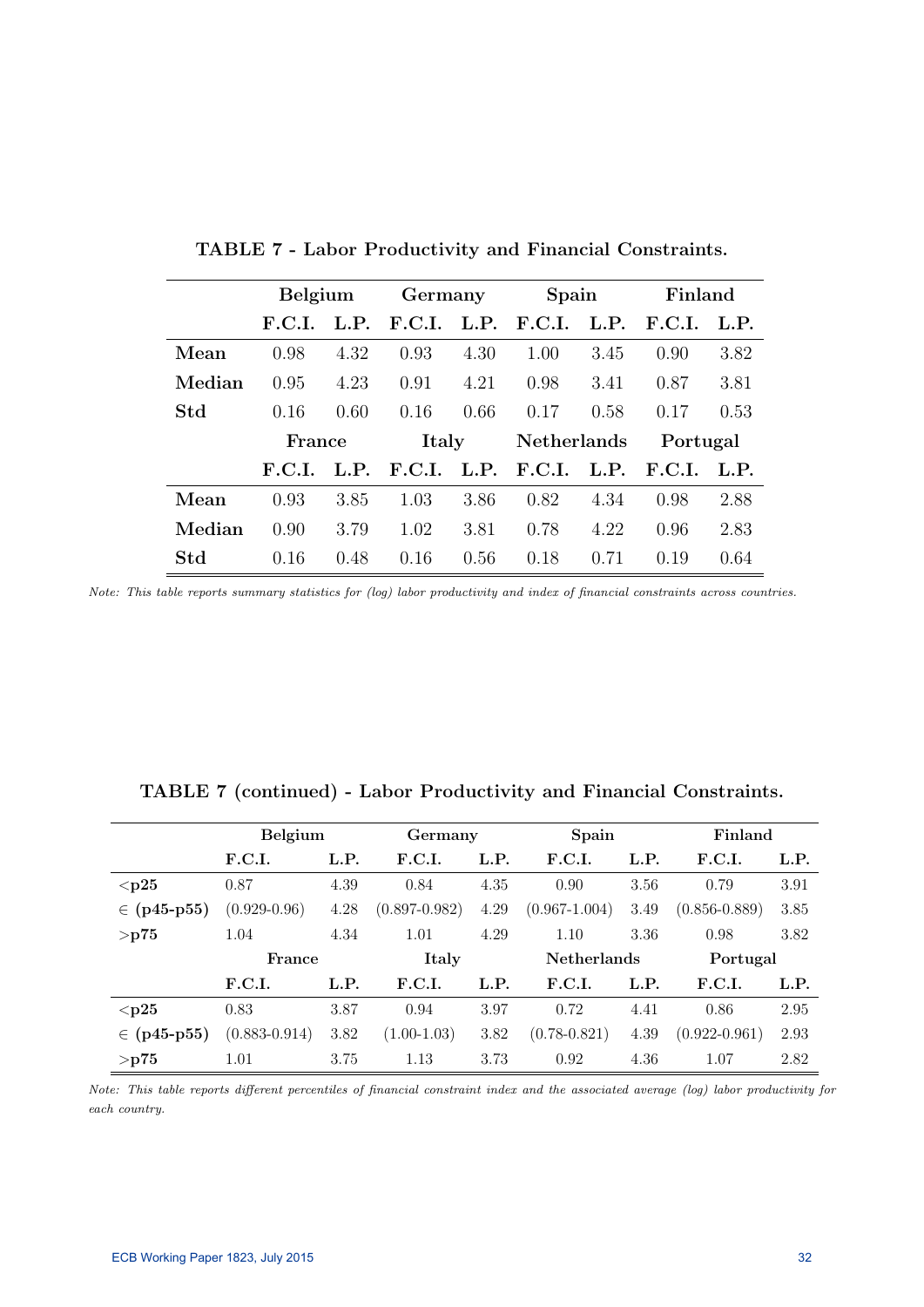**TABLE 7 - Labor Productivity and Financial Constraints.**

| | Belgium | | Germany | | Spain | | Finland | |
|---|---|---|---|---|---|---|---|---|
| | **F.C.I.** | **L.P.** | **F.C.I.** | **L.P.** | **F.C.I.** | **L.P.** | **F.C.I.** | **L.P.** |
| **Mean** | 0.98 | 4.32 | 0.93 | 4.30 | 1.00 | 3.45 | 0.90 | 3.82 |
| **Median** | 0.95 | 4.23 | 0.91 | 4.21 | 0.98 | 3.41 | 0.87 | 3.81 |
| **Std** | 0.16 | 0.60 | 0.16 | 0.66 | 0.17 | 0.58 | 0.17 | 0.53 |
| | **France** | | **Italy** | | **Netherlands** | | **Portugal** | |
| | **F.C.I.** | **L.P.** | **F.C.I.** | **L.P.** | **F.C.I.** | **L.P.** | **F.C.I.** | **L.P.** |
| **Mean** | 0.93 | 3.85 | 1.03 | 3.86 | 0.82 | 4.34 | 0.98 | 2.88 |
| **Median** | 0.90 | 3.79 | 1.02 | 3.81 | 0.78 | 4.22 | 0.96 | 2.83 |
| **Std** | 0.16 | 0.48 | 0.16 | 0.56 | 0.18 | 0.71 | 0.19 | 0.64 |

*Note: This table reports summary statistics for (log) labor productivity and index of financial constraints across countries.*

**TABLE 7 (continued) - Labor Productivity and Financial Constraints.**

| | Belgium | | Germany | | Spain | | Finland | |
|---|---|---|---|---|---|---|---|---|
| | **F.C.I.** | **L.P.** | **F.C.I.** | **L.P.** | **F.C.I.** | **L.P.** | **F.C.I.** | **L.P.** |
| **<p25** | 0.87 | 4.39 | 0.84 | 4.35 | 0.90 | 3.56 | 0.79 | 3.91 |
| **∈ (p45-p55)** | (0.929-0.96) | 4.28 | (0.897-0.982) | 4.29 | (0.967-1.004) | 3.49 | (0.856-0.889) | 3.85 |
| **>p75** | 1.04 | 4.34 | 1.01 | 4.29 | 1.10 | 3.36 | 0.98 | 3.82 |
| | **France** | | **Italy** | | **Netherlands** | | **Portugal** | |
| | **F.C.I.** | **L.P.** | **F.C.I.** | **L.P.** | **F.C.I.** | **L.P.** | **F.C.I.** | **L.P.** |
| **<p25** | 0.83 | 3.87 | 0.94 | 3.97 | 0.72 | 4.41 | 0.86 | 2.95 |
| **∈ (p45-p55)** | (0.883-0.914) | 3.82 | (1.00-1.03) | 3.82 | (0.78-0.821) | 4.39 | (0.922-0.961) | 2.93 |
| **>p75** | 1.01 | 3.75 | 1.13 | 3.73 | 0.92 | 4.36 | 1.07 | 2.82 |

*Note: This table reports different percentiles of financial constraint index and the associated average (log) labor productivity for each country.*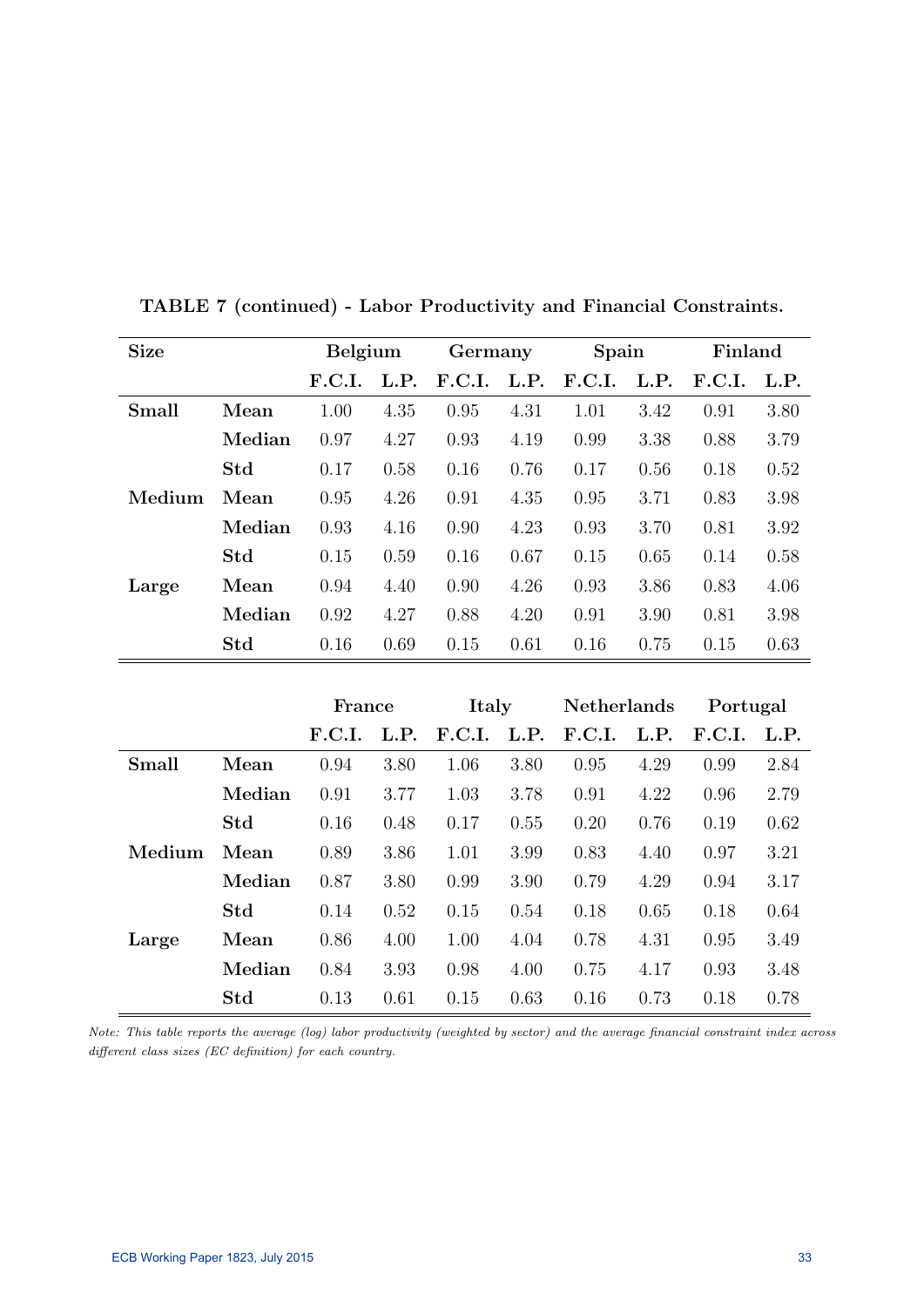**TABLE 7 (continued) - Labor Productivity and Financial Constraints.**

| Size | | Belgium | | Germany | | Spain | | Finland | |
|---|---|---|---|---|---|---|---|---|---|
| | | F.C.I. | L.P. | F.C.I. | L.P. | F.C.I. | L.P. | F.C.I. | L.P. |
| **Small** | **Mean** | 1.00 | 4.35 | 0.95 | 4.31 | 1.01 | 3.42 | 0.91 | 3.80 |
| | **Median** | 0.97 | 4.27 | 0.93 | 4.19 | 0.99 | 3.38 | 0.88 | 3.79 |
| | **Std** | 0.17 | 0.58 | 0.16 | 0.76 | 0.17 | 0.56 | 0.18 | 0.52 |
| **Medium** | **Mean** | 0.95 | 4.26 | 0.91 | 4.35 | 0.95 | 3.71 | 0.83 | 3.98 |
| | **Median** | 0.93 | 4.16 | 0.90 | 4.23 | 0.93 | 3.70 | 0.81 | 3.92 |
| | **Std** | 0.15 | 0.59 | 0.16 | 0.67 | 0.15 | 0.65 | 0.14 | 0.58 |
| **Large** | **Mean** | 0.94 | 4.40 | 0.90 | 4.26 | 0.93 | 3.86 | 0.83 | 4.06 |
| | **Median** | 0.92 | 4.27 | 0.88 | 4.20 | 0.91 | 3.90 | 0.81 | 3.98 |
| | **Std** | 0.16 | 0.69 | 0.15 | 0.61 | 0.16 | 0.75 | 0.15 | 0.63 |

| | | France | | Italy | | Netherlands | | Portugal | |
|---|---|---|---|---|---|---|---|---|---|
| | | F.C.I. | L.P. | F.C.I. | L.P. | F.C.I. | L.P. | F.C.I. | L.P. |
| **Small** | **Mean** | 0.94 | 3.80 | 1.06 | 3.80 | 0.95 | 4.29 | 0.99 | 2.84 |
| | **Median** | 0.91 | 3.77 | 1.03 | 3.78 | 0.91 | 4.22 | 0.96 | 2.79 |
| | **Std** | 0.16 | 0.48 | 0.17 | 0.55 | 0.20 | 0.76 | 0.19 | 0.62 |
| **Medium** | **Mean** | 0.89 | 3.86 | 1.01 | 3.99 | 0.83 | 4.40 | 0.97 | 3.21 |
| | **Median** | 0.87 | 3.80 | 0.99 | 3.90 | 0.79 | 4.29 | 0.94 | 3.17 |
| | **Std** | 0.14 | 0.52 | 0.15 | 0.54 | 0.18 | 0.65 | 0.18 | 0.64 |
| **Large** | **Mean** | 0.86 | 4.00 | 1.00 | 4.04 | 0.78 | 4.31 | 0.95 | 3.49 |
| | **Median** | 0.84 | 3.93 | 0.98 | 4.00 | 0.75 | 4.17 | 0.93 | 3.48 |
| | **Std** | 0.13 | 0.61 | 0.15 | 0.63 | 0.16 | 0.73 | 0.18 | 0.78 |

*Note: This table reports the average (log) labor productivity (weighted by sector) and the average financial constraint index across different class sizes (EC definition) for each country.*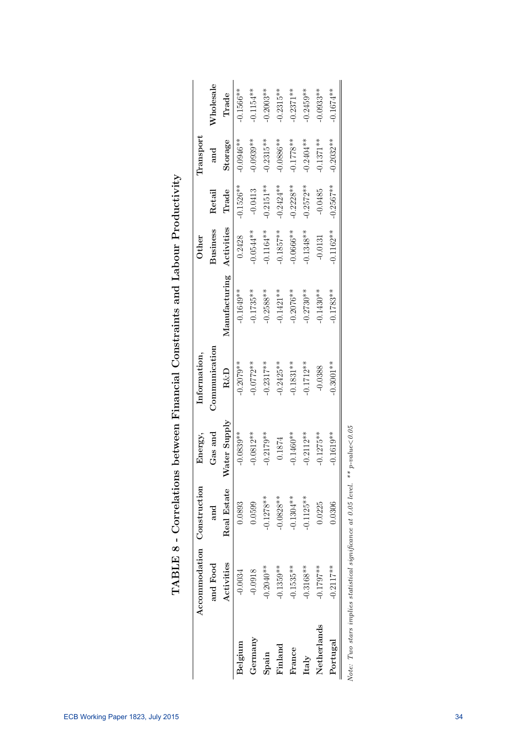# TABLE 8 - Correlations between Financial Constraints and Labour Productivity

| | Accommodation and Food Activities | Construction and Real Estate | Energy, Gas and Water Supply | Information, Communication R&D | Manufacturing | Other Business Activities | Retail Trade | Transport and Storage | Wholesale Trade |
|---|---|---|---|---|---|---|---|---|---|
| Belgium | -0.0034 | 0.0893 | -0.0839** | -0.2079** | -0.1649** | 0.2428 | -0.1526** | -0.0946** | -0.1566** |
| Germany | -0.0918 | 0.0599 | -0.0812** | -0.0772** | -0.1735** | -0.0544** | -0.0413 | -0.0939** | -0.1154** |
| Spain | -0.2040** | -0.1278** | -0.2179** | -0.2317** | -0.2588** | -0.1164** | -0.2151** | -0.2315** | -0.2003** |
| Finland | -0.1359** | -0.0828** | 0.1874 | -0.2425** | -0.1421** | -0.1857** | -0.2424** | -0.0886** | -0.2315** |
| France | -0.1535** | -0.1304** | -0.1460** | -0.1831** | -0.2076** | -0.0666** | -0.2228** | -0.1778** | -0.2371** |
| Italy | -0.3168** | -0.1125** | -0.2112** | -0.1712** | -0.2730** | -0.1348** | -0.2572** | -0.2404** | -0.2459** |
| Netherlands | -0.1797** | 0.0225 | -0.1275** | -0.0388 | -0.1430** | -0.0131 | -0.0485 | -0.1371** | -0.0933** |
| Portugal | -0.2117** | 0.0306 | -0.1619** | -0.3001** | -0.1783** | -0.1162** | -0.2567** | -0.2032** | -0.1674** |

*Note: Two stars implies statistical significance at 0.05 level. ** p-value< 0.05*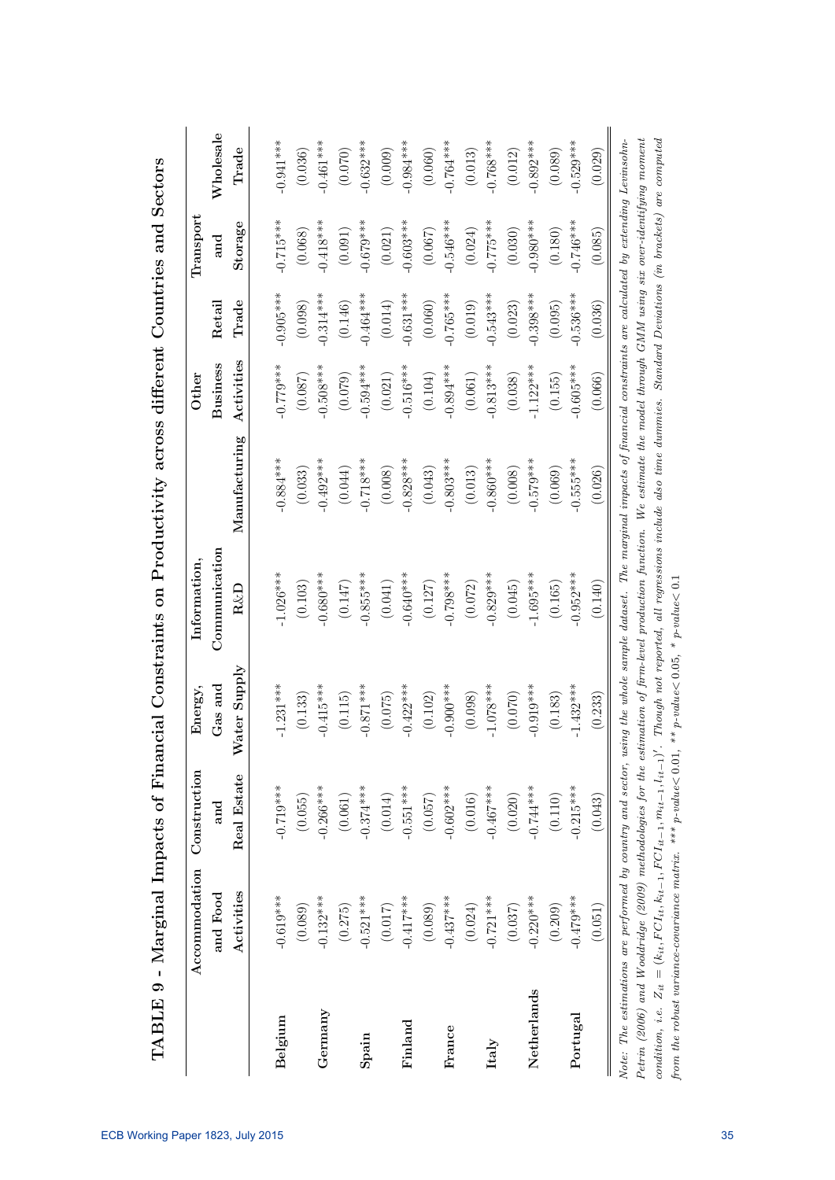# TABLE 9 - Marginal Impacts of Financial Constraints on Productivity across different Countries and Sectors

| | Accommodation and Food Activities | Construction and Real Estate | Energy, Gas and Water Supply | Information, Communication R&D | Manufacturing | Other Business Activities | Retail Trade | Transport and Storage | Wholesale Trade |
|---|---|---|---|---|---|---|---|---|---|
| **Belgium** | -0.619*** | -0.719*** | -1.231*** | -1.026*** | -0.884*** | -0.779*** | -0.905*** | -0.715*** | -0.941*** |
| | (0.089) | (0.055) | (0.133) | (0.103) | (0.033) | (0.087) | (0.098) | (0.068) | (0.036) |
| **Germany** | -0.132*** | -0.266*** | -0.415*** | -0.680*** | -0.492*** | -0.508*** | -0.314*** | -0.418*** | -0.461*** |
| | (0.275) | (0.061) | (0.115) | (0.147) | (0.044) | (0.079) | (0.146) | (0.091) | (0.070) |
| **Spain** | -0.521*** | -0.374*** | -0.871*** | -0.855*** | -0.718*** | -0.594*** | -0.464*** | -0.679*** | -0.632*** |
| | (0.017) | (0.014) | (0.075) | (0.041) | (0.008) | (0.021) | (0.014) | (0.021) | (0.009) |
| **Finland** | -0.417*** | -0.551*** | -0.422*** | -0.640*** | -0.828*** | -0.516*** | -0.631*** | -0.603*** | -0.984*** |
| | (0.089) | (0.057) | (0.102) | (0.127) | (0.043) | (0.104) | (0.060) | (0.067) | (0.060) |
| **France** | -0.437*** | -0.602*** | -0.900*** | -0.798*** | -0.803*** | -0.894*** | -0.765*** | -0.546*** | -0.764*** |
| | (0.024) | (0.016) | (0.098) | (0.072) | (0.013) | (0.061) | (0.019) | (0.024) | (0.013) |
| **Italy** | -0.721*** | -0.467*** | -1.078*** | -0.829*** | -0.860*** | -0.813*** | -0.543*** | -0.775*** | -0.768*** |
| | (0.037) | (0.020) | (0.070) | (0.045) | (0.008) | (0.038) | (0.023) | (0.030) | (0.012) |
| **Netherlands** | -0.220*** | -0.744*** | -0.919*** | -1.695*** | -0.579*** | -1.122*** | -0.398*** | -0.980*** | -0.892*** |
| | (0.209) | (0.110) | (0.183) | (0.165) | (0.069) | (0.155) | (0.095) | (0.180) | (0.089) |
| **Portugal** | -0.479*** | -0.215*** | -1.432*** | -0.952*** | -0.555*** | -0.605*** | -0.536*** | -0.746*** | -0.529*** |
| | (0.051) | (0.043) | (0.233) | (0.140) | (0.026) | (0.066) | (0.036) | (0.085) | (0.029) |

*Note: The estimations are performed by country and sector, using the whole sample dataset. The marginal impacts of financial constraints are calculated by extending Levinsohn-Petrin (2006) and Wooldridge (2009) methodologies for the estimation of firm-level production function. We estimate the model through GMM using six over-identifying moment condition, i.e.* $Z_{it} = (k_{it}, FCI_{it}, k_{it-1}, FCI_{it-1}, m_{it-1}, l_{it-1})'$. *Though not reported, all regressions include also time dummies. Standard Deviations (in brackets) are computed from the robust variance-covariance matrix. \*\*\* p-value< 0.01, \*\* p-value< 0.05, \* p-value< 0.1*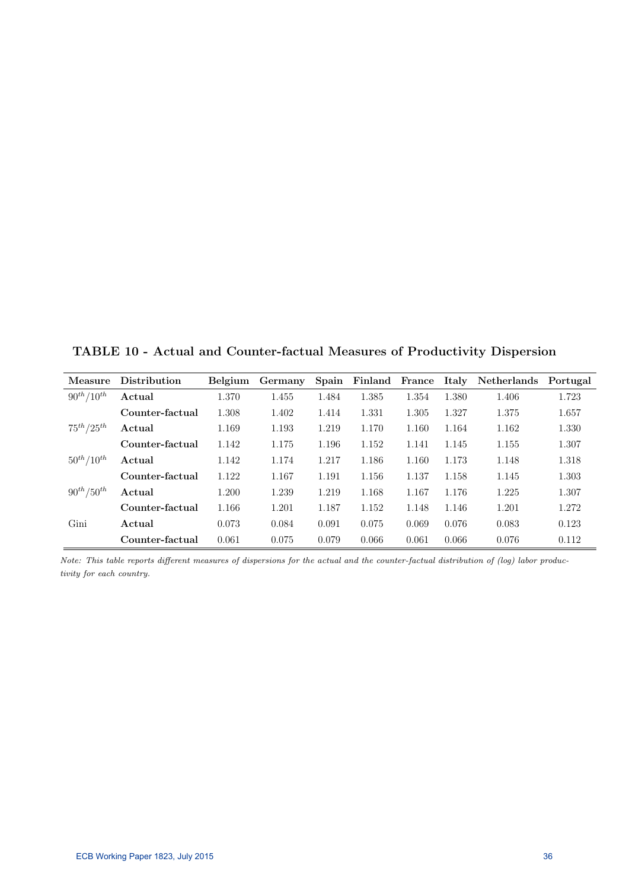**TABLE 10 - Actual and Counter-factual Measures of Productivity Dispersion**

| Measure | Distribution | Belgium | Germany | Spain | Finland | France | Italy | Netherlands | Portugal |
|---|---|---|---|---|---|---|---|---|---|
| $90^{th}/10^{th}$ | **Actual** | 1.370 | 1.455 | 1.484 | 1.385 | 1.354 | 1.380 | 1.406 | 1.723 |
| | **Counter-factual** | 1.308 | 1.402 | 1.414 | 1.331 | 1.305 | 1.327 | 1.375 | 1.657 |
| $75^{th}/25^{th}$ | **Actual** | 1.169 | 1.193 | 1.219 | 1.170 | 1.160 | 1.164 | 1.162 | 1.330 |
| | **Counter-factual** | 1.142 | 1.175 | 1.196 | 1.152 | 1.141 | 1.145 | 1.155 | 1.307 |
| $50^{th}/10^{th}$ | **Actual** | 1.142 | 1.174 | 1.217 | 1.186 | 1.160 | 1.173 | 1.148 | 1.318 |
| | **Counter-factual** | 1.122 | 1.167 | 1.191 | 1.156 | 1.137 | 1.158 | 1.145 | 1.303 |
| $90^{th}/50^{th}$ | **Actual** | 1.200 | 1.239 | 1.219 | 1.168 | 1.167 | 1.176 | 1.225 | 1.307 |
| | **Counter-factual** | 1.166 | 1.201 | 1.187 | 1.152 | 1.148 | 1.146 | 1.201 | 1.272 |
| Gini | **Actual** | 0.073 | 0.084 | 0.091 | 0.075 | 0.069 | 0.076 | 0.083 | 0.123 |
| | **Counter-factual** | 0.061 | 0.075 | 0.079 | 0.066 | 0.061 | 0.066 | 0.076 | 0.112 |

*Note: This table reports different measures of dispersions for the actual and the counter-factual distribution of (log) labor productivity for each country.*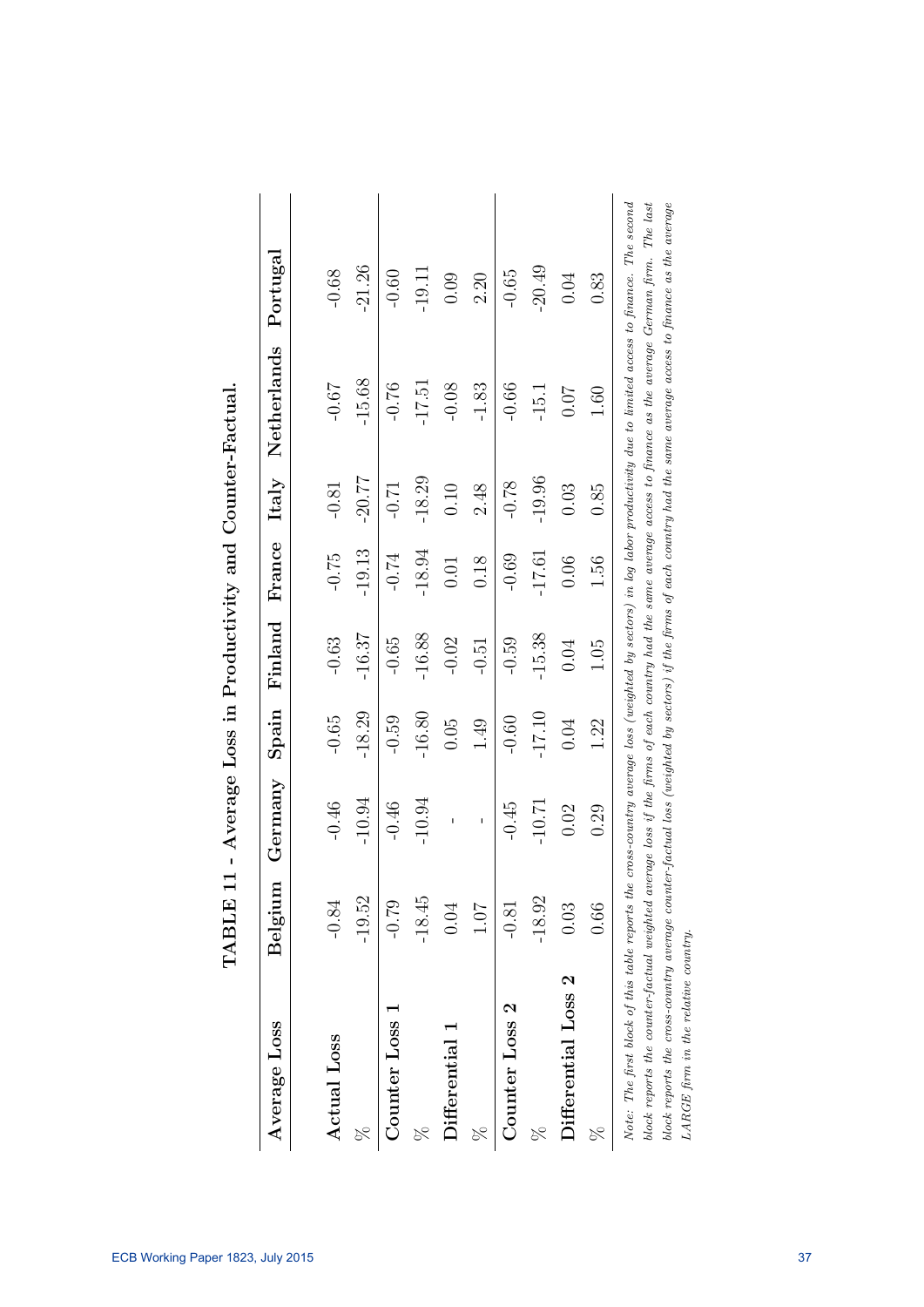# TABLE 11 - Average Loss in Productivity and Counter-Factual.

| Average Loss | Belgium | Germany | Spain | Finland | France | Italy | Netherlands | Portugal |
|---|---|---|---|---|---|---|---|---|
| **Actual Loss** | -0.84 | -0.46 | -0.65 | -0.63 | -0.75 | -0.81 | -0.67 | -0.68 |
| % | -19.52 | -10.94 | -18.29 | -16.37 | -19.13 | -20.77 | -15.68 | -21.26 |
| **Counter Loss 1** | -0.79 | -0.46 | -0.59 | -0.65 | -0.74 | -0.71 | -0.76 | -0.60 |
| % | -18.45 | -10.94 | -16.80 | -16.88 | -18.94 | -18.29 | -17.51 | -19.11 |
| **Differential 1** | 0.04 | - | 0.05 | -0.02 | 0.01 | 0.10 | -0.08 | 0.09 |
| % | 1.07 | - | 1.49 | -0.51 | 0.18 | 2.48 | -1.83 | 2.20 |
| **Counter Loss 2** | -0.81 | -0.45 | -0.60 | -0.59 | -0.69 | -0.78 | -0.66 | -0.65 |
| % | -18.92 | -10.71 | -17.10 | -15.38 | -17.61 | -19.96 | -15.1 | -20.49 |
| **Differential Loss 2** | 0.03 | 0.02 | 0.04 | 0.04 | 0.06 | 0.03 | 0.07 | 0.04 |
| % | 0.66 | 0.29 | 1.22 | 1.05 | 1.56 | 0.85 | 1.60 | 0.83 |

*Note: The first block of this table reports the cross-country average loss (weighted by sectors) in log labor productivity due to limited access to finance. The second block reports the counter-factual weighted average loss if the firms of each country had the same average access to finance as the average German firm. The last block reports the cross-country average counter-factual loss (weighted by sectors) if the firms of each country had the same average access to finance as the average LARGE firm in the relative country.*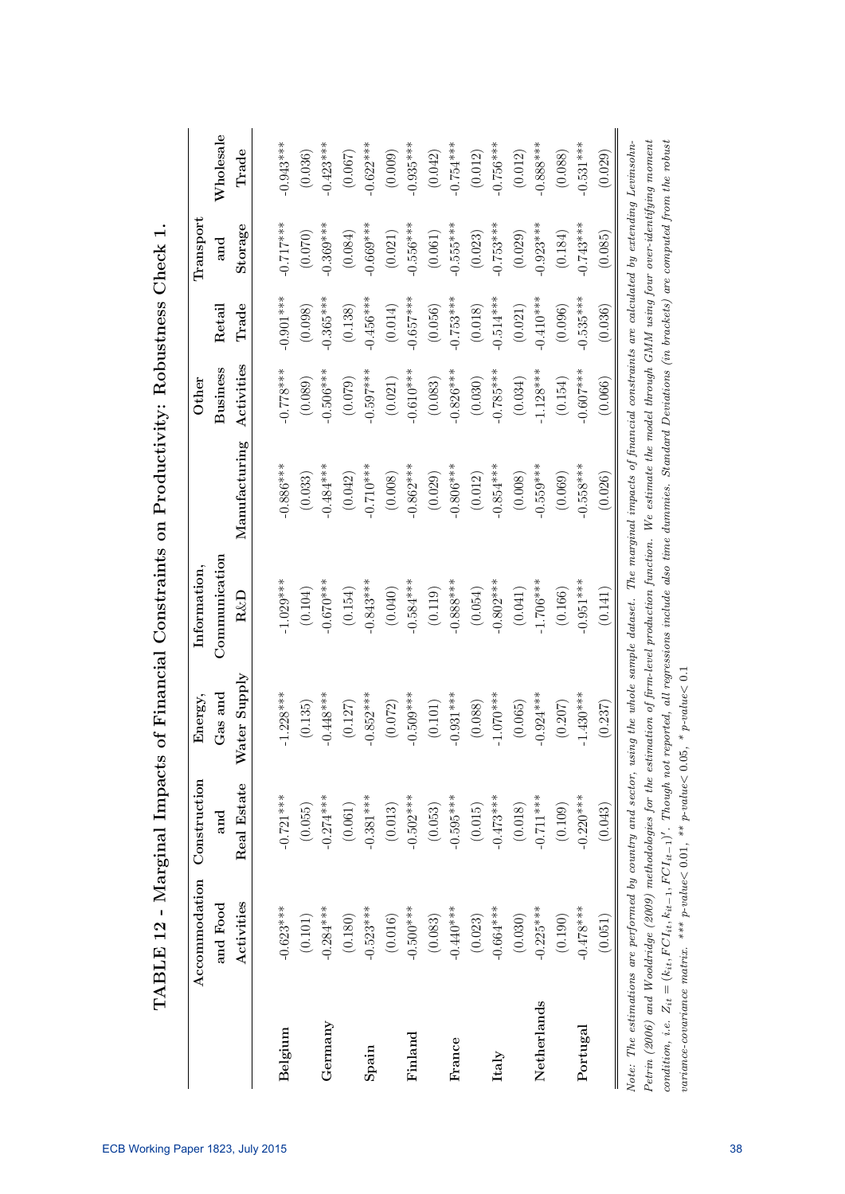# TABLE 12 - Marginal Impacts of Financial Constraints on Productivity: Robustness Check 1.

| | Accommodation and Food Activities | Construction and Real Estate | Energy, Gas and Water Supply | Information, Communication R&D | Manufacturing | Other Business Activities | Retail Trade | Transport and Storage | Wholesale Trade |
|---|---|---|---|---|---|---|---|---|---|
| Belgium | -0.623*** | -0.721*** | -1.228*** | -1.029*** | -0.886*** | -0.778*** | -0.901*** | -0.717*** | -0.943*** |
| | (0.101) | (0.055) | (0.135) | (0.104) | (0.033) | (0.089) | (0.098) | (0.070) | (0.036) |
| Germany | -0.284*** | -0.274*** | -0.448*** | -0.670*** | -0.484*** | -0.506*** | -0.365*** | -0.369*** | -0.423*** |
| | (0.180) | (0.061) | (0.127) | (0.154) | (0.042) | (0.079) | (0.138) | (0.084) | (0.067) |
| Spain | -0.523*** | -0.381*** | -0.852*** | -0.843*** | -0.710*** | -0.597*** | -0.456*** | -0.669*** | -0.622*** |
| | (0.016) | (0.013) | (0.072) | (0.040) | (0.008) | (0.021) | (0.014) | (0.021) | (0.009) |
| Finland | -0.500*** | -0.502*** | -0.509*** | -0.584*** | -0.862*** | -0.610*** | -0.657*** | -0.556*** | -0.935*** |
| | (0.083) | (0.053) | (0.101) | (0.119) | (0.029) | (0.083) | (0.056) | (0.061) | (0.042) |
| France | -0.440*** | -0.595*** | -0.931*** | -0.888*** | -0.806*** | -0.826*** | -0.753*** | -0.555*** | -0.754*** |
| | (0.023) | (0.015) | (0.088) | (0.054) | (0.012) | (0.030) | (0.018) | (0.023) | (0.012) |
| Italy | -0.664*** | -0.473*** | -1.070*** | -0.802*** | -0.854*** | -0.785*** | -0.514*** | -0.753*** | -0.756*** |
| | (0.030) | (0.018) | (0.065) | (0.041) | (0.008) | (0.034) | (0.021) | (0.029) | (0.012) |
| Netherlands | -0.225*** | -0.711*** | -0.924*** | -1.706*** | -0.559*** | -1.128*** | -0.410*** | -0.923*** | -0.888*** |
| | (0.190) | (0.109) | (0.207) | (0.166) | (0.069) | (0.154) | (0.096) | (0.184) | (0.088) |
| Portugal | -0.478*** | -0.220*** | -1.430*** | -0.951*** | -0.558*** | -0.607*** | -0.535*** | -0.743*** | -0.531*** |
| | (0.051) | (0.043) | (0.237) | (0.141) | (0.026) | (0.066) | (0.036) | (0.085) | (0.029) |

*Note: The estimations are performed by country and sector, using the whole sample dataset. The marginal impacts of financial constraints are calculated by extending Levinsohn-Petrin (2006) and Wooldridge (2009) methodologies for the estimation of firm-level production function. We estimate the model through GMM using four over-identifying moment condition, i.e.* $Z_{it} = (k_{it}, FCI_{it}, k_{it-1}, FCI_{it-1})'$. *Though not reported, all regressions include also time dummies. Standard Deviations (in brackets) are computed from the robust variance-covariance matrix. \*\*\* p-value< 0.01, \*\* p-value< 0.05, \* p-value< 0.1*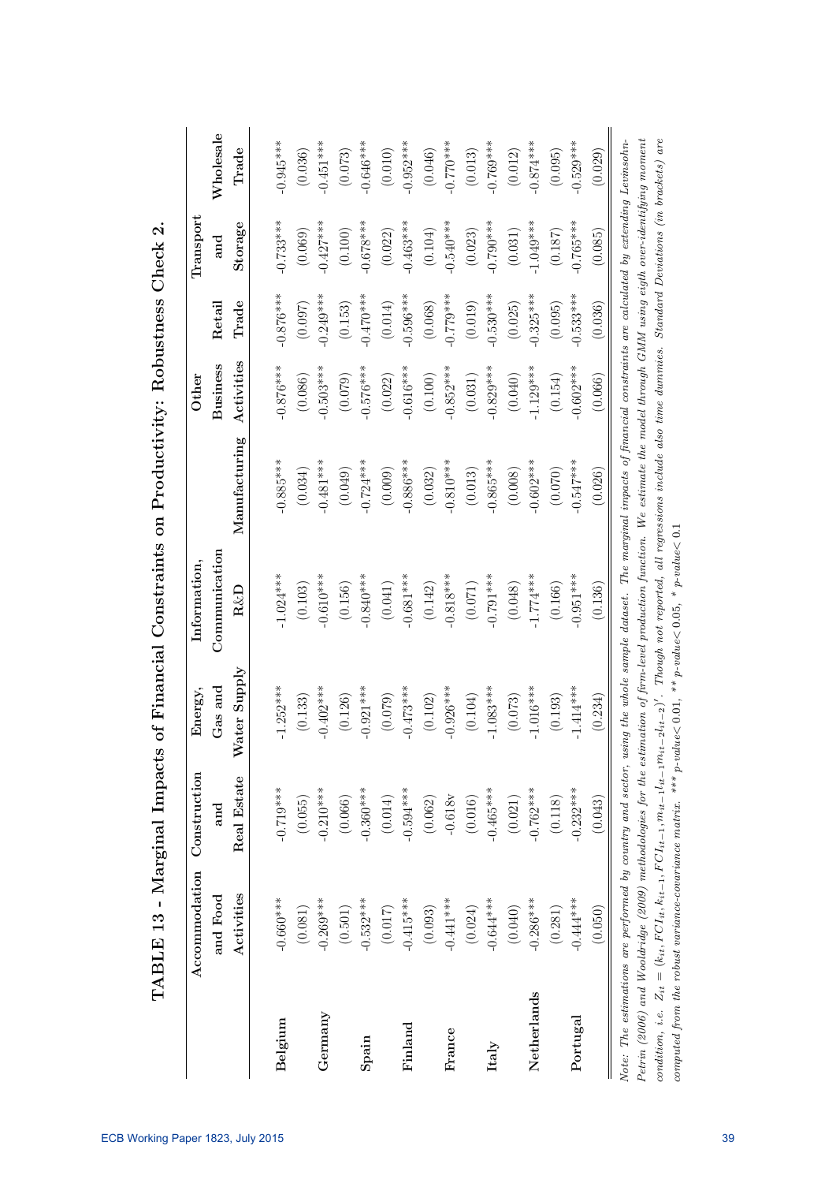# TABLE 13 - Marginal Impacts of Financial Constraints on Productivity: Robustness Check 2.

| | Accommodation and Food Activities | Construction and Real Estate | Energy, Gas and Water Supply | Information, Communication R&D | Manufacturing | Other Business Activities | Retail Trade | Transport and Storage | Wholesale Trade |
|---|---|---|---|---|---|---|---|---|---|
| **Belgium** | -0.660*** | -0.719*** | -1.252*** | -1.024*** | -0.885*** | -0.876*** | -0.876*** | -0.733*** | -0.945*** |
| | (0.081) | (0.055) | (0.133) | (0.103) | (0.034) | (0.086) | (0.097) | (0.069) | (0.036) |
| **Germany** | -0.269*** | -0.210*** | -0.402*** | -0.610*** | -0.481*** | -0.503*** | -0.249*** | -0.427*** | -0.451*** |
| | (0.501) | (0.066) | (0.126) | (0.156) | (0.049) | (0.079) | (0.153) | (0.100) | (0.073) |
| **Spain** | -0.532*** | -0.360*** | -0.921*** | -0.840*** | -0.724*** | -0.576*** | -0.470*** | -0.678*** | -0.646*** |
| | (0.017) | (0.014) | (0.079) | (0.041) | (0.009) | (0.022) | (0.014) | (0.022) | (0.010) |
| **Finland** | -0.415*** | -0.594*** | -0.473*** | -0.681*** | -0.886*** | -0.616*** | -0.596*** | -0.463*** | -0.952*** |
| | (0.093) | (0.062) | (0.102) | (0.142) | (0.032) | (0.100) | (0.068) | (0.104) | (0.046) |
| **France** | -0.441*** | -0.618v | -0.926*** | -0.818*** | -0.810*** | -0.852*** | -0.779*** | -0.540*** | -0.770*** |
| | (0.024) | (0.016) | (0.104) | (0.071) | (0.013) | (0.031) | (0.019) | (0.023) | (0.013) |
| **Italy** | -0.644*** | -0.465*** | -1.083*** | -0.791*** | -0.865*** | -0.829*** | -0.530*** | -0.790*** | -0.769*** |
| | (0.040) | (0.021) | (0.073) | (0.048) | (0.008) | (0.040) | (0.025) | (0.031) | (0.012) |
| **Netherlands** | -0.286*** | -0.762*** | -1.016*** | -1.774*** | -0.602*** | -1.129*** | -0.325*** | -1.049*** | -0.874*** |
| | (0.281) | (0.118) | (0.193) | (0.166) | (0.070) | (0.154) | (0.095) | (0.187) | (0.095) |
| **Portugal** | -0.444*** | -0.232*** | -1.414*** | -0.951*** | -0.547*** | -0.602*** | -0.533*** | -0.765*** | -0.529*** |
| | (0.050) | (0.043) | (0.234) | (0.136) | (0.026) | (0.066) | (0.036) | (0.085) | (0.029) |

*Note: The estimations are performed by country and sector, using the whole sample dataset. The marginal impacts of financial constraints are calculated by extending Levinsohn-Petrin (2006) and Wooldridge (2009) methodologies for the estimation of firm-level production function. We estimate the model through GMM using eigth over-identifying moment condition, i.e.* $Z_{it} = (k_{it}, FCI_{it}, k_{it-1}, FCI_{it-1}, m_{it-1} m_{it-2} l_{it-1} l_{it-2})'$. *Though not reported, all regressions include also time dummies. Standard Deviations (in brackets) are computed from the robust variance-covariance matrix. \*\*\* p-value< 0.01, \*\* p-value< 0.05, \* p-value< 0.1*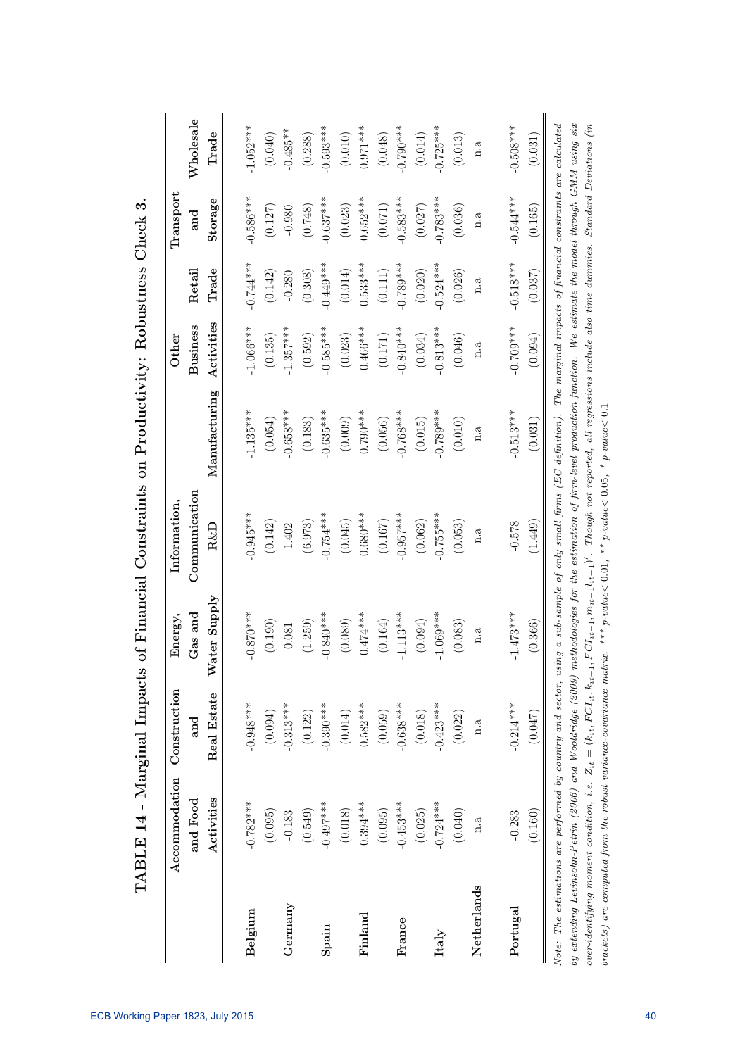# TABLE 14 - Marginal Impacts of Financial Constraints on Productivity: Robustness Check 3.

| | Accommodation and Food Activities | Construction and Real Estate | Energy, Gas and Water Supply | Information, Communication R&D | Manufacturing | Other Business Activities | Retail Trade | Transport and Storage | Wholesale Trade |
|---|---|---|---|---|---|---|---|---|---|
| Belgium | -0.782*** | -0.948*** | -0.870*** | -0.945*** | -1.135*** | -1.066*** | -0.744*** | -0.580*** | -1.052*** |
| | (0.095) | (0.094) | (0.190) | (0.142) | (0.054) | (0.135) | (0.142) | (0.127) | (0.040) |
| Germany | -0.183 | -0.313*** | 0.081 | 1.402 | -0.658*** | -1.357*** | -0.280 | -0.980 | -0.485** |
| | (0.549) | (0.122) | (1.259) | (6.973) | (0.183) | (0.592) | (0.308) | (0.748) | (0.288) |
| Spain | -0.497*** | -0.390*** | -0.840*** | -0.754*** | -0.635*** | -0.585*** | -0.449*** | -0.637*** | -0.593*** |
| | (0.018) | (0.014) | (0.089) | (0.045) | (0.009) | (0.023) | (0.014) | (0.023) | (0.010) |
| Finland | -0.394*** | -0.582*** | -0.474*** | -0.680*** | -0.790*** | -0.466*** | -0.533*** | -0.652*** | -0.971*** |
| | (0.095) | (0.059) | (0.164) | (0.167) | (0.056) | (0.171) | (0.111) | (0.071) | (0.048) |
| France | -0.453*** | -0.638*** | -1.113*** | -0.957*** | -0.768*** | -0.840*** | -0.789*** | -0.583*** | -0.790*** |
| | (0.025) | (0.018) | (0.094) | (0.062) | (0.015) | (0.034) | (0.020) | (0.027) | (0.014) |
| Italy | -0.724*** | -0.423*** | -1.069*** | -0.755*** | -0.789*** | -0.813*** | -0.524*** | -0.783*** | -0.725*** |
| | (0.040) | (0.022) | (0.083) | (0.053) | (0.010) | (0.046) | (0.026) | (0.036) | (0.013) |
| Netherlands | n.a | n.a | n.a | n.a | n.a | n.a | n.a | n.a | n.a |
| Portugal | -0.283 | -0.214*** | -1.473*** | -0.578 | -0.513*** | -0.709*** | -0.518*** | -0.544*** | -0.508*** |
| | (0.160) | (0.047) | (0.366) | (1.449) | (0.031) | (0.094) | (0.037) | (0.165) | (0.031) |

*Note: The estimations are performed by country and sector, using a sub-sample of only small firms (EC definition). The marginal impacts of financial constraints are calculated by extending Levinsohn-Petrin (2006) and Wooldridge (2009) methodologies for the estimation of firm-level production function. We estimate the model through GMM using six over-identifying moment condition, i.e.* $Z_{it} = (k_{it}, FCI_{it}, k_{it-1}, FCI_{it-1}, m_{it-1}l_{it-1})'$. *Though not reported, all regressions include also time dummies. Standard Deviations (in brackets) are computed from the robust variance-covariance matrix. \*\*\* p-value< 0.01, \*\* p-value< 0.05, \* p-value< 0.1*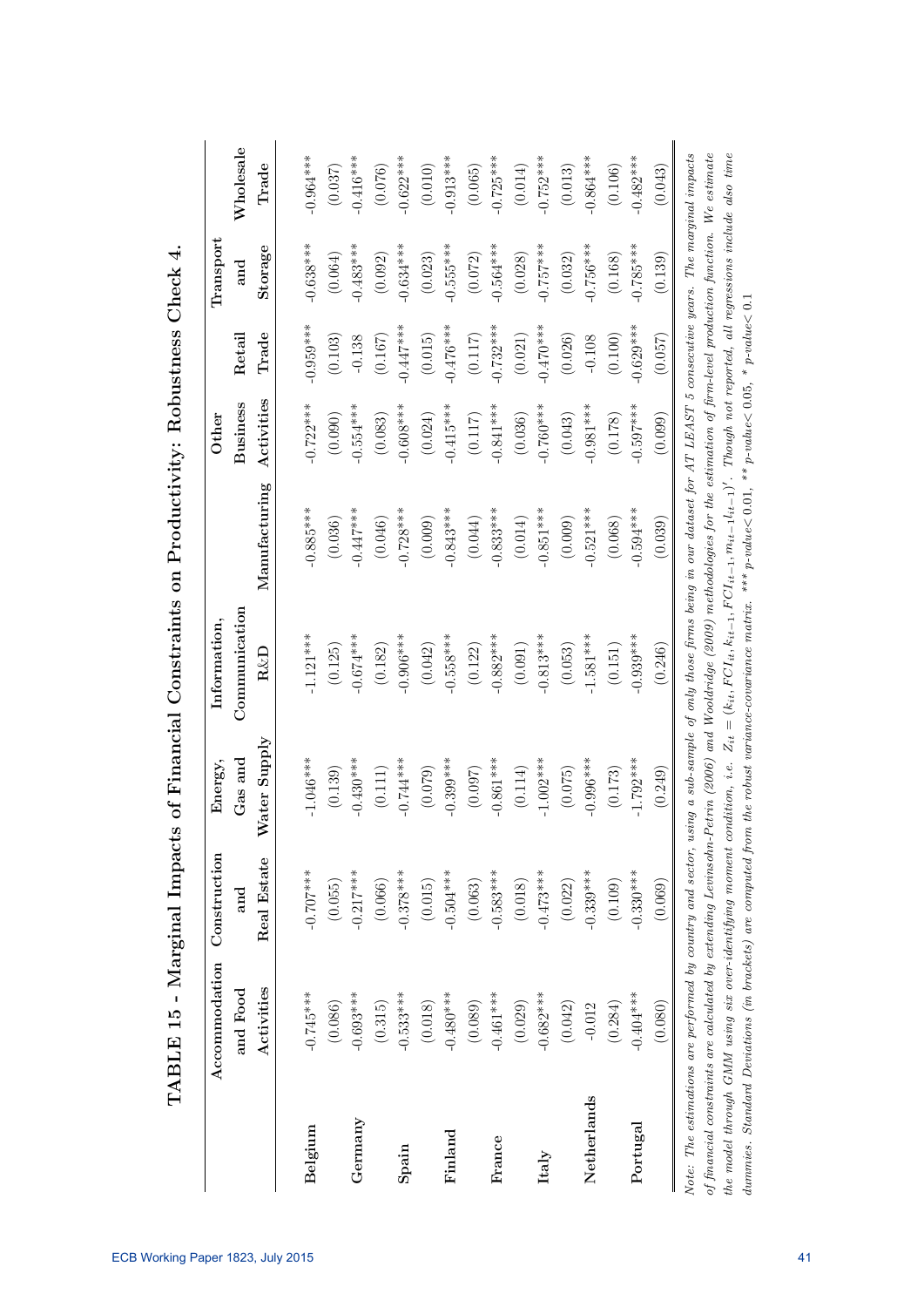# TABLE 15 - Marginal Impacts of Financial Constraints on Productivity: Robustness Check 4.

| | Accommodation and Food Activities | Construction and Real Estate | Energy, Gas and Water Supply | Information, Communication R&D | Manufacturing | Other Business Activities | Retail Trade | Transport and Storage | Wholesale Trade |
|---|---|---|---|---|---|---|---|---|---|
| Belgium | -0.745*** | -0.707*** | -1.046*** | -1.121*** | -0.885*** | -0.722*** | -0.959*** | -0.638*** | -0.964*** |
| | (0.086) | (0.055) | (0.139) | (0.125) | (0.036) | (0.090) | (0.103) | (0.064) | (0.037) |
| Germany | -0.693*** | -0.217*** | -0.430*** | -0.674*** | -0.447*** | -0.554*** | -0.138 | -0.483*** | -0.416*** |
| | (0.315) | (0.066) | (0.111) | (0.182) | (0.046) | (0.083) | (0.167) | (0.092) | (0.076) |
| Spain | -0.533*** | -0.378*** | -0.744*** | -0.906*** | -0.728*** | -0.608*** | -0.447*** | -0.634*** | -0.622*** |
| | (0.018) | (0.015) | (0.079) | (0.042) | (0.009) | (0.024) | (0.015) | (0.023) | (0.010) |
| Finland | -0.480*** | -0.504*** | -0.399*** | -0.558*** | -0.843*** | -0.415*** | -0.476*** | -0.555*** | -0.913*** |
| | (0.089) | (0.063) | (0.097) | (0.122) | (0.044) | (0.117) | (0.117) | (0.072) | (0.065) |
| France | -0.461*** | -0.583*** | -0.861*** | -0.882*** | -0.833*** | -0.841*** | -0.732*** | -0.564*** | -0.725*** |
| | (0.029) | (0.018) | (0.114) | (0.091) | (0.014) | (0.036) | (0.021) | (0.028) | (0.014) |
| Italy | -0.682*** | -0.473*** | -1.002*** | -0.813*** | -0.851*** | -0.760*** | -0.470*** | -0.757*** | -0.752*** |
| | (0.042) | (0.022) | (0.075) | (0.053) | (0.009) | (0.043) | (0.026) | (0.032) | (0.013) |
| Netherlands | -0.012 | -0.339*** | -0.996*** | -1.581*** | -0.521*** | -0.981*** | -0.108 | -0.756*** | -0.864*** |
| | (0.284) | (0.109) | (0.173) | (0.151) | (0.068) | (0.178) | (0.100) | (0.168) | (0.106) |
| Portugal | -0.404*** | -0.330*** | -1.792*** | -0.939*** | -0.594*** | -0.597*** | -0.629*** | -0.785*** | -0.482*** |
| | (0.080) | (0.069) | (0.249) | (0.246) | (0.039) | (0.099) | (0.057) | (0.139) | (0.043) |

*Note: The estimations are performed by country and sector, using a sub-sample of only those firms being in our dataset for AT LEAST 5 consecutive years. The marginal impacts of financial constraints are calculated by extending Levinsohn-Petrin (2006) and Wooldridge (2009) methodologies for the estimation of firm-level production function. We estimate the model through GMM using six over-identifying moment condition, i.e.* $Z_{it} = (k_{it}, FCI_{it}, k_{it-1}, FCI_{it-1}, m_{it-1}l_{it-1})'$. *Though not reported, all regressions include also time dummies. Standard Deviations (in brackets) are computed from the robust variance-covariance matrix. \*\*\* p-value< 0.01, \*\* p-value< 0.05, \* p-value< 0.1*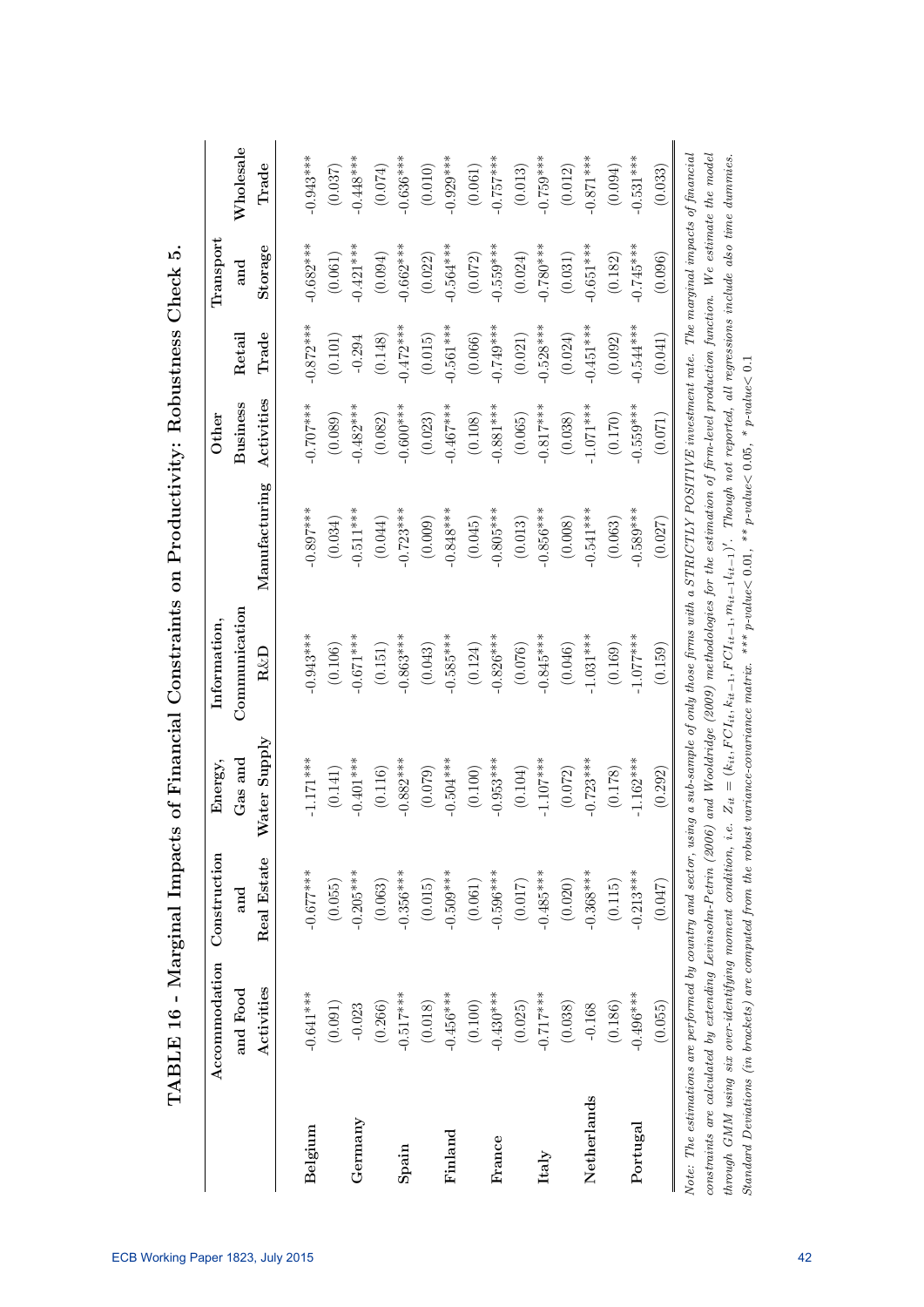# TABLE 16 - Marginal Impacts of Financial Constraints on Productivity: Robustness Check 5.

| | Accommodation and Food Activities | Construction and Real Estate | Energy, Gas and Water Supply | Information, Communication R&D | Manufacturing | Other Business Activities | Retail Trade | Transport and Storage | Wholesale Trade |
|---|---|---|---|---|---|---|---|---|---|
| Belgium | -0.641*** | -0.677*** | -1.171*** | -0.943*** | -0.897*** | -0.707*** | -0.872*** | -0.682*** | -0.943*** |
| | (0.091) | (0.055) | (0.141) | (0.106) | (0.034) | (0.089) | (0.101) | (0.061) | (0.037) |
| Germany | -0.023 | -0.205*** | -0.401*** | -0.671*** | -0.511*** | -0.482*** | -0.294 | -0.421*** | -0.448*** |
| | (0.266) | (0.063) | (0.116) | (0.151) | (0.044) | (0.082) | (0.148) | (0.094) | (0.074) |
| Spain | -0.517*** | -0.356*** | -0.882*** | -0.863*** | -0.723*** | -0.600*** | -0.472*** | -0.662*** | -0.636*** |
| | (0.018) | (0.015) | (0.079) | (0.043) | (0.009) | (0.023) | (0.015) | (0.022) | (0.010) |
| Finland | -0.456*** | -0.509*** | -0.504*** | -0.585*** | -0.848*** | -0.467*** | -0.561*** | -0.564*** | -0.929*** |
| | (0.100) | (0.061) | (0.100) | (0.124) | (0.045) | (0.108) | (0.066) | (0.072) | (0.061) |
| France | -0.430*** | -0.596*** | -0.953*** | -0.826*** | -0.805*** | -0.881*** | -0.749*** | -0.559*** | -0.757*** |
| | (0.025) | (0.017) | (0.104) | (0.076) | (0.013) | (0.065) | (0.021) | (0.024) | (0.013) |
| Italy | -0.717*** | -0.485*** | -1.107*** | -0.845*** | -0.856*** | -0.817*** | -0.528*** | -0.780*** | -0.759*** |
| | (0.038) | (0.020) | (0.072) | (0.046) | (0.008) | (0.038) | (0.024) | (0.031) | (0.012) |
| Netherlands | -0.168 | -0.368*** | -0.723*** | -1.031*** | -0.541*** | -1.071*** | -0.451*** | -0.651*** | -0.871*** |
| | (0.186) | (0.115) | (0.178) | (0.169) | (0.063) | (0.170) | (0.092) | (0.182) | (0.094) |
| Portugal | -0.496*** | -0.213*** | -1.162*** | -1.077*** | -0.589*** | -0.559*** | -0.544*** | -0.745*** | -0.531*** |
| | (0.055) | (0.047) | (0.292) | (0.159) | (0.027) | (0.071) | (0.041) | (0.096) | (0.033) |

*Note: The estimations are performed by country and sector, using a sub-sample of only those firms with a STRICTLY POSITIVE investment rate. The marginal impacts of financial constraints are calculated by extending Levinsohn-Petrin (2006) and Wooldridge (2009) methodologies for the estimation of firm-level production function. We estimate the model through GMM using six over-identifying moment condition, i.e.* $Z_{it} = (k_{it}, FCI_{it}, k_{it-1}, FCI_{it-1}, m_{it-1}l_{it-1})'$. *Though not reported, all regressions include also time dummies. Standard Deviations (in brackets) are computed from the robust variance-covariance matrix. \*\*\* p-value< 0.01, \*\* p-value< 0.05, \* p-value< 0.1*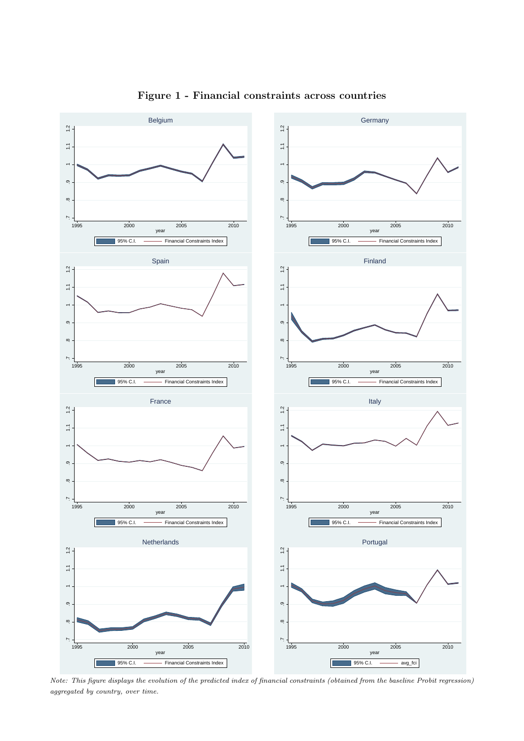# Figure 1 - Financial constraints across countries

Belgium

1.2
1.1
1
.9
.8
.7

1995 2000 2005 2010

year

95% C.I. Financial Constraints Index

Germany

1.2
1.1
1
.9
.8
.7

1995 2000 2005 2010

year

95% C.I. Financial Constraints Index

Spain

1.2
1.1
1
.9
.8
.7

1995 2000 2005 2010

year

95% C.I. Financial Constraints Index

Finland

1.2
1.1
1
.9
.8
.7

1995 2000 2005 2010

year

95% C.I. Financial Constraints Index

France

1.2
1.1
1
.9
.8
.7

1995 2000 2005 2010

year

95% C.I. Financial Constraints Index

Italy

1.2
1.1
1
.9
.8
.7

1995 2000 2005 2010

year

95% C.I. Financial Constraints Index

Netherlands

1.2
1.1
1
.9
.8
.7

1995 2000 2005 2010

year

95% C.I. Financial Constraints Index

Portugal

1.2
1.1
1
.9
.8
.7

1995 2000 2005 2010

year

95% C.I. avg_fci

*Note: This figure displays the evolution of the predicted index of financial constraints (obtained from the baseline Probit regression) aggregated by country, over time.*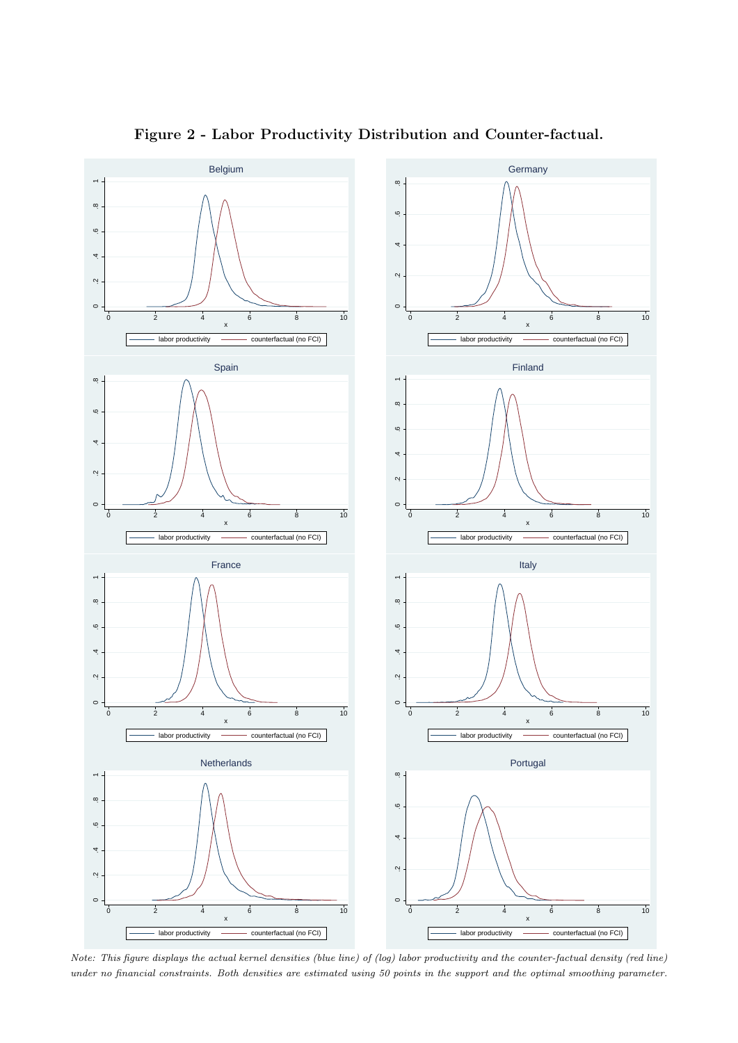**Figure 2 - Labor Productivity Distribution and Counter-factual.**

*Note: This figure displays the actual kernel densities (blue line) of (log) labor productivity and the counter-factual density (red line) under no financial constraints. Both densities are estimated using 50 points in the support and the optimal smoothing parameter.*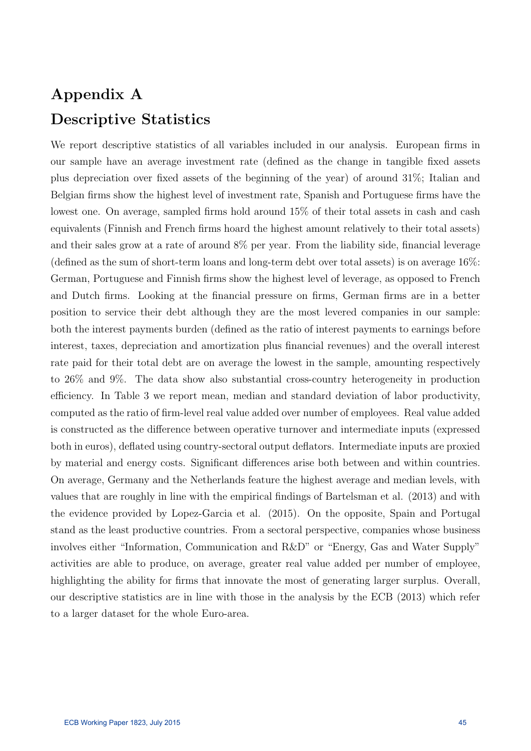# Appendix A

# Descriptive Statistics

We report descriptive statistics of all variables included in our analysis. European firms in our sample have an average investment rate (defined as the change in tangible fixed assets plus depreciation over fixed assets of the beginning of the year) of around 31%; Italian and Belgian firms show the highest level of investment rate, Spanish and Portuguese firms have the lowest one. On average, sampled firms hold around 15% of their total assets in cash and cash equivalents (Finnish and French firms hoard the highest amount relatively to their total assets) and their sales grow at a rate of around 8% per year. From the liability side, financial leverage (defined as the sum of short-term loans and long-term debt over total assets) is on average 16%: German, Portuguese and Finnish firms show the highest level of leverage, as opposed to French and Dutch firms. Looking at the financial pressure on firms, German firms are in a better position to service their debt although they are the most levered companies in our sample: both the interest payments burden (defined as the ratio of interest payments to earnings before interest, taxes, depreciation and amortization plus financial revenues) and the overall interest rate paid for their total debt are on average the lowest in the sample, amounting respectively to 26% and 9%. The data show also substantial cross-country heterogeneity in production efficiency. In Table 3 we report mean, median and standard deviation of labor productivity, computed as the ratio of firm-level real value added over number of employees. Real value added is constructed as the difference between operative turnover and intermediate inputs (expressed both in euros), deflated using country-sectoral output deflators. Intermediate inputs are proxied by material and energy costs. Significant differences arise both between and within countries. On average, Germany and the Netherlands feature the highest average and median levels, with values that are roughly in line with the empirical findings of Bartelsman et al. (2013) and with the evidence provided by Lopez-Garcia et al. (2015). On the opposite, Spain and Portugal stand as the least productive countries. From a sectoral perspective, companies whose business involves either "Information, Communication and R&D" or "Energy, Gas and Water Supply" activities are able to produce, on average, greater real value added per number of employee, highlighting the ability for firms that innovate the most of generating larger surplus. Overall, our descriptive statistics are in line with those in the analysis by the ECB (2013) which refer to a larger dataset for the whole Euro-area.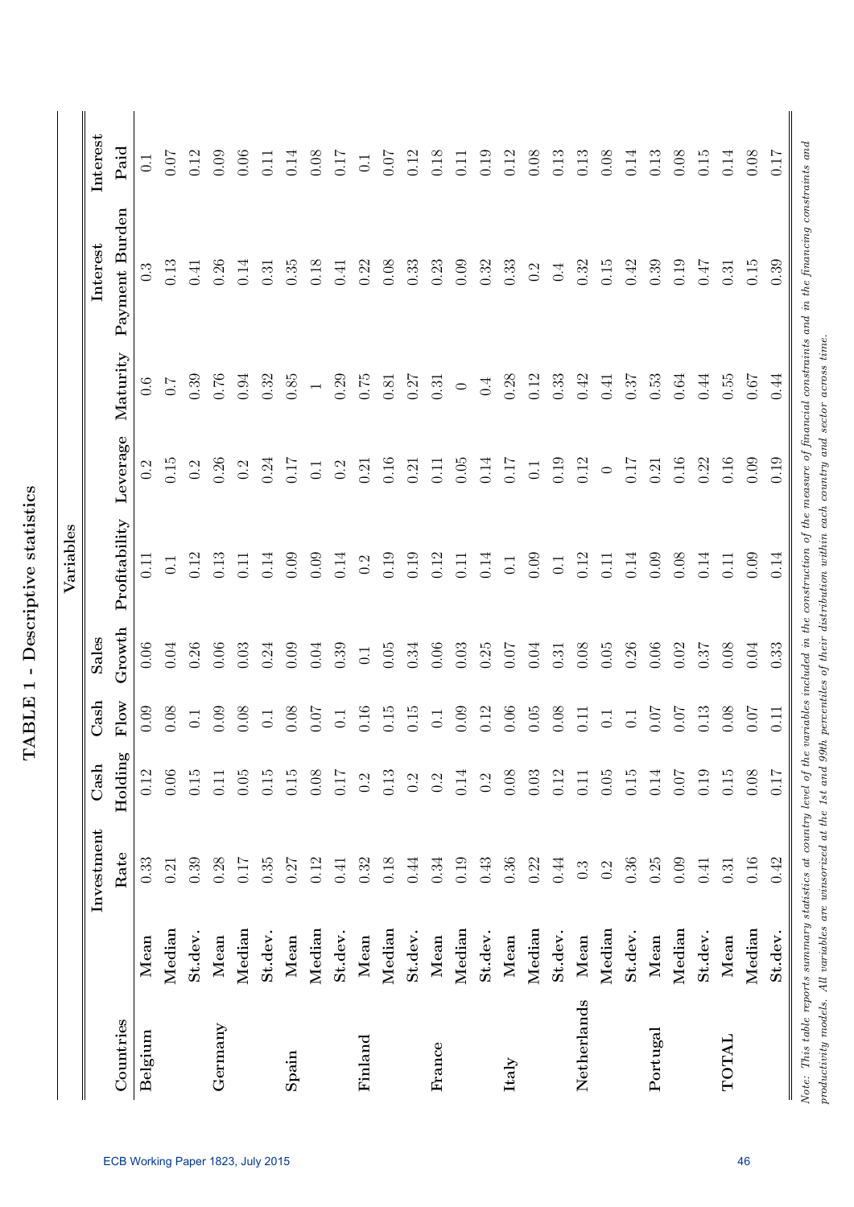# TABLE 1 - Descriptive statistics

| Countries | | Variables | | | | | | | | |
|---|---|---|---|---|---|---|---|---|---|---|
| | | Investment Rate | Cash Holding | Cash Flow | Sales Growth | Profitability | Leverage | Maturity | Interest Payment Burden | Interest Paid |
| Belgium | Mean | 0.33 | 0.12 | 0.09 | 0.06 | 0.11 | 0.2 | 0.6 | 0.3 | 0.1 |
| | Median | 0.21 | 0.06 | 0.08 | 0.04 | 0.1 | 0.15 | 0.7 | 0.13 | 0.07 |
| | St.dev. | 0.39 | 0.15 | 0.1 | 0.26 | 0.12 | 0.2 | 0.39 | 0.41 | 0.12 |
| Germany | Mean | 0.28 | 0.11 | 0.09 | 0.06 | 0.13 | 0.26 | 0.76 | 0.26 | 0.09 |
| | Median | 0.17 | 0.05 | 0.08 | 0.03 | 0.11 | 0.2 | 0.94 | 0.14 | 0.06 |
| | St.dev. | 0.35 | 0.15 | 0.1 | 0.24 | 0.14 | 0.24 | 0.32 | 0.31 | 0.11 |
| Spain | Mean | 0.27 | 0.15 | 0.08 | 0.09 | 0.09 | 0.17 | 0.85 | 0.35 | 0.14 |
| | Median | 0.12 | 0.08 | 0.07 | 0.04 | 0.09 | 0.1 | 1 | 0.18 | 0.08 |
| | St.dev. | 0.41 | 0.17 | 0.1 | 0.39 | 0.14 | 0.2 | 0.29 | 0.41 | 0.17 |
| Finland | Mean | 0.32 | 0.2 | 0.16 | 0.1 | 0.2 | 0.21 | 0.75 | 0.22 | 0.1 |
| | Median | 0.18 | 0.13 | 0.15 | 0.05 | 0.19 | 0.16 | 0.81 | 0.08 | 0.07 |
| | St.dev. | 0.44 | 0.2 | 0.15 | 0.34 | 0.19 | 0.21 | 0.27 | 0.33 | 0.12 |
| France | Mean | 0.34 | 0.2 | 0.1 | 0.06 | 0.12 | 0.11 | 0.31 | 0.23 | 0.18 |
| | Median | 0.19 | 0.14 | 0.09 | 0.03 | 0.11 | 0.05 | 0 | 0.09 | 0.11 |
| | St.dev. | 0.43 | 0.2 | 0.12 | 0.25 | 0.14 | 0.14 | 0.4 | 0.32 | 0.19 |
| Italy | Mean | 0.36 | 0.08 | 0.06 | 0.07 | 0.1 | 0.17 | 0.28 | 0.33 | 0.12 |
| | Median | 0.22 | 0.03 | 0.05 | 0.04 | 0.09 | 0.1 | 0.12 | 0.2 | 0.08 |
| | St.dev. | 0.44 | 0.12 | 0.08 | 0.31 | 0.1 | 0.19 | 0.33 | 0.4 | 0.13 |
| Netherlands | Mean | 0.3 | 0.11 | 0.11 | 0.08 | 0.12 | 0.12 | 0.42 | 0.32 | 0.13 |
| | Median | 0.2 | 0.05 | 0.1 | 0.05 | 0.11 | 0 | 0.41 | 0.15 | 0.08 |
| | St.dev. | 0.36 | 0.15 | 0.1 | 0.26 | 0.14 | 0.17 | 0.37 | 0.42 | 0.14 |
| Portugal | Mean | 0.25 | 0.14 | 0.07 | 0.06 | 0.09 | 0.21 | 0.53 | 0.39 | 0.13 |
| | Median | 0.09 | 0.07 | 0.07 | 0.02 | 0.08 | 0.16 | 0.64 | 0.19 | 0.08 |
| | St.dev. | 0.41 | 0.19 | 0.13 | 0.37 | 0.14 | 0.22 | 0.44 | 0.47 | 0.15 |
| TOTAL | Mean | 0.31 | 0.15 | 0.08 | 0.08 | 0.11 | 0.16 | 0.55 | 0.31 | 0.14 |
| | Median | 0.16 | 0.08 | 0.07 | 0.04 | 0.09 | 0.09 | 0.67 | 0.15 | 0.08 |
| | St.dev. | 0.42 | 0.17 | 0.11 | 0.33 | 0.14 | 0.19 | 0.44 | 0.39 | 0.17 |

*Note: This table reports summary statistics at country level of the variables included in the construction of the measure of financial constraints and in the financing constraints and productivity models. All variables are winsorized at the 1st and 99th percentiles of their distribution within each country and sector across time.*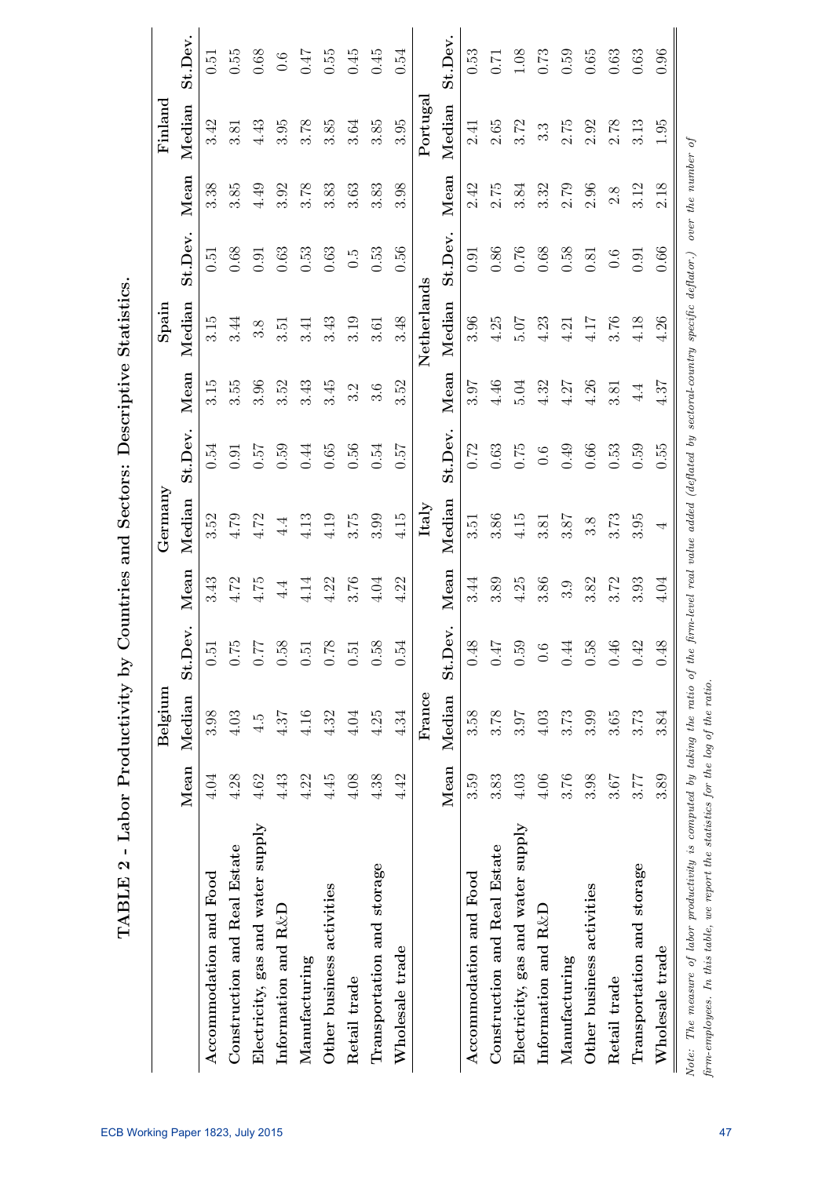# TABLE 2 - Labor Productivity by Countries and Sectors: Descriptive Statistics.

| | Belgium | | | Germany | | | Spain | | | Finland | | |
|---|---|---|---|---|---|---|---|---|---|---|---|---|
| | Mean | Median | St.Dev. | Mean | Median | St.Dev. | Mean | Median | St.Dev. | Mean | Median | St.Dev. |
| Accommodation and Food | 4.04 | 3.98 | 0.51 | 3.43 | 3.52 | 0.54 | 3.15 | 3.15 | 0.51 | 3.38 | 3.42 | 0.51 |
| Construction and Real Estate | 4.28 | 4.03 | 0.75 | 4.72 | 4.79 | 0.91 | 3.55 | 3.44 | 0.68 | 3.85 | 3.81 | 0.55 |
| Electricity, gas and water supply | 4.62 | 4.5 | 0.77 | 4.75 | 4.72 | 0.57 | 3.96 | 3.8 | 0.91 | 4.49 | 4.43 | 0.68 |
| Information and R&D | 4.43 | 4.37 | 0.58 | 4.4 | 4.4 | 0.59 | 3.52 | 3.51 | 0.63 | 3.92 | 3.95 | 0.6 |
| Manufacturing | 4.22 | 4.16 | 0.51 | 4.14 | 4.13 | 0.44 | 3.43 | 3.41 | 0.53 | 3.78 | 3.78 | 0.47 |
| Other business activities | 4.45 | 4.32 | 0.78 | 4.22 | 4.19 | 0.65 | 3.45 | 3.43 | 0.63 | 3.83 | 3.85 | 0.55 |
| Retail trade | 4.08 | 4.04 | 0.51 | 3.76 | 3.75 | 0.56 | 3.2 | 3.19 | 0.5 | 3.63 | 3.64 | 0.45 |
| Transportation and storage | 4.38 | 4.25 | 0.58 | 4.04 | 3.99 | 0.54 | 3.6 | 3.61 | 0.53 | 3.83 | 3.85 | 0.45 |
| Wholesale trade | 4.42 | 4.34 | 0.54 | 4.22 | 4.15 | 0.57 | 3.52 | 3.48 | 0.56 | 3.98 | 3.95 | 0.54 |
| | **France** | | | **Italy** | | | **Netherlands** | | | **Portugal** | | |
| | Mean | Median | St.Dev. | Mean | Median | St.Dev. | Mean | Median | St.Dev. | Mean | Median | St.Dev. |
| Accommodation and Food | 3.59 | 3.58 | 0.48 | 3.44 | 3.51 | 0.72 | 3.97 | 3.96 | 0.91 | 2.42 | 2.41 | 0.53 |
| Construction and Real Estate | 3.83 | 3.78 | 0.47 | 3.89 | 3.86 | 0.63 | 4.46 | 4.25 | 0.86 | 2.75 | 2.65 | 0.71 |
| Electricity, gas and water supply | 4.03 | 3.97 | 0.59 | 4.25 | 4.15 | 0.75 | 5.04 | 5.07 | 0.76 | 3.84 | 3.72 | 1.08 |
| Information and R&D | 4.06 | 4.03 | 0.6 | 3.86 | 3.81 | 0.6 | 4.32 | 4.23 | 0.68 | 3.32 | 3.3 | 0.73 |
| Manufacturing | 3.76 | 3.73 | 0.44 | 3.9 | 3.87 | 0.49 | 4.27 | 4.21 | 0.58 | 2.79 | 2.75 | 0.59 |
| Other business activities | 3.98 | 3.99 | 0.58 | 3.82 | 3.8 | 0.66 | 4.26 | 4.17 | 0.81 | 2.96 | 2.92 | 0.65 |
| Retail trade | 3.67 | 3.65 | 0.46 | 3.72 | 3.73 | 0.53 | 3.81 | 3.76 | 0.6 | 2.8 | 2.78 | 0.63 |
| Transportation and storage | 3.77 | 3.73 | 0.42 | 3.93 | 3.95 | 0.59 | 4.4 | 4.18 | 0.91 | 3.12 | 3.13 | 0.63 |
| Wholesale trade | 3.89 | 3.84 | 0.48 | 4.04 | 4 | 0.55 | 4.37 | 4.26 | 0.66 | 2.18 | 1.95 | 0.96 |

*Note: The measure of labor productivity is computed by taking the ratio of the firm-level real value added (deflated by sectoral-country specific deflator.) over the number of firm-employees. In this table, we report the statistics for the log of the ratio.*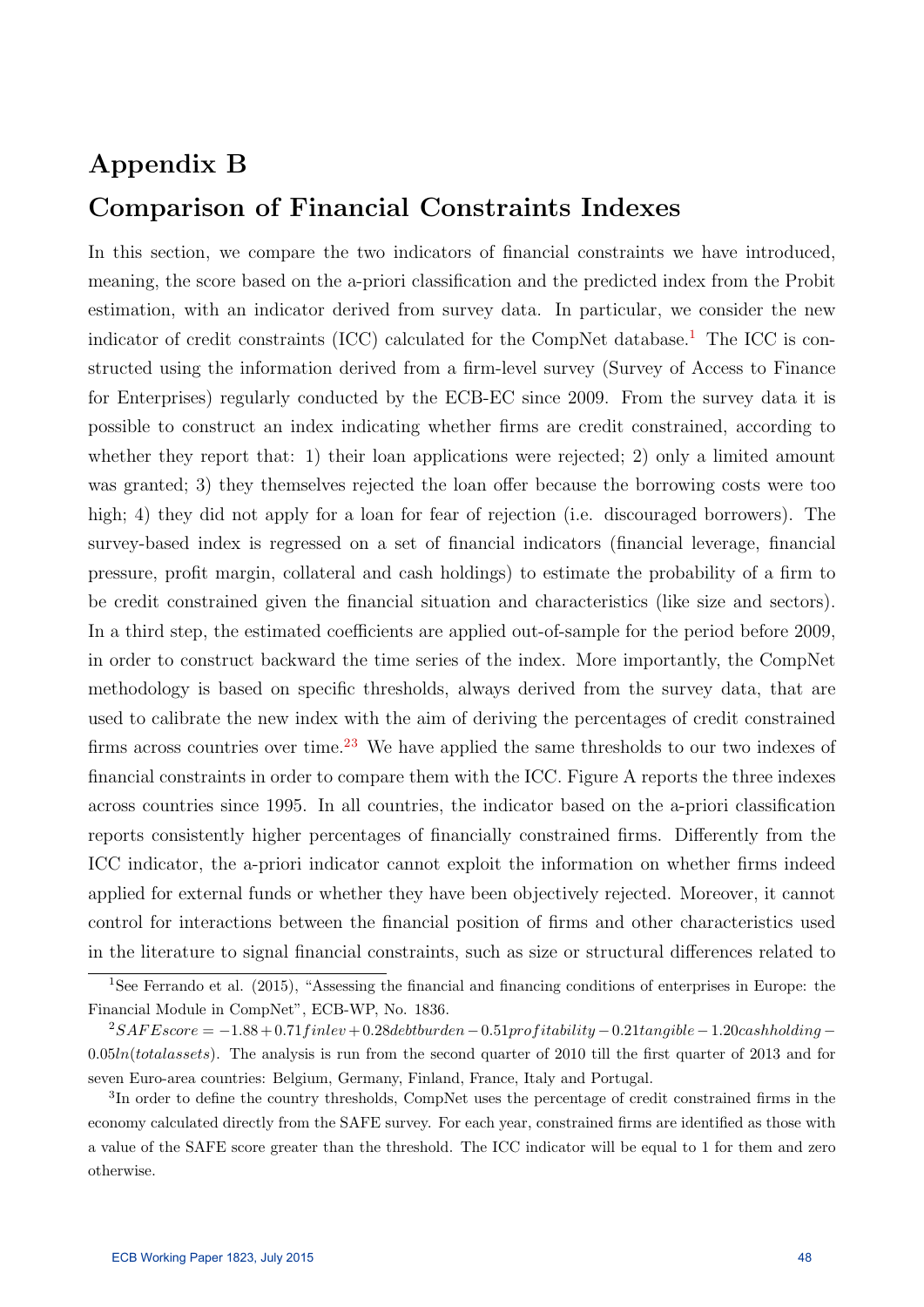# Appendix B

## Comparison of Financial Constraints Indexes

In this section, we compare the two indicators of financial constraints we have introduced, meaning, the score based on the a-priori classification and the predicted index from the Probit estimation, with an indicator derived from survey data. In particular, we consider the new indicator of credit constraints (ICC) calculated for the CompNet database.[1] The ICC is constructed using the information derived from a firm-level survey (Survey of Access to Finance for Enterprises) regularly conducted by the ECB-EC since 2009. From the survey data it is possible to construct an index indicating whether firms are credit constrained, according to whether they report that: 1) their loan applications were rejected; 2) only a limited amount was granted; 3) they themselves rejected the loan offer because the borrowing costs were too high; 4) they did not apply for a loan for fear of rejection (i.e. discouraged borrowers). The survey-based index is regressed on a set of financial indicators (financial leverage, financial pressure, profit margin, collateral and cash holdings) to estimate the probability of a firm to be credit constrained given the financial situation and characteristics (like size and sectors). In a third step, the estimated coefficients are applied out-of-sample for the period before 2009, in order to construct backward the time series of the index. More importantly, the CompNet methodology is based on specific thresholds, always derived from the survey data, that are used to calibrate the new index with the aim of deriving the percentages of credit constrained firms across countries over time.[2,3] We have applied the same thresholds to our two indexes of financial constraints in order to compare them with the ICC. Figure A reports the three indexes across countries since 1995. In all countries, the indicator based on the a-priori classification reports consistently higher percentages of financially constrained firms. Differently from the ICC indicator, the a-priori indicator cannot exploit the information on whether firms indeed applied for external funds or whether they have been objectively rejected. Moreover, it cannot control for interactions between the financial position of firms and other characteristics used in the literature to signal financial constraints, such as size or structural differences related to

---

[1] See Ferrando et al. (2015), "Assessing the financial and financing conditions of enterprises in Europe: the Financial Module in CompNet", ECB-WP, No. 1836.

[2] $SAFEscore = -1.88 + 0.71 finlev + 0.28 debtburden - 0.51 profitability - 0.21 tangible - 1.20 cashholding - 0.05 ln(totalassets)$. The analysis is run from the second quarter of 2010 till the first quarter of 2013 and for seven Euro-area countries: Belgium, Germany, Finland, France, Italy and Portugal.

[3] In order to define the country thresholds, CompNet uses the percentage of credit constrained firms in the economy calculated directly from the SAFE survey. For each year, constrained firms are identified as those with a value of the SAFE score greater than the threshold. The ICC indicator will be equal to 1 for them and zero otherwise.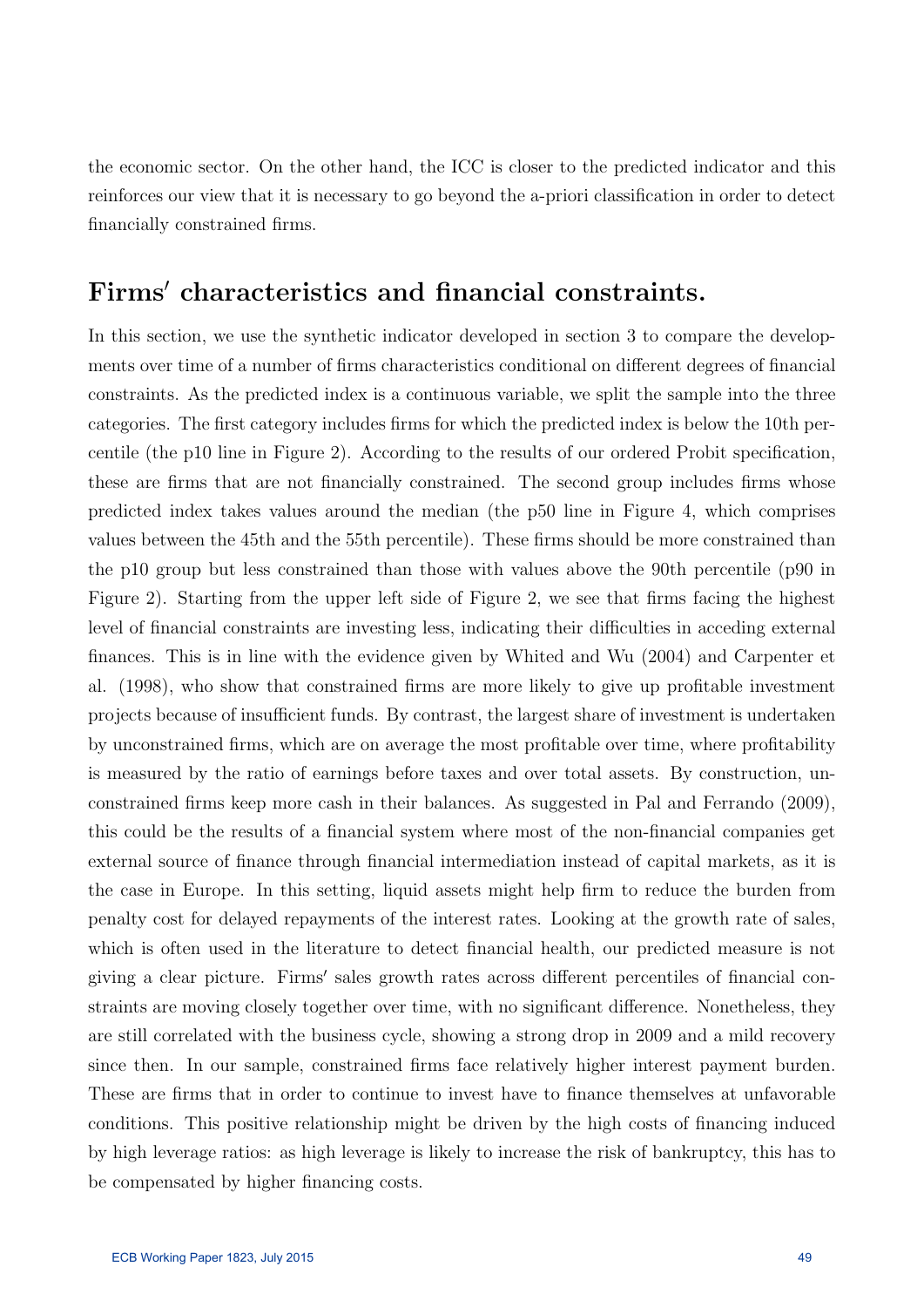the economic sector. On the other hand, the ICC is closer to the predicted indicator and this reinforces our view that it is necessary to go beyond the a-priori classification in order to detect financially constrained firms.

## Firms′ characteristics and financial constraints.

In this section, we use the synthetic indicator developed in section 3 to compare the developments over time of a number of firms characteristics conditional on different degrees of financial constraints. As the predicted index is a continuous variable, we split the sample into the three categories. The first category includes firms for which the predicted index is below the 10th percentile (the p10 line in Figure 2). According to the results of our ordered Probit specification, these are firms that are not financially constrained. The second group includes firms whose predicted index takes values around the median (the p50 line in Figure 4, which comprises values between the 45th and the 55th percentile). These firms should be more constrained than the p10 group but less constrained than those with values above the 90th percentile (p90 in Figure 2). Starting from the upper left side of Figure 2, we see that firms facing the highest level of financial constraints are investing less, indicating their difficulties in acceding external finances. This is in line with the evidence given by Whited and Wu (2004) and Carpenter et al. (1998), who show that constrained firms are more likely to give up profitable investment projects because of insufficient funds. By contrast, the largest share of investment is undertaken by unconstrained firms, which are on average the most profitable over time, where profitability is measured by the ratio of earnings before taxes and over total assets. By construction, unconstrained firms keep more cash in their balances. As suggested in Pal and Ferrando (2009), this could be the results of a financial system where most of the non-financial companies get external source of finance through financial intermediation instead of capital markets, as it is the case in Europe. In this setting, liquid assets might help firm to reduce the burden from penalty cost for delayed repayments of the interest rates. Looking at the growth rate of sales, which is often used in the literature to detect financial health, our predicted measure is not giving a clear picture. Firms′ sales growth rates across different percentiles of financial constraints are moving closely together over time, with no significant difference. Nonetheless, they are still correlated with the business cycle, showing a strong drop in 2009 and a mild recovery since then. In our sample, constrained firms face relatively higher interest payment burden. These are firms that in order to continue to invest have to finance themselves at unfavorable conditions. This positive relationship might be driven by the high costs of financing induced by high leverage ratios: as high leverage is likely to increase the risk of bankruptcy, this has to be compensated by higher financing costs.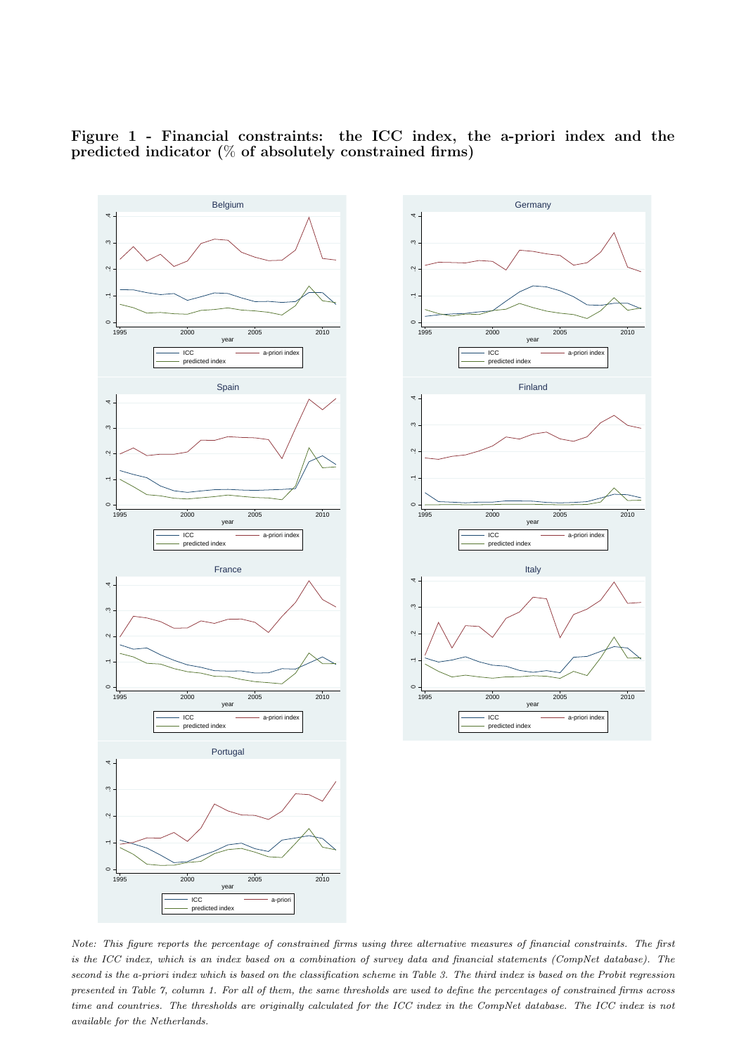**Figure 1 - Financial constraints: the ICC index, the a-priori index and the predicted indicator (% of absolutely constrained firms)**

*Note: This figure reports the percentage of constrained firms using three alternative measures of financial constraints. The first is the ICC index, which is an index based on a combination of survey data and financial statements (CompNet database). The second is the a-priori index which is based on the classification scheme in Table 3. The third index is based on the Probit regression presented in Table 7, column 1. For all of them, the same thresholds are used to define the percentages of constrained firms across time and countries. The thresholds are originally calculated for the ICC index in the CompNet database. The ICC index is not available for the Netherlands.*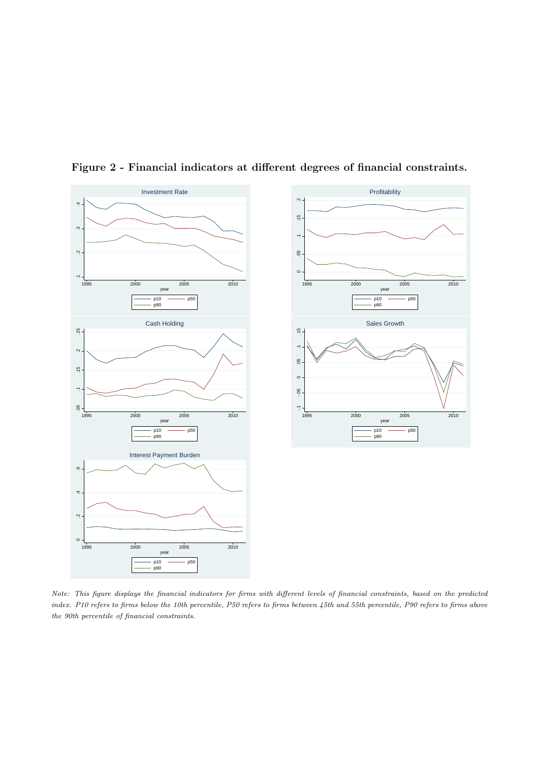# Figure 2 - Financial indicators at different degrees of financial constraints.

*Note: This figure displays the financial indicators for firms with different levels of financial constraints, based on the predicted index. P10 refers to firms below the 10th percentile, P50 refers to firms between 45th and 55th percentile, P90 refers to firms above the 90th percentile of financial constraints.*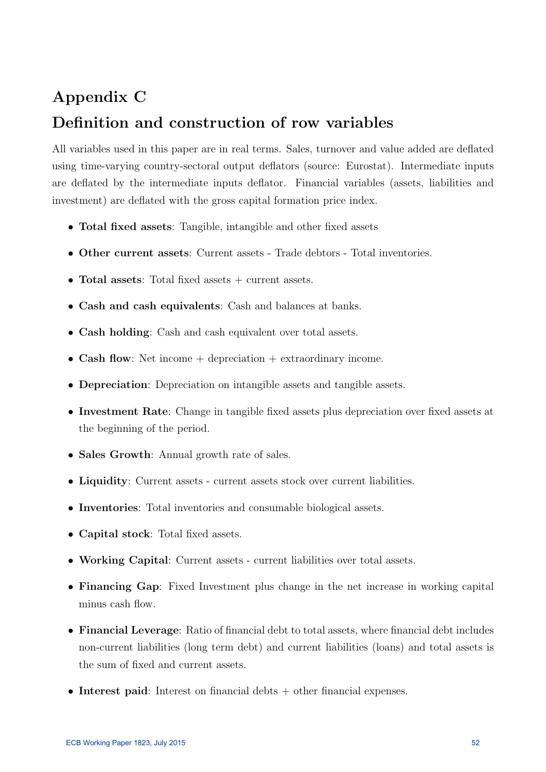# Appendix C

## Definition and construction of row variables

All variables used in this paper are in real terms. Sales, turnover and value added are deflated using time-varying country-sectoral output deflators (source: Eurostat). Intermediate inputs are deflated by the intermediate inputs deflator. Financial variables (assets, liabilities and investment) are deflated with the gross capital formation price index.

- **Total fixed assets**: Tangible, intangible and other fixed assets
- **Other current assets**: Current assets - Trade debtors - Total inventories.
- **Total assets**: Total fixed assets + current assets.
- **Cash and cash equivalents**: Cash and balances at banks.
- **Cash holding**: Cash and cash equivalent over total assets.
- **Cash flow**: Net income + depreciation + extraordinary income.
- **Depreciation**: Depreciation on intangible assets and tangible assets.
- **Investment Rate**: Change in tangible fixed assets plus depreciation over fixed assets at the beginning of the period.
- **Sales Growth**: Annual growth rate of sales.
- **Liquidity**: Current assets - current assets stock over current liabilities.
- **Inventories**: Total inventories and consumable biological assets.
- **Capital stock**: Total fixed assets.
- **Working Capital**: Current assets - current liabilities over total assets.
- **Financing Gap**: Fixed Investment plus change in the net increase in working capital minus cash flow.
- **Financial Leverage**: Ratio of financial debt to total assets, where financial debt includes non-current liabilities (long term debt) and current liabilities (loans) and total assets is the sum of fixed and current assets.
- **Interest paid**: Interest on financial debts + other financial expenses.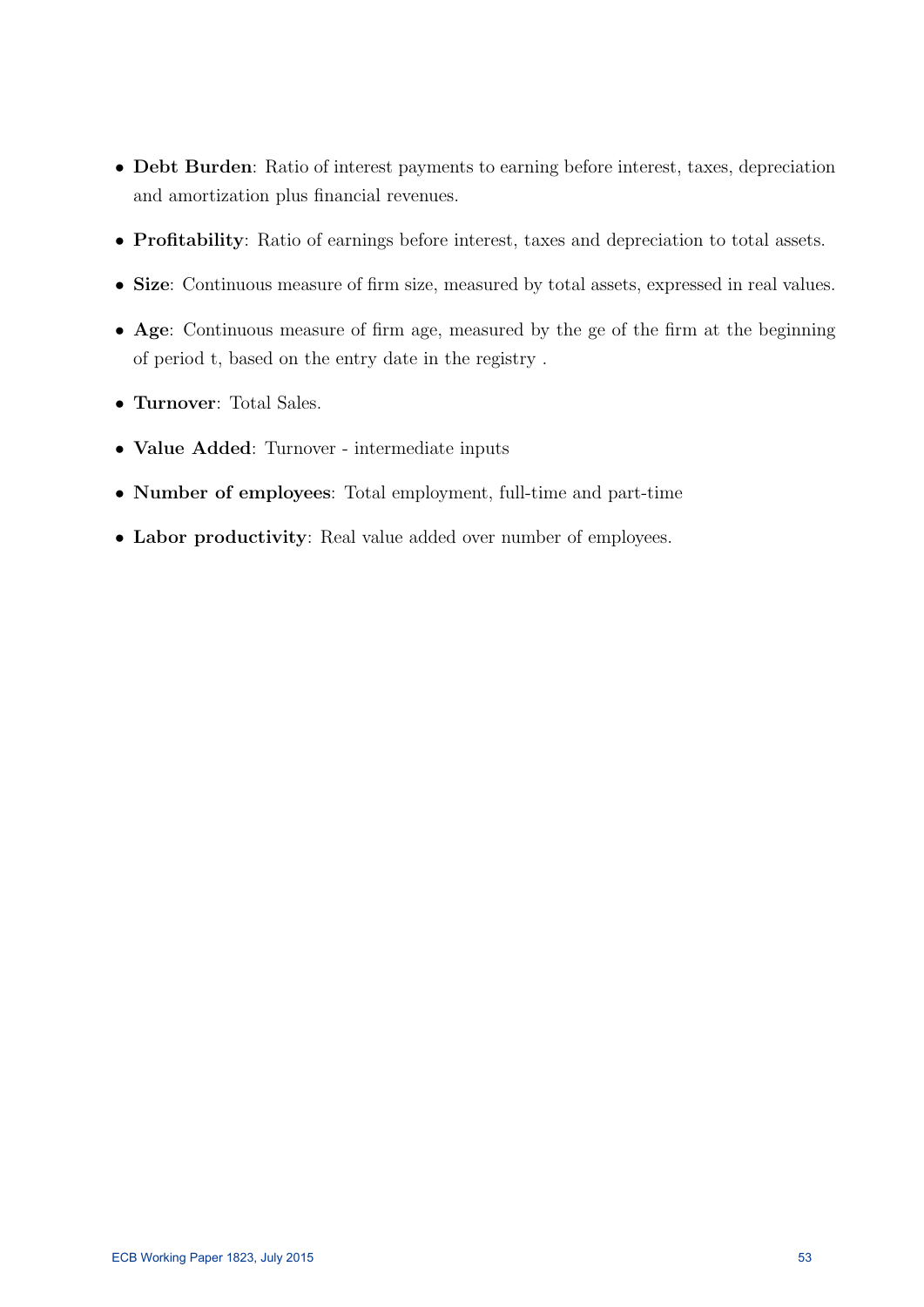- **Debt Burden**: Ratio of interest payments to earning before interest, taxes, depreciation and amortization plus financial revenues.
- **Profitability**: Ratio of earnings before interest, taxes and depreciation to total assets.
- **Size**: Continuous measure of firm size, measured by total assets, expressed in real values.
- **Age**: Continuous measure of firm age, measured by the ge of the firm at the beginning of period t, based on the entry date in the registry .
- **Turnover**: Total Sales.
- **Value Added**: Turnover - intermediate inputs
- **Number of employees**: Total employment, full-time and part-time
- **Labor productivity**: Real value added over number of employees.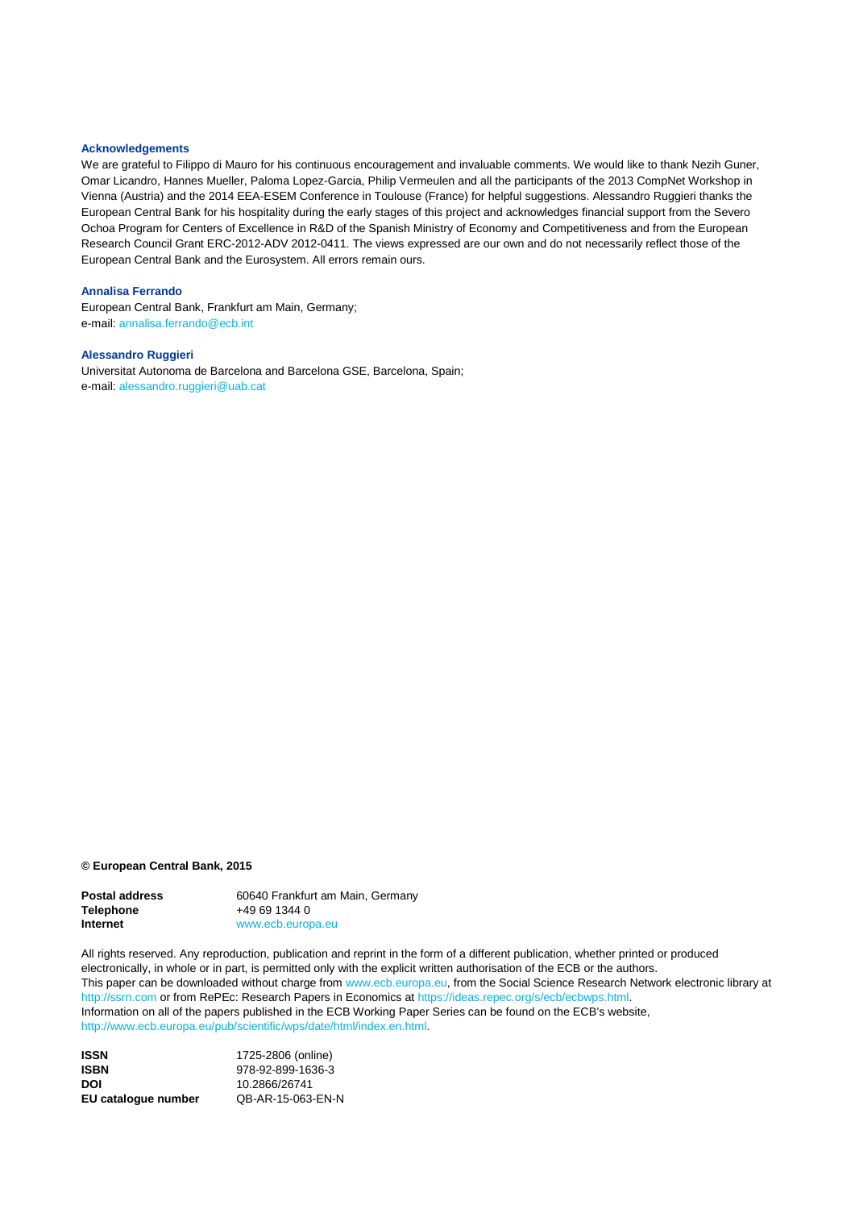### Acknowledgements

We are grateful to Filippo di Mauro for his continuous encouragement and invaluable comments. We would like to thank Nezih Guner, Omar Licandro, Hannes Mueller, Paloma Lopez-Garcia, Philip Vermeulen and all the participants of the 2013 CompNet Workshop in Vienna (Austria) and the 2014 EEA-ESEM Conference in Toulouse (France) for helpful suggestions. Alessandro Ruggieri thanks the European Central Bank for his hospitality during the early stages of this project and acknowledges financial support from the Severo Ochoa Program for Centers of Excellence in R&D of the Spanish Ministry of Economy and Competitiveness and from the European Research Council Grant ERC-2012-ADV 2012-0411. The views expressed are our own and do not necessarily reflect those of the European Central Bank and the Eurosystem. All errors remain ours.

**Annalisa Ferrando**

European Central Bank, Frankfurt am Main, Germany;
e-mail: annalisa.ferrando@ecb.int

**Alessandro Ruggieri**

Universitat Autonoma de Barcelona and Barcelona GSE, Barcelona, Spain;
e-mail: alessandro.ruggieri@uab.cat

**© European Central Bank, 2015**

| | |
|---|---|
| **Postal address** | 60640 Frankfurt am Main, Germany |
| **Telephone** | +49 69 1344 0 |
| **Internet** | www.ecb.europa.eu |

All rights reserved. Any reproduction, publication and reprint in the form of a different publication, whether printed or produced electronically, in whole or in part, is permitted only with the explicit written authorisation of the ECB or the authors.
This paper can be downloaded without charge from www.ecb.europa.eu, from the Social Science Research Network electronic library at http://ssrn.com or from RePEc: Research Papers in Economics at https://ideas.repec.org/s/ecb/ecbwps.html.
Information on all of the papers published in the ECB Working Paper Series can be found on the ECB's website, http://www.ecb.europa.eu/pub/scientific/wps/date/html/index.en.html.

| | |
|---|---|
| **ISSN** | 1725-2806 (online) |
| **ISBN** | 978-92-899-1636-3 |
| **DOI** | 10.2866/26741 |
| **EU catalogue number** | QB-AR-15-063-EN-N |